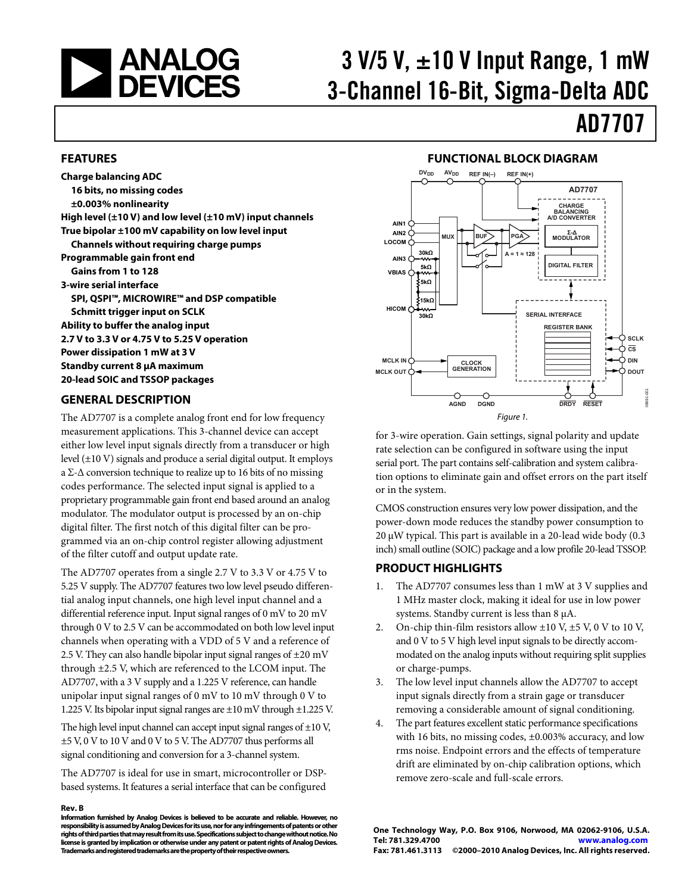# 3 V/5 V, ±10 V Input Range, 1 mW 3-Channel 16-Bit, Sigma-Delta ADC

# AD7707

## FEATURES

**Charge balancing ADC**
- **16 bits, no missing codes**
- **±0.003% nonlinearity**

**High level (±10 V) and low level (±10 mV) input channels**

**True bipolar ±100 mV capability on low level input**
- **Channels without requiring charge pumps**

**Programmable gain front end**
- **Gains from 1 to 128**

**3-wire serial interface**
- **SPI, QSPI™, MICROWIRE™ and DSP compatible**
- **Schmitt trigger input on SCLK**

**Ability to buffer the analog input**

**2.7 V to 3.3 V or 4.75 V to 5.25 V operation**

**Power dissipation 1 mW at 3 V**

**Standby current 8 µA maximum**

**20-lead SOIC and TSSOP packages**

## GENERAL DESCRIPTION

The AD7707 is a complete analog front end for low frequency measurement applications. This 3-channel device can accept either low level input signals directly from a transducer or high level (±10 V) signals and produce a serial digital output. It employs a Σ-Δ conversion technique to realize up to 16 bits of no missing codes performance. The selected input signal is applied to a proprietary programmable gain front end based around an analog modulator. The modulator output is processed by an on-chip digital filter. The first notch of this digital filter can be programmed via an on-chip control register allowing adjustment of the filter cutoff and output update rate.

The AD7707 operates from a single 2.7 V to 3.3 V or 4.75 V to 5.25 V supply. The AD7707 features two low level pseudo differential analog input channels, one high level input channel and a differential reference input. Input signal ranges of 0 mV to 20 mV through 0 V to 2.5 V can be accommodated on both low level input channels when operating with a VDD of 5 V and a reference of 2.5 V. They can also handle bipolar input signal ranges of ±20 mV through ±2.5 V, which are referenced to the LCOM input. The AD7707, with a 3 V supply and a 1.225 V reference, can handle unipolar input signal ranges of 0 mV to 10 mV through 0 V to 1.225 V. Its bipolar input signal ranges are ±10 mV through ±1.225 V.

The high level input channel can accept input signal ranges of ±10 V, ±5 V, 0 V to 10 V and 0 V to 5 V. The AD7707 thus performs all signal conditioning and conversion for a 3-channel system.

The AD7707 is ideal for use in smart, microcontroller or DSP-based systems. It features a serial interface that can be configured for 3-wire operation. Gain settings, signal polarity and update rate selection can be configured in software using the input serial port. The part contains self-calibration and system calibration options to eliminate gain and offset errors on the part itself or in the system.

CMOS construction ensures very low power dissipation, and the power-down mode reduces the standby power consumption to 20 µW typical. This part is available in a 20-lead wide body (0.3 inch) small outline (SOIC) package and a low profile 20-lead TSSOP.

## FUNCTIONAL BLOCK DIAGRAM

Figure 1.

## PRODUCT HIGHLIGHTS

1. The AD7707 consumes less than 1 mW at 3 V supplies and 1 MHz master clock, making it ideal for use in low power systems. Standby current is less than 8 µA.
2. On-chip thin-film resistors allow ±10 V, ±5 V, 0 V to 10 V, and 0 V to 5 V high level input signals to be directly accommodated on the analog inputs without requiring split supplies or charge-pumps.
3. The low level input channels allow the AD7707 to accept input signals directly from a strain gage or transducer removing a considerable amount of signal conditioning.
4. The part features excellent static performance specifications with 16 bits, no missing codes, ±0.003% accuracy, and low rms noise. Endpoint errors and the effects of temperature drift are eliminated by on-chip calibration options, which remove zero-scale and full-scale errors.

**Rev. B**

**Information furnished by Analog Devices is believed to be accurate and reliable. However, no responsibility is assumed by Analog Devices for its use, nor for any infringements of patents or other rights of third parties that may result from its use. Specifications subject to change without notice. No license is granted by implication or otherwise under any patent or patent rights of Analog Devices. Trademarks and registered trademarks are the property of their respective owners.**

**One Technology Way, P.O. Box 9106, Norwood, MA 02062-9106, U.S.A.**
**Tel: 781.329.4700 www.analog.com**
**Fax: 781.461.3113 ©2000–2010 Analog Devices, Inc. All rights reserved.**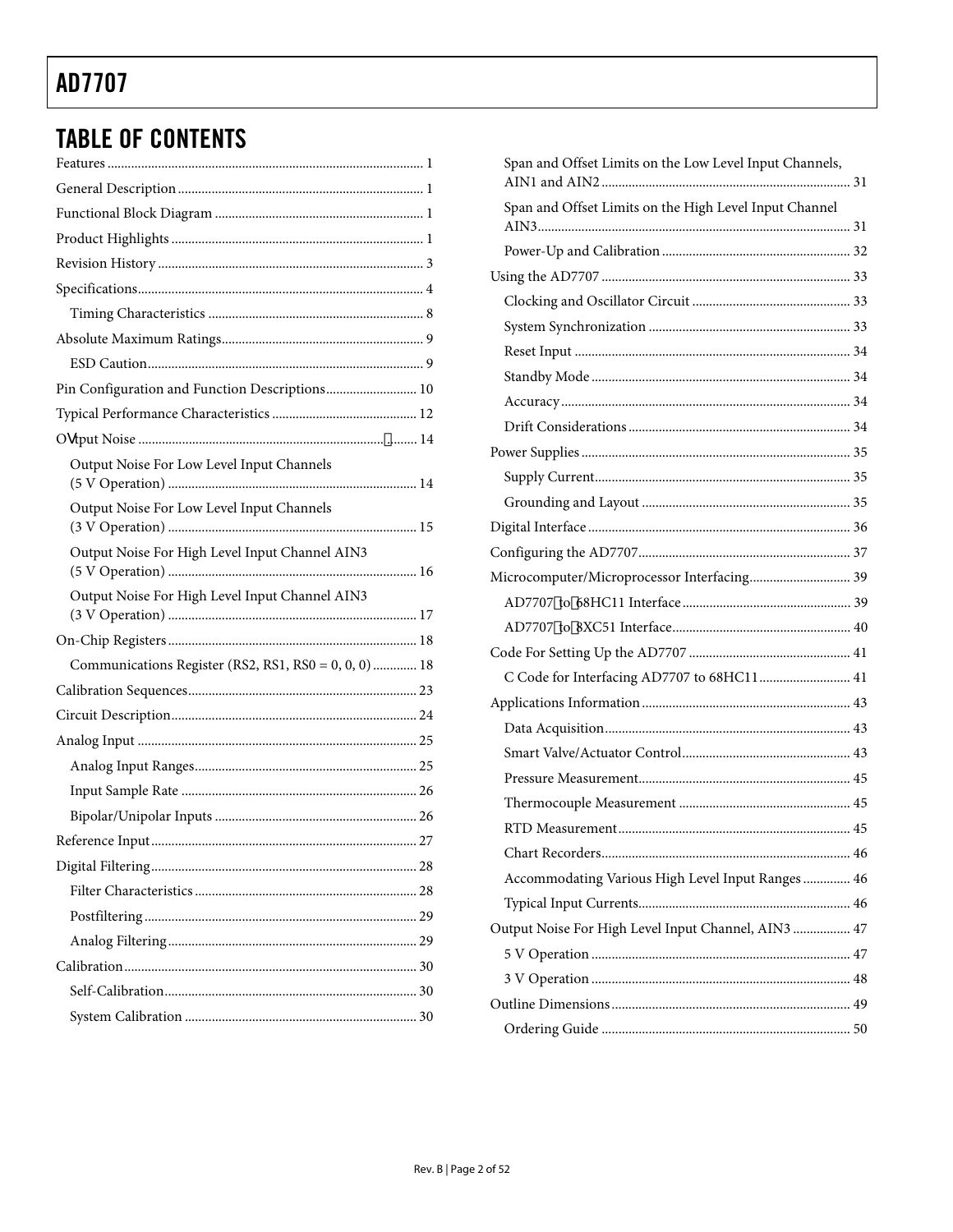## TABLE OF CONTENTS

Features ... 1
General Description ... 1
Functional Block Diagram ... 1
Product Highlights ... 1
Revision History ... 3
Specifications ... 4
  Timing Characteristics ... 8
Absolute Maximum Ratings ... 9
  ESD Caution ... 9
Pin Configuration and Function Descriptions ... 10
Typical Performance Characteristics ... 12
Output Noise ... 14
  Output Noise For Low Level Input Channels (5 V Operation) ... 14
  Output Noise For Low Level Input Channels (3 V Operation) ... 15
  Output Noise For High Level Input Channel AIN3 (5 V Operation) ... 16
  Output Noise For High Level Input Channel AIN3 (3 V Operation) ... 17
On-Chip Registers ... 18
  Communications Register (RS2, RS1, RS0 = 0, 0, 0) ... 18
Calibration Sequences ... 23
Circuit Description ... 24
Analog Input ... 25
  Analog Input Ranges ... 25
  Input Sample Rate ... 26
  Bipolar/Unipolar Inputs ... 26
Reference Input ... 27
Digital Filtering ... 28
  Filter Characteristics ... 28
  Postfiltering ... 29
  Analog Filtering ... 29
Calibration ... 30
  Self-Calibration ... 30
  System Calibration ... 30
  Span and Offset Limits on the Low Level Input Channels, AIN1 and AIN2 ... 31
  Span and Offset Limits on the High Level Input Channel AIN3 ... 31
  Power-Up and Calibration ... 32
Using the AD7707 ... 33
  Clocking and Oscillator Circuit ... 33
  System Synchronization ... 33
  Reset Input ... 34
  Standby Mode ... 34
  Accuracy ... 34
  Drift Considerations ... 34
Power Supplies ... 35
  Supply Current ... 35
  Grounding and Layout ... 35
Digital Interface ... 36
Configuring the AD7707 ... 37
Microcomputer/Microprocessor Interfacing ... 39
  AD7707 to 68HC11 Interface ... 39
  AD7707 to 8XC51 Interface ... 40
Code For Setting Up the AD7707 ... 41
  C Code for Interfacing AD7707 to 68HC11 ... 41
Applications Information ... 43
  Data Acquisition ... 43
  Smart Valve/Actuator Control ... 43
  Pressure Measurement ... 45
  Thermocouple Measurement ... 45
  RTD Measurement ... 45
  Chart Recorders ... 46
  Accommodating Various High Level Input Ranges ... 46
  Typical Input Currents ... 46
Output Noise For High Level Input Channel, AIN3 ... 47
  5 V Operation ... 47
  3 V Operation ... 48
Outline Dimensions ... 49
  Ordering Guide ... 50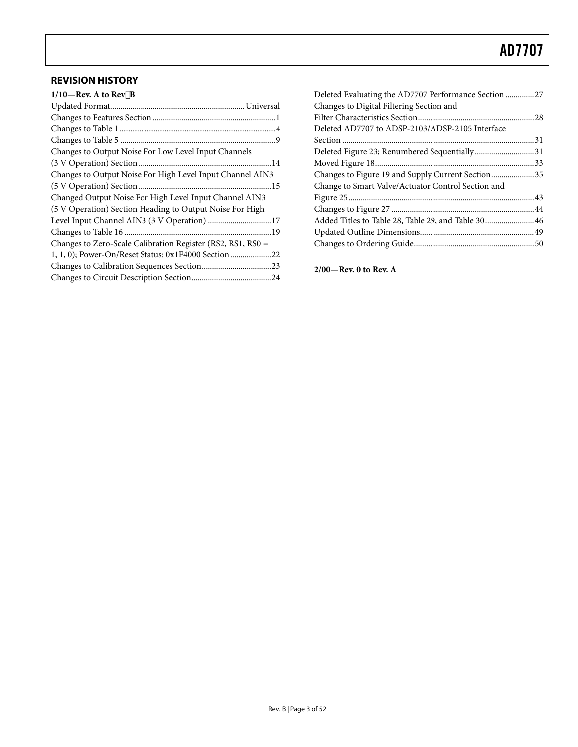## REVISION HISTORY

**1/10—Rev. A to Rev. B**

Updated Format .......... Universal
Changes to Features Section .......... 1
Changes to Table 1 .......... 4
Changes to Table 5 .......... 9
Changes to Output Noise For Low Level Input Channels (3 V Operation) Section .......... 14
Changes to Output Noise For High Level Input Channel AIN3 (5 V Operation) Section .......... 15
Changed Output Noise For High Level Input Channel AIN3 (5 V Operation) Section Heading to Output Noise For High Level Input Channel AIN3 (3 V Operation) .......... 17
Changes to Table 16 .......... 19
Changes to Zero-Scale Calibration Register (RS2, RS1, RS0 = 1, 1, 0); Power-On/Reset Status: 0x1F4000 Section .......... 22
Changes to Calibration Sequences Section .......... 23
Changes to Circuit Description Section .......... 24
Deleted Evaluating the AD7707 Performance Section .......... 27
Changes to Digital Filtering Section and Filter Characteristics Section .......... 28
Deleted AD7707 to ADSP-2103/ADSP-2105 Interface Section .......... 31
Deleted Figure 23; Renumbered Sequentially .......... 31
Moved Figure 18 .......... 33
Changes to Figure 19 and Supply Current Section .......... 35
Change to Smart Valve/Actuator Control Section and Figure 25 .......... 43
Changes to Figure 27 .......... 44
Added Titles to Table 28, Table 29, and Table 30 .......... 46
Updated Outline Dimensions .......... 49
Changes to Ordering Guide .......... 50

**2/00—Rev. 0 to Rev. A**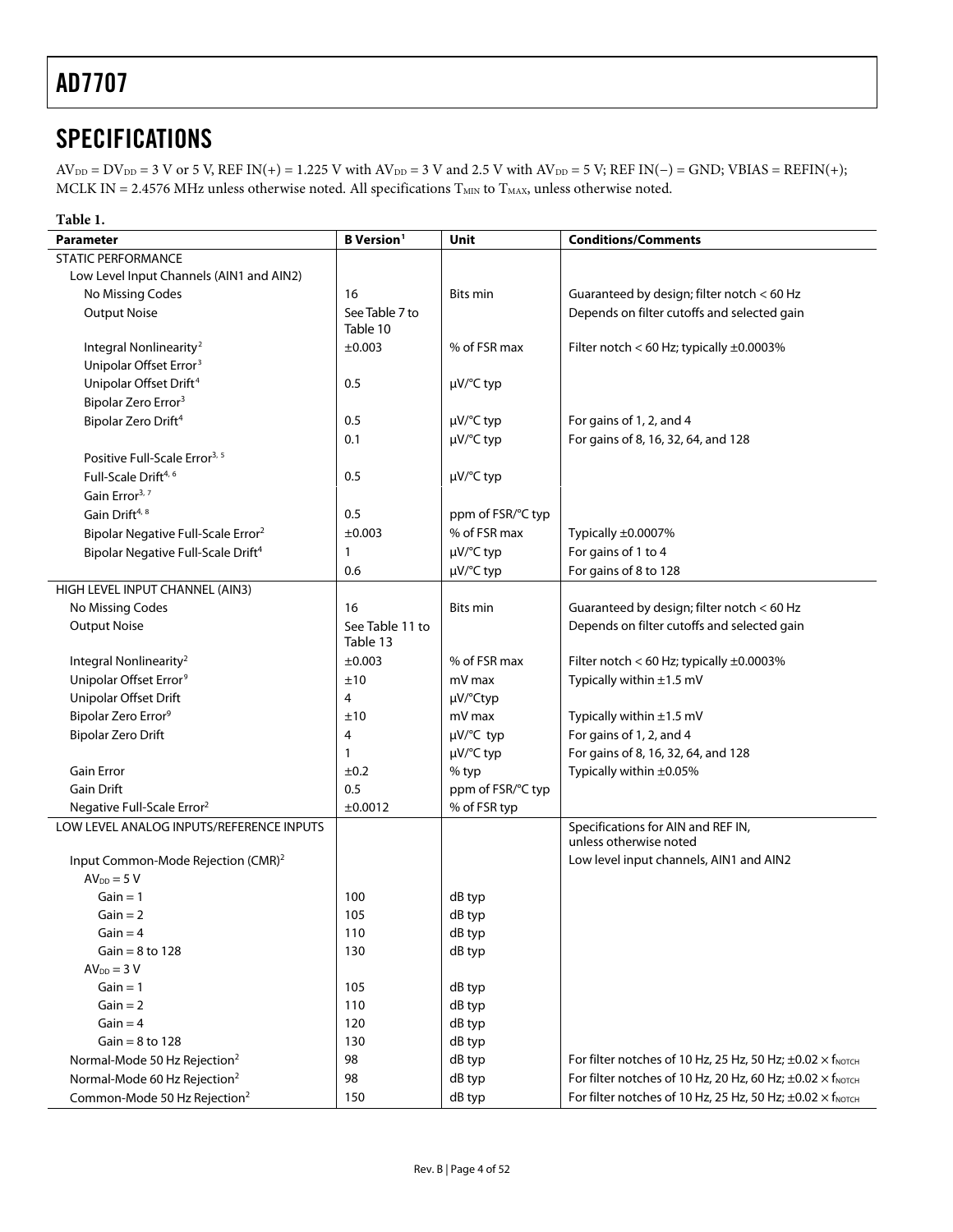## SPECIFICATIONS

$AV_{DD} = DV_{DD} = 3$ V or 5 V, REF IN(+) = 1.225 V with $AV_{DD} = 3$ V and 2.5 V with $AV_{DD} = 5$ V; REF IN(−) = GND; VBIAS = REFIN(+); MCLK IN = 2.4576 MHz unless otherwise noted. All specifications $T_{MIN}$ to $T_{MAX}$, unless otherwise noted.

**Table 1.**

| Parameter | B Version[1] | Unit | Conditions/Comments |
|---|---|---|---|
| STATIC PERFORMANCE | | | |
| Low Level Input Channels (AIN1 and AIN2) | | | |
| No Missing Codes | 16 | Bits min | Guaranteed by design; filter notch < 60 Hz |
| Output Noise | See Table 7 to Table 10 | | Depends on filter cutoffs and selected gain |
| Integral Nonlinearity[2] | ±0.003 | % of FSR max | Filter notch < 60 Hz; typically ±0.0003% |
| Unipolar Offset Error[3] | | | |
| Unipolar Offset Drift[4] | 0.5 | μV/°C typ | |
| Bipolar Zero Error[3] | | | |
| Bipolar Zero Drift[4] | 0.5 | μV/°C typ | For gains of 1, 2, and 4 |
| | 0.1 | μV/°C typ | For gains of 8, 16, 32, 64, and 128 |
| Positive Full-Scale Error[3, 5] | | | |
| Full-Scale Drift[4, 6] | 0.5 | μV/°C typ | |
| Gain Error[3, 7] | | | |
| Gain Drift[4, 8] | 0.5 | ppm of FSR/°C typ | |
| Bipolar Negative Full-Scale Error[2] | ±0.003 | % of FSR max | Typically ±0.0007% |
| Bipolar Negative Full-Scale Drift[4] | 1 | μV/°C typ | For gains of 1 to 4 |
| | 0.6 | μV/°C typ | For gains of 8 to 128 |
| HIGH LEVEL INPUT CHANNEL (AIN3) | | | |
| No Missing Codes | 16 | Bits min | Guaranteed by design; filter notch < 60 Hz |
| Output Noise | See Table 11 to Table 13 | | Depends on filter cutoffs and selected gain |
| Integral Nonlinearity[2] | ±0.003 | % of FSR max | Filter notch < 60 Hz; typically ±0.0003% |
| Unipolar Offset Error[9] | ±10 | mV max | Typically within ±1.5 mV |
| Unipolar Offset Drift | 4 | μV/°Ctyp | |
| Bipolar Zero Error[9] | ±10 | mV max | Typically within ±1.5 mV |
| Bipolar Zero Drift | 4 | μV/°C typ | For gains of 1, 2, and 4 |
| | 1 | μV/°C typ | For gains of 8, 16, 32, 64, and 128 |
| Gain Error | ±0.2 | % typ | Typically within ±0.05% |
| Gain Drift | 0.5 | ppm of FSR/°C typ | |
| Negative Full-Scale Error[2] | ±0.0012 | % of FSR typ | |
| LOW LEVEL ANALOG INPUTS/REFERENCE INPUTS | | | Specifications for AIN and REF IN, unless otherwise noted |
| Input Common-Mode Rejection (CMR)[2] | | | Low level input channels, AIN1 and AIN2 |
| $AV_{DD} = 5$ V | | | |
| Gain = 1 | 100 | dB typ | |
| Gain = 2 | 105 | dB typ | |
| Gain = 4 | 110 | dB typ | |
| Gain = 8 to 128 | 130 | dB typ | |
| $AV_{DD} = 3$ V | | | |
| Gain = 1 | 105 | dB typ | |
| Gain = 2 | 110 | dB typ | |
| Gain = 4 | 120 | dB typ | |
| Gain = 8 to 128 | 130 | dB typ | |
| Normal-Mode 50 Hz Rejection[2] | 98 | dB typ | For filter notches of 10 Hz, 25 Hz, 50 Hz; $\pm 0.02 \times f_{NOTCH}$ |
| Normal-Mode 60 Hz Rejection[2] | 98 | dB typ | For filter notches of 10 Hz, 20 Hz, 60 Hz; $\pm 0.02 \times f_{NOTCH}$ |
| Common-Mode 50 Hz Rejection[2] | 150 | dB typ | For filter notches of 10 Hz, 25 Hz, 50 Hz; $\pm 0.02 \times f_{NOTCH}$ |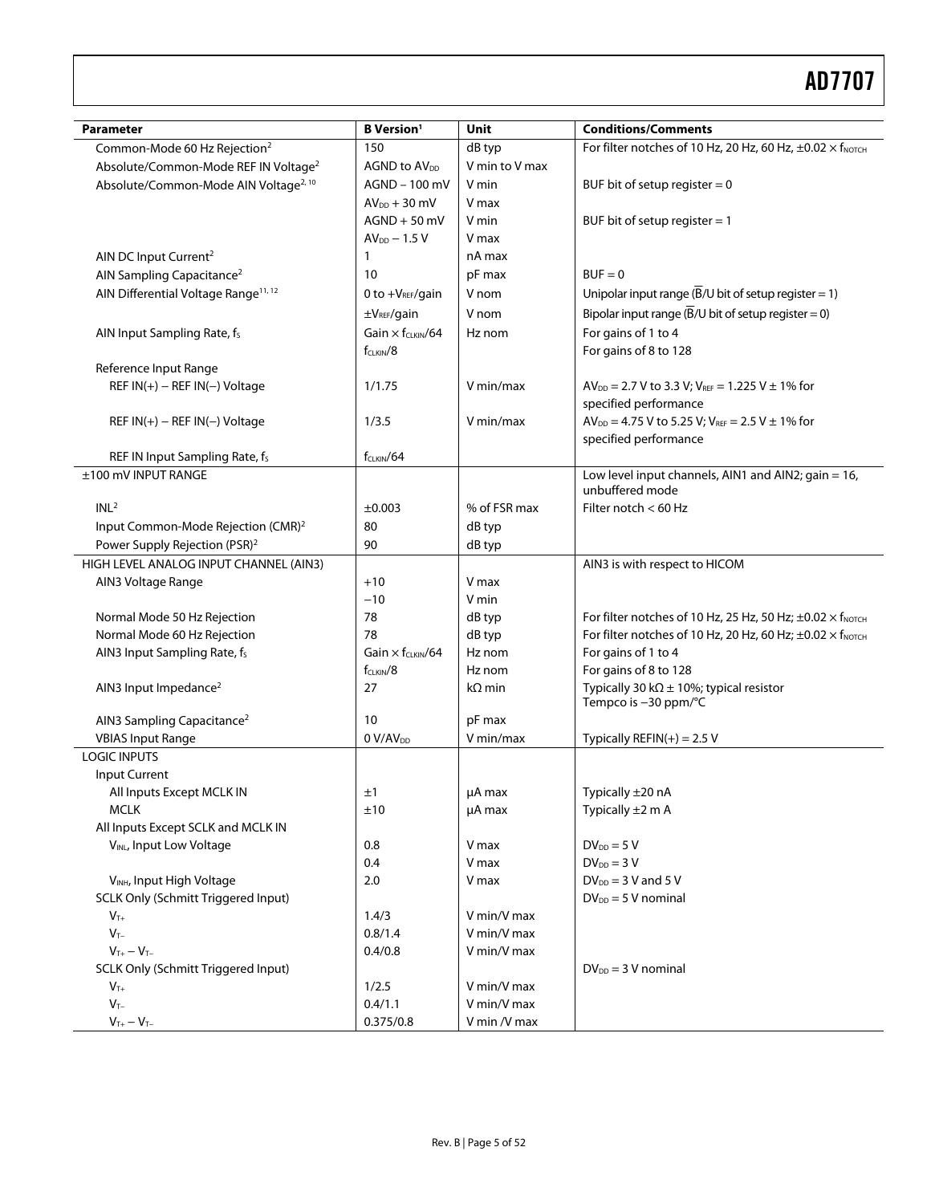| Parameter | B Version[1] | Unit | Conditions/Comments |
|---|---|---|---|
| Common-Mode 60 Hz Rejection[2] | 150 | dB typ | For filter notches of 10 Hz, 20 Hz, 60 Hz, $\pm 0.02 \times f_{NOTCH}$ |
| Absolute/Common-Mode REF IN Voltage[2] | AGND to $AV_{DD}$ | V min to V max | |
| Absolute/Common-Mode AIN Voltage[2, 10] | AGND − 100 mV | V min | BUF bit of setup register = 0 |
| | $AV_{DD}$ + 30 mV | V max | |
| | AGND + 50 mV | V min | BUF bit of setup register = 1 |
| | $AV_{DD}$ − 1.5 V | V max | |
| AIN DC Input Current[2] | 1 | nA max | |
| AIN Sampling Capacitance[2] | 10 | pF max | BUF = 0 |
| AIN Differential Voltage Range[11, 12] | 0 to $+V_{REF}$/gain | V nom | Unipolar input range ($\overline{B}$/U bit of setup register = 1) |
| | $\pm V_{REF}$/gain | V nom | Bipolar input range ($\overline{B}$/U bit of setup register = 0) |
| AIN Input Sampling Rate, $f_S$ | Gain × $f_{CLKIN}$/64 | Hz nom | For gains of 1 to 4 |
| | $f_{CLKIN}$/8 | | For gains of 8 to 128 |
| Reference Input Range | | | |
| REF IN(+) − REF IN(−) Voltage | 1/1.75 | V min/max | $AV_{DD}$ = 2.7 V to 3.3 V; $V_{REF}$ = 1.225 V ± 1% for specified performance |
| REF IN(+) − REF IN(−) Voltage | 1/3.5 | V min/max | $AV_{DD}$ = 4.75 V to 5.25 V; $V_{REF}$ = 2.5 V ± 1% for specified performance |
| REF IN Input Sampling Rate, $f_S$ | $f_{CLKIN}$/64 | | |
| ±100 mV INPUT RANGE | | | Low level input channels, AIN1 and AIN2; gain = 16, unbuffered mode |
| INL[2] | ±0.003 | % of FSR max | Filter notch < 60 Hz |
| Input Common-Mode Rejection (CMR)[2] | 80 | dB typ | |
| Power Supply Rejection (PSR)[2] | 90 | dB typ | |
| HIGH LEVEL ANALOG INPUT CHANNEL (AIN3) | | | AIN3 is with respect to HICOM |
| AIN3 Voltage Range | +10 | V max | |
| | −10 | V min | |
| Normal Mode 50 Hz Rejection | 78 | dB typ | For filter notches of 10 Hz, 25 Hz, 50 Hz; $\pm 0.02 \times f_{NOTCH}$ |
| Normal Mode 60 Hz Rejection | 78 | dB typ | For filter notches of 10 Hz, 20 Hz, 60 Hz; $\pm 0.02 \times f_{NOTCH}$ |
| AIN3 Input Sampling Rate, $f_S$ | Gain × $f_{CLKIN}$/64 | Hz nom | For gains of 1 to 4 |
| | $f_{CLKIN}$/8 | Hz nom | For gains of 8 to 128 |
| AIN3 Input Impedance[2] | 27 | kΩ min | Typically 30 kΩ ± 10%; typical resistor Tempco is −30 ppm/°C |
| AIN3 Sampling Capacitance[2] | 10 | pF max | |
| VBIAS Input Range | 0 V/$AV_{DD}$ | V min/max | Typically REFIN(+) = 2.5 V |
| LOGIC INPUTS | | | |
| Input Current | | | |
| All Inputs Except MCLK IN | ±1 | μA max | Typically ±20 nA |
| MCLK | ±10 | μA max | Typically ±2 m A |
| All Inputs Except SCLK and MCLK IN | | | |
| $V_{INL}$, Input Low Voltage | 0.8 | V max | $DV_{DD}$ = 5 V |
| | 0.4 | V max | $DV_{DD}$ = 3 V |
| $V_{INH}$, Input High Voltage | 2.0 | V max | $DV_{DD}$ = 3 V and 5 V |
| SCLK Only (Schmitt Triggered Input) | | | $DV_{DD}$ = 5 V nominal |
| $V_{T+}$ | 1.4/3 | V min/V max | |
| $V_{T-}$ | 0.8/1.4 | V min/V max | |
| $V_{T+} - V_{T-}$ | 0.4/0.8 | V min/V max | |
| SCLK Only (Schmitt Triggered Input) | | | $DV_{DD}$ = 3 V nominal |
| $V_{T+}$ | 1/2.5 | V min/V max | |
| $V_{T-}$ | 0.4/1.1 | V min/V max | |
| $V_{T+} - V_{T-}$ | 0.375/0.8 | V min /V max | |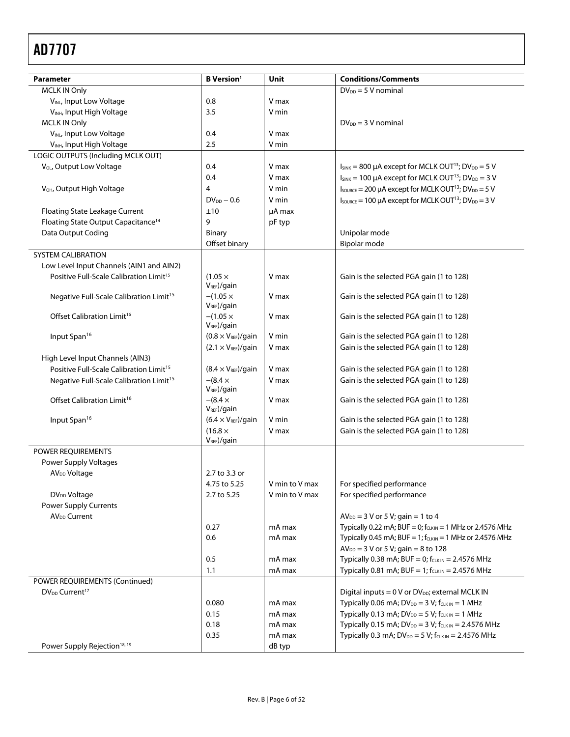| Parameter | B Version[1] | Unit | Conditions/Comments |
|---|---|---|---|
| MCLK IN Only | | | $DV_{DD}$ = 5 V nominal |
| $V_{INL}$, Input Low Voltage | 0.8 | V max | |
| $V_{INH}$, Input High Voltage | 3.5 | V min | |
| MCLK IN Only | | | $DV_{DD}$ = 3 V nominal |
| $V_{INL}$, Input Low Voltage | 0.4 | V max | |
| $V_{INH}$, Input High Voltage | 2.5 | V min | |
| LOGIC OUTPUTS (Including MCLK OUT) | | | |
| $V_{OL}$, Output Low Voltage | 0.4 | V max | $I_{SINK}$ = 800 μA except for MCLK OUT[13]; $DV_{DD}$ = 5 V |
| | 0.4 | V max | $I_{SINK}$ = 100 μA except for MCLK OUT[13]; $DV_{DD}$ = 3 V |
| $V_{OH}$, Output High Voltage | 4 | V min | $I_{SOURCE}$ = 200 μA except for MCLK OUT[13]; $DV_{DD}$ = 5 V |
| | $DV_{DD}$ − 0.6 | V min | $I_{SOURCE}$ = 100 μA except for MCLK OUT[13]; $DV_{DD}$ = 3 V |
| Floating State Leakage Current | ±10 | μA max | |
| Floating State Output Capacitance[14] | 9 | pF typ | |
| Data Output Coding | Binary | | Unipolar mode |
| | Offset binary | | Bipolar mode |
| SYSTEM CALIBRATION | | | |
| Low Level Input Channels (AIN1 and AIN2) | | | |
| Positive Full-Scale Calibration Limit[15] | $(1.05 \times V_{REF})$/gain | V max | Gain is the selected PGA gain (1 to 128) |
| Negative Full-Scale Calibration Limit[15] | $-(1.05 \times V_{REF})$/gain | V max | Gain is the selected PGA gain (1 to 128) |
| Offset Calibration Limit[16] | $-(1.05 \times V_{REF})$/gain | V max | Gain is the selected PGA gain (1 to 128) |
| Input Span[16] | $(0.8 \times V_{REF})$/gain | V min | Gain is the selected PGA gain (1 to 128) |
| | $(2.1 \times V_{REF})$/gain | V max | Gain is the selected PGA gain (1 to 128) |
| High Level Input Channels (AIN3) | | | |
| Positive Full-Scale Calibration Limit[15] | $(8.4 \times V_{REF})$/gain | V max | Gain is the selected PGA gain (1 to 128) |
| Negative Full-Scale Calibration Limit[15] | $-(8.4 \times V_{REF})$/gain | V max | Gain is the selected PGA gain (1 to 128) |
| Offset Calibration Limit[16] | $-(8.4 \times V_{REF})$/gain | V max | Gain is the selected PGA gain (1 to 128) |
| Input Span[16] | $(6.4 \times V_{REF})$/gain | V min | Gain is the selected PGA gain (1 to 128) |
| | $(16.8 \times V_{REF})$/gain | V max | Gain is the selected PGA gain (1 to 128) |
| POWER REQUIREMENTS | | | |
| Power Supply Voltages | | | |
| $AV_{DD}$ Voltage | 2.7 to 3.3 or | | |
| | 4.75 to 5.25 | V min to V max | For specified performance |
| $DV_{DD}$ Voltage | 2.7 to 5.25 | V min to V max | For specified performance |
| Power Supply Currents | | | |
| $AV_{DD}$ Current | | | $AV_{DD}$ = 3 V or 5 V; gain = 1 to 4 |
| | 0.27 | mA max | Typically 0.22 mA; BUF = 0; $f_{CLKIN}$ = 1 MHz or 2.4576 MHz |
| | 0.6 | mA max | Typically 0.45 mA; BUF = 1; $f_{CLKIN}$ = 1 MHz or 2.4576 MHz |
| | | | $AV_{DD}$ = 3 V or 5 V; gain = 8 to 128 |
| | 0.5 | mA max | Typically 0.38 mA; BUF = 0; $f_{CLK IN}$ = 2.4576 MHz |
| | 1.1 | mA max | Typically 0.81 mA; BUF = 1; $f_{CLK IN}$ = 2.4576 MHz |
| POWER REQUIREMENTS (Continued) | | | |
| $DV_{DD}$ Current[17] | | | Digital inputs = 0 V or $DV_{DD}$; external MCLK IN |
| | 0.080 | mA max | Typically 0.06 mA; $DV_{DD}$ = 3 V; $f_{CLK IN}$ = 1 MHz |
| | 0.15 | mA max | Typically 0.13 mA; $DV_{DD}$ = 5 V; $f_{CLK IN}$ = 1 MHz |
| | 0.18 | mA max | Typically 0.15 mA; $DV_{DD}$ = 3 V; $f_{CLK IN}$ = 2.4576 MHz |
| | 0.35 | mA max | Typically 0.3 mA; $DV_{DD}$ = 5 V; $f_{CLK IN}$ = 2.4576 MHz |
| Power Supply Rejection[18, 19] | | dB typ | |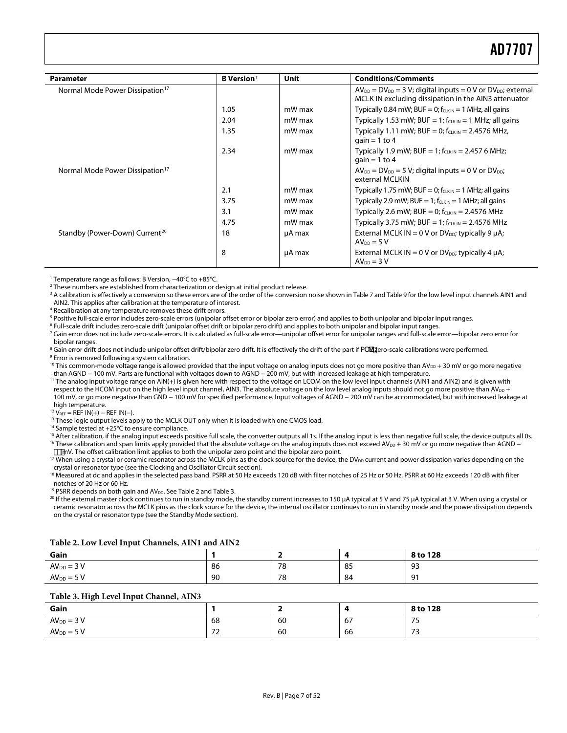| Parameter | B Version[1] | Unit | Conditions/Comments |
|---|---|---|---|
| Normal Mode Power Dissipation[17] | | | $AV_{DD} = DV_{DD} = 3$ V; digital inputs = 0 V or $DV_{DD}$; external MCLK IN excluding dissipation in the AIN3 attenuator |
| | 1.05 | mW max | Typically 0.84 mW; BUF = 0; $f_{CLK IN} = 1$ MHz, all gains |
| | 2.04 | mW max | Typically 1.53 mW; BUF = 1; $f_{CLK IN} = 1$ MHz; all gains |
| | 1.35 | mW max | Typically 1.11 mW; BUF = 0; $f_{CLK IN} = 2.4576$ MHz, gain = 1 to 4 |
| | 2.34 | mW max | Typically 1.9 mW; BUF = 1; $f_{CLK IN} = 2.457 6$ MHz; gain = 1 to 4 |
| Normal Mode Power Dissipation[17] | | | $AV_{DD} = DV_{DD} = 5$ V; digital inputs = 0 V or $DV_{DD}$; external MCLKIN |
| | 2.1 | mW max | Typically 1.75 mW; BUF = 0; $f_{CLK IN} = 1$ MHz; all gains |
| | 3.75 | mW max | Typically 2.9 mW; BUF = 1; $f_{CLK IN} = 1$ MHz; all gains |
| | 3.1 | mW max | Typically 2.6 mW; BUF = 0; $f_{CLK IN} = 2.4576$ MHz |
| | 4.75 | mW max | Typically 3.75 mW; BUF = 1; $f_{CLK IN} = 2.4576$ MHz |
| Standby (Power-Down) Current[20] | 18 | μA max | External MCLK IN = 0 V or $DV_{DD}$; typically 9 μA; $AV_{DD} = 5$ V |
| | 8 | μA max | External MCLK IN = 0 V or $DV_{DD}$; typically 4 μA; $AV_{DD} = 3$ V |

[1] Temperature range as follows: B Version, −40°C to +85°C.
[2] These numbers are established from characterization or design at initial product release.
[3] A calibration is effectively a conversion so these errors are of the order of the conversion noise shown in Table 7 and Table 9 for the low level input channels AIN1 and AIN2. This applies after calibration at the temperature of interest.
[4] Recalibration at any temperature removes these drift errors.
[5] Positive full-scale error includes zero-scale errors (unipolar offset error or bipolar zero error) and applies to both unipolar and bipolar input ranges.
[6] Full-scale drift includes zero-scale drift (unipolar offset drift or bipolar zero drift) and applies to both unipolar and bipolar input ranges.
[7] Gain error does not include zero-scale errors. It is calculated as full-scale error—unipolar offset error for unipolar ranges and full-scale error—bipolar zero error for bipolar ranges.
[8] Gain error drift does not include unipolar offset drift/bipolar zero drift. It is effectively the drift of the part if zero-scale calibrations were performed.
[9] Error is removed following a system calibration.
[10] This common-mode voltage range is allowed provided that the input voltage on analog inputs does not go more positive than $AV_{DD}$ + 30 mV or go more negative than AGND − 100 mV. Parts are functional with voltages down to AGND − 200 mV, but with increased leakage at high temperature.
[11] The analog input voltage range on AIN(+) is given here with respect to the voltage on LCOM on the low level input channels (AIN1 and AIN2) and is given with respect to the HCOM input on the high level input channel, AIN3. The absolute voltage on the low level analog inputs should not go more positive than $AV_{DD}$ + 100 mV, or go more negative than GND − 100 mV for specified performance. Input voltages of AGND − 200 mV can be accommodated, but with increased leakage at high temperature.
[12] $V_{REF}$ = REF IN(+) − REF IN(−).
[13] These logic output levels apply to the MCLK OUT only when it is loaded with one CMOS load.
[14] Sample tested at +25°C to ensure compliance.
[15] After calibration, if the analog input exceeds positive full scale, the converter outputs all 1s. If the analog input is less than negative full scale, the device outputs all 0s.
[16] These calibration and span limits apply provided that the absolute voltage on the analog inputs does not exceed $AV_{DD}$ + 30 mV or go more negative than AGND − mV. The offset calibration limit applies to both the unipolar zero point and the bipolar zero point.
[17] When using a crystal or ceramic resonator across the MCLK pins as the clock source for the device, the $DV_{DD}$ current and power dissipation varies depending on the crystal or resonator type (see the Clocking and Oscillator Circuit section).
[18] Measured at dc and applies in the selected pass band. PSRR at 50 Hz exceeds 120 dB with filter notches of 25 Hz or 50 Hz. PSRR at 60 Hz exceeds 120 dB with filter notches of 20 Hz or 60 Hz.
[19] PSRR depends on both gain and $AV_{DD}$. See Table 2 and Table 3.
[20] If the external master clock continues to run in standby mode, the standby current increases to 150 μA typical at 5 V and 75 μA typical at 3 V. When using a crystal or ceramic resonator across the MCLK pins as the clock source for the device, the internal oscillator continues to run in standby mode and the power dissipation depends on the crystal or resonator type (see the Standby Mode section).

**Table 2. Low Level Input Channels, AIN1 and AIN2**

| Gain | 1 | 2 | 4 | 8 to 128 |
|---|---|---|---|---|
| $AV_{DD} = 3$ V | 86 | 78 | 85 | 93 |
| $AV_{DD} = 5$ V | 90 | 78 | 84 | 91 |

**Table 3. High Level Input Channel, AIN3**

| Gain | 1 | 2 | 4 | 8 to 128 |
|---|---|---|---|---|
| $AV_{DD} = 3$ V | 68 | 60 | 67 | 75 |
| $AV_{DD} = 5$ V | 72 | 60 | 66 | 73 |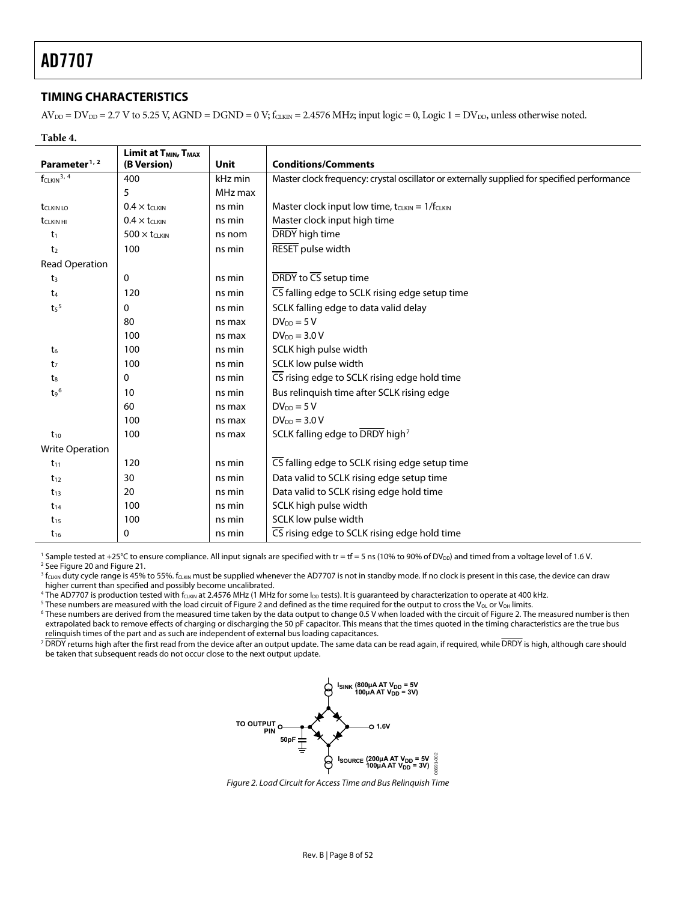## TIMING CHARACTERISTICS

$AV_{DD} = DV_{DD} = 2.7$ V to 5.25 V, AGND = DGND = 0 V; $f_{CLKIN} = 2.4576$ MHz; input logic = 0, Logic 1 = $DV_{DD}$, unless otherwise noted.

**Table 4.**

| Parameter[1, 2] | Limit at $T_{MIN}$, $T_{MAX}$ (B Version) | Unit | Conditions/Comments |
|---|---|---|---|
| $f_{CLKIN}$[3, 4] | 400 | kHz min | Master clock frequency: crystal oscillator or externally supplied for specified performance |
| | 5 | MHz max | |
| $t_{CLKIN\ LO}$ | $0.4 \times t_{CLKIN}$ | ns min | Master clock input low time, $t_{CLKIN} = 1/f_{CLKIN}$ |
| $t_{CLKIN\ HI}$ | $0.4 \times t_{CLKIN}$ | ns min | Master clock input high time |
| $t_1$ | $500 \times t_{CLKIN}$ | ns nom | $\overline{DRDY}$ high time |
| $t_2$ | 100 | ns min | $\overline{RESET}$ pulse width |
| Read Operation | | | |
| $t_3$ | 0 | ns min | $\overline{DRDY}$ to $\overline{CS}$ setup time |
| $t_4$ | 120 | ns min | $\overline{CS}$ falling edge to SCLK rising edge setup time |
| $t_5$[5] | 0 | ns min | SCLK falling edge to data valid delay |
| | 80 | ns max | $DV_{DD} = 5$ V |
| | 100 | ns max | $DV_{DD} = 3.0$ V |
| $t_6$ | 100 | ns min | SCLK high pulse width |
| $t_7$ | 100 | ns min | SCLK low pulse width |
| $t_8$ | 0 | ns min | $\overline{CS}$ rising edge to SCLK rising edge hold time |
| $t_9$[6] | 10 | ns min | Bus relinquish time after SCLK rising edge |
| | 60 | ns max | $DV_{DD} = 5$ V |
| | 100 | ns max | $DV_{DD} = 3.0$ V |
| $t_{10}$ | 100 | ns max | SCLK falling edge to $\overline{DRDY}$ high[7] |
| Write Operation | | | |
| $t_{11}$ | 120 | ns min | $\overline{CS}$ falling edge to SCLK rising edge setup time |
| $t_{12}$ | 30 | ns min | Data valid to SCLK rising edge setup time |
| $t_{13}$ | 20 | ns min | Data valid to SCLK rising edge hold time |
| $t_{14}$ | 100 | ns min | SCLK high pulse width |
| $t_{15}$ | 100 | ns min | SCLK low pulse width |
| $t_{16}$ | 0 | ns min | $\overline{CS}$ rising edge to SCLK rising edge hold time |

[1] Sample tested at +25°C to ensure compliance. All input signals are specified with tr = tf = 5 ns (10% to 90% of $DV_{DD}$) and timed from a voltage level of 1.6 V.
[2] See Figure 20 and Figure 21.
[3] $f_{CLKIN}$ duty cycle range is 45% to 55%. $f_{CLKIN}$ must be supplied whenever the AD7707 is not in standby mode. If no clock is present in this case, the device can draw higher current than specified and possibly become uncalibrated.
[4] The AD7707 is production tested with $f_{CLKIN}$ at 2.4576 MHz (1 MHz for some $I_{DD}$ tests). It is guaranteed by characterization to operate at 400 kHz.
[5] These numbers are measured with the load circuit of Figure 2 and defined as the time required for the output to cross the $V_{OL}$ or $V_{OH}$ limits.
[6] These numbers are derived from the measured time taken by the data output to change 0.5 V when loaded with the circuit of Figure 2. The measured number is then extrapolated back to remove effects of charging or discharging the 50 pF capacitor. This means that the times quoted in the timing characteristics are the true bus relinquish times of the part and as such are independent of external bus loading capacitances.
[7] $\overline{DRDY}$ returns high after the first read from the device after an output update. The same data can be read again, if required, while $\overline{DRDY}$ is high, although care should be taken that subsequent reads do not occur close to the next output update.

$I_{SINK}$ (800µA AT $V_{DD}$ = 5V, 100µA AT $V_{DD}$ = 3V)
TO OUTPUT PIN
50pF
1.6V
$I_{SOURCE}$ (200µA AT $V_{DD}$ = 5V, 100µA AT $V_{DD}$ = 3V)

*Figure 2. Load Circuit for Access Time and Bus Relinquish Time*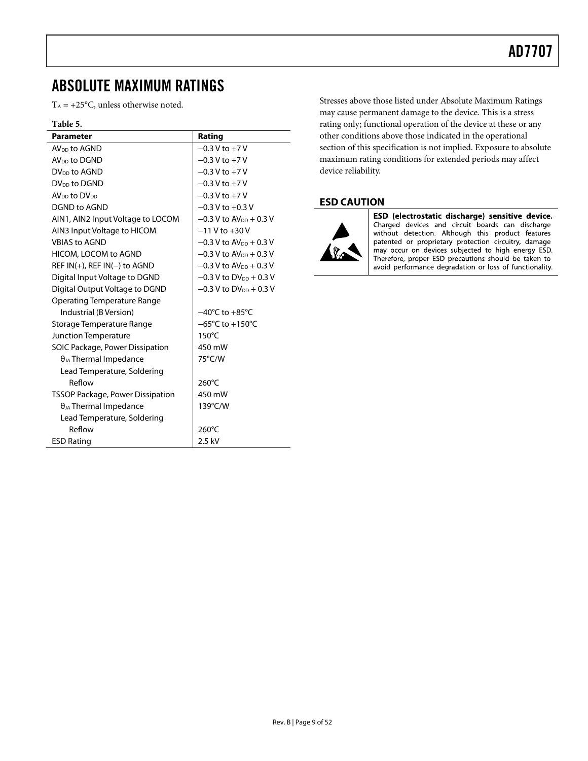# ABSOLUTE MAXIMUM RATINGS

$T_A$ = +25°C, unless otherwise noted.

**Table 5.**

| Parameter | Rating |
|---|---|
| $AV_{DD}$ to AGND | −0.3 V to +7 V |
| $AV_{DD}$ to DGND | −0.3 V to +7 V |
| $DV_{DD}$ to AGND | −0.3 V to +7 V |
| $DV_{DD}$ to DGND | −0.3 V to +7 V |
| $AV_{DD}$ to $DV_{DD}$ | −0.3 V to +7 V |
| DGND to AGND | −0.3 V to +0.3 V |
| AIN1, AIN2 Input Voltage to LOCOM | −0.3 V to $AV_{DD}$ + 0.3 V |
| AIN3 Input Voltage to HICOM | −11 V to +30 V |
| VBIAS to AGND | −0.3 V to $AV_{DD}$ + 0.3 V |
| HICOM, LOCOM to AGND | −0.3 V to $AV_{DD}$ + 0.3 V |
| REF IN(+), REF IN(−) to AGND | −0.3 V to $AV_{DD}$ + 0.3 V |
| Digital Input Voltage to DGND | −0.3 V to $DV_{DD}$ + 0.3 V |
| Digital Output Voltage to DGND | −0.3 V to $DV_{DD}$ + 0.3 V |
| Operating Temperature Range | |
| Industrial (B Version) | −40°C to +85°C |
| Storage Temperature Range | −65°C to +150°C |
| Junction Temperature | 150°C |
| SOIC Package, Power Dissipation | 450 mW |
| $\theta_{JA}$ Thermal Impedance | 75°C/W |
| Lead Temperature, Soldering | |
| Reflow | 260°C |
| TSSOP Package, Power Dissipation | 450 mW |
| $\theta_{JA}$ Thermal Impedance | 139°C/W |
| Lead Temperature, Soldering | |
| Reflow | 260°C |
| ESD Rating | 2.5 kV |

Stresses above those listed under Absolute Maximum Ratings may cause permanent damage to the device. This is a stress rating only; functional operation of the device at these or any other conditions above those indicated in the operational section of this specification is not implied. Exposure to absolute maximum rating conditions for extended periods may affect device reliability.

## ESD CAUTION

**ESD (electrostatic discharge) sensitive device.** Charged devices and circuit boards can discharge without detection. Although this product features patented or proprietary protection circuitry, damage may occur on devices subjected to high energy ESD. Therefore, proper ESD precautions should be taken to avoid performance degradation or loss of functionality.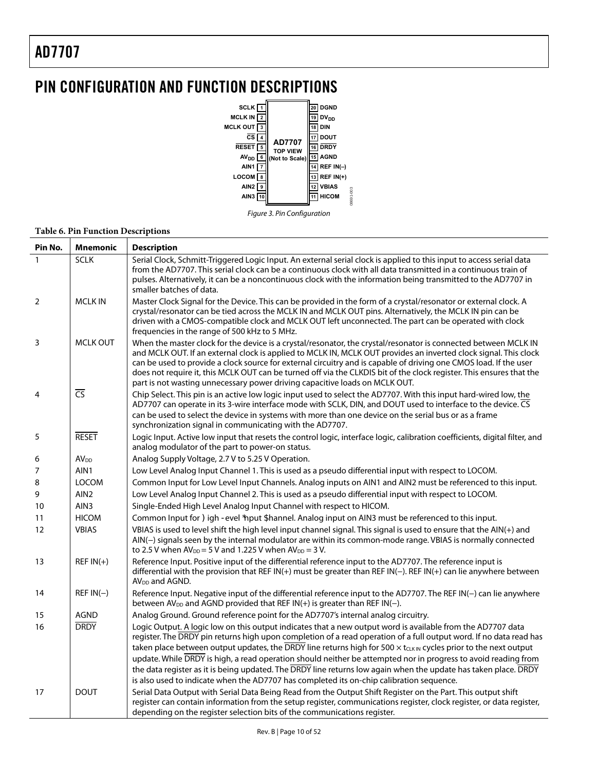# PIN CONFIGURATION AND FUNCTION DESCRIPTIONS

| Pin | Left | Right | Pin |
|---|---|---|---|
| 1 | SCLK | DGND | 20 |
| 2 | MCLK IN | $DV_{DD}$ | 19 |
| 3 | MCLK OUT | DIN | 18 |
| 4 | $\overline{CS}$ | DOUT | 17 |
| 5 | $\overline{RESET}$ | $\overline{DRDY}$ | 16 |
| 6 | $AV_{DD}$ | AGND | 15 |
| 7 | AIN1 | REF IN(–) | 14 |
| 8 | LOCOM | REF IN(+) | 13 |
| 9 | AIN2 | VBIAS | 12 |
| 10 | AIN3 | HICOM | 11 |

AD7707 TOP VIEW (Not to Scale)

*Figure 3. Pin Configuration*

**Table 6. Pin Function Descriptions**

| Pin No. | Mnemonic | Description |
|---|---|---|
| 1 | SCLK | Serial Clock, Schmitt-Triggered Logic Input. An external serial clock is applied to this input to access serial data from the AD7707. This serial clock can be a continuous clock with all data transmitted in a continuous train of pulses. Alternatively, it can be a noncontinuous clock with the information being transmitted to the AD7707 in smaller batches of data. |
| 2 | MCLK IN | Master Clock Signal for the Device. This can be provided in the form of a crystal/resonator or external clock. A crystal/resonator can be tied across the MCLK IN and MCLK OUT pins. Alternatively, the MCLK IN pin can be driven with a CMOS-compatible clock and MCLK OUT left unconnected. The part can be operated with clock frequencies in the range of 500 kHz to 5 MHz. |
| 3 | MCLK OUT | When the master clock for the device is a crystal/resonator, the crystal/resonator is connected between MCLK IN and MCLK OUT. If an external clock is applied to MCLK IN, MCLK OUT provides an inverted clock signal. This clock can be used to provide a clock source for external circuitry and is capable of driving one CMOS load. If the user does not require it, this MCLK OUT can be turned off via the CLKDIS bit of the clock register. This ensures that the part is not wasting unnecessary power driving capacitive loads on MCLK OUT. |
| 4 | $\overline{CS}$ | Chip Select. This pin is an active low logic input used to select the AD7707. With this input hard-wired low, the AD7707 can operate in its 3-wire interface mode with SCLK, DIN, and DOUT used to interface to the device. $\overline{CS}$ can be used to select the device in systems with more than one device on the serial bus or as a frame synchronization signal in communicating with the AD7707. |
| 5 | $\overline{RESET}$ | Logic Input. Active low input that resets the control logic, interface logic, calibration coefficients, digital filter, and analog modulator of the part to power-on status. |
| 6 | $AV_{DD}$ | Analog Supply Voltage, 2.7 V to 5.25 V Operation. |
| 7 | AIN1 | Low Level Analog Input Channel 1. This is used as a pseudo differential input with respect to LOCOM. |
| 8 | LOCOM | Common Input for Low Level Input Channels. Analog inputs on AIN1 and AIN2 must be referenced to this input. |
| 9 | AIN2 | Low Level Analog Input Channel 2. This is used as a pseudo differential input with respect to LOCOM. |
| 10 | AIN3 | Single-Ended High Level Analog Input Channel with respect to HICOM. |
| 11 | HICOM | Common Input for High Level Input Channel. Analog input on AIN3 must be referenced to this input. |
| 12 | VBIAS | VBIAS is used to level shift the high level input channel signal. This signal is used to ensure that the AIN(+) and AIN(−) signals seen by the internal modulator are within its common-mode range. VBIAS is normally connected to 2.5 V when $AV_{DD}$ = 5 V and 1.225 V when $AV_{DD}$ = 3 V. |
| 13 | REF IN(+) | Reference Input. Positive input of the differential reference input to the AD7707. The reference input is differential with the provision that REF IN(+) must be greater than REF IN(−). REF IN(+) can lie anywhere between $AV_{DD}$ and AGND. |
| 14 | REF IN(−) | Reference Input. Negative input of the differential reference input to the AD7707. The REF IN(−) can lie anywhere between $AV_{DD}$ and AGND provided that REF IN(+) is greater than REF IN(−). |
| 15 | AGND | Analog Ground. Ground reference point for the AD7707's internal analog circuitry. |
| 16 | $\overline{DRDY}$ | Logic Output. A logic low on this output indicates that a new output word is available from the AD7707 data register. The $\overline{DRDY}$ pin returns high upon completion of a read operation of a full output word. If no data read has taken place between output updates, the $\overline{DRDY}$ line returns high for 500 × $t_{CLK IN}$ cycles prior to the next output update. While $\overline{DRDY}$ is high, a read operation should neither be attempted nor in progress to avoid reading from the data register as it is being updated. The $\overline{DRDY}$ line returns low again when the update has taken place. $\overline{DRDY}$ is also used to indicate when the AD7707 has completed its on-chip calibration sequence. |
| 17 | DOUT | Serial Data Output with Serial Data Being Read from the Output Shift Register on the Part. This output shift register can contain information from the setup register, communications register, clock register, or data register, depending on the register selection bits of the communications register. |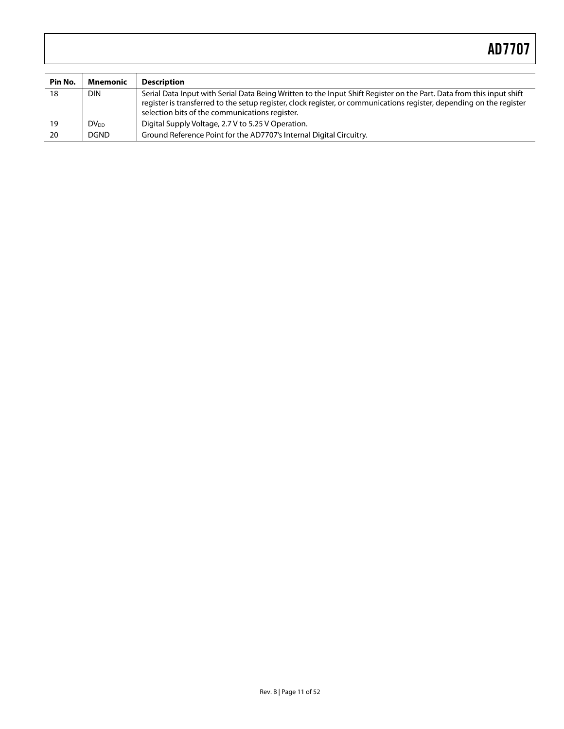| Pin No. | Mnemonic | Description |
| --- | --- | --- |
| 18 | DIN | Serial Data Input with Serial Data Being Written to the Input Shift Register on the Part. Data from this input shift register is transferred to the setup register, clock register, or communications register, depending on the register selection bits of the communications register. |
| 19 | $DV_{DD}$ | Digital Supply Voltage, 2.7 V to 5.25 V Operation. |
| 20 | DGND | Ground Reference Point for the AD7707's Internal Digital Circuitry. |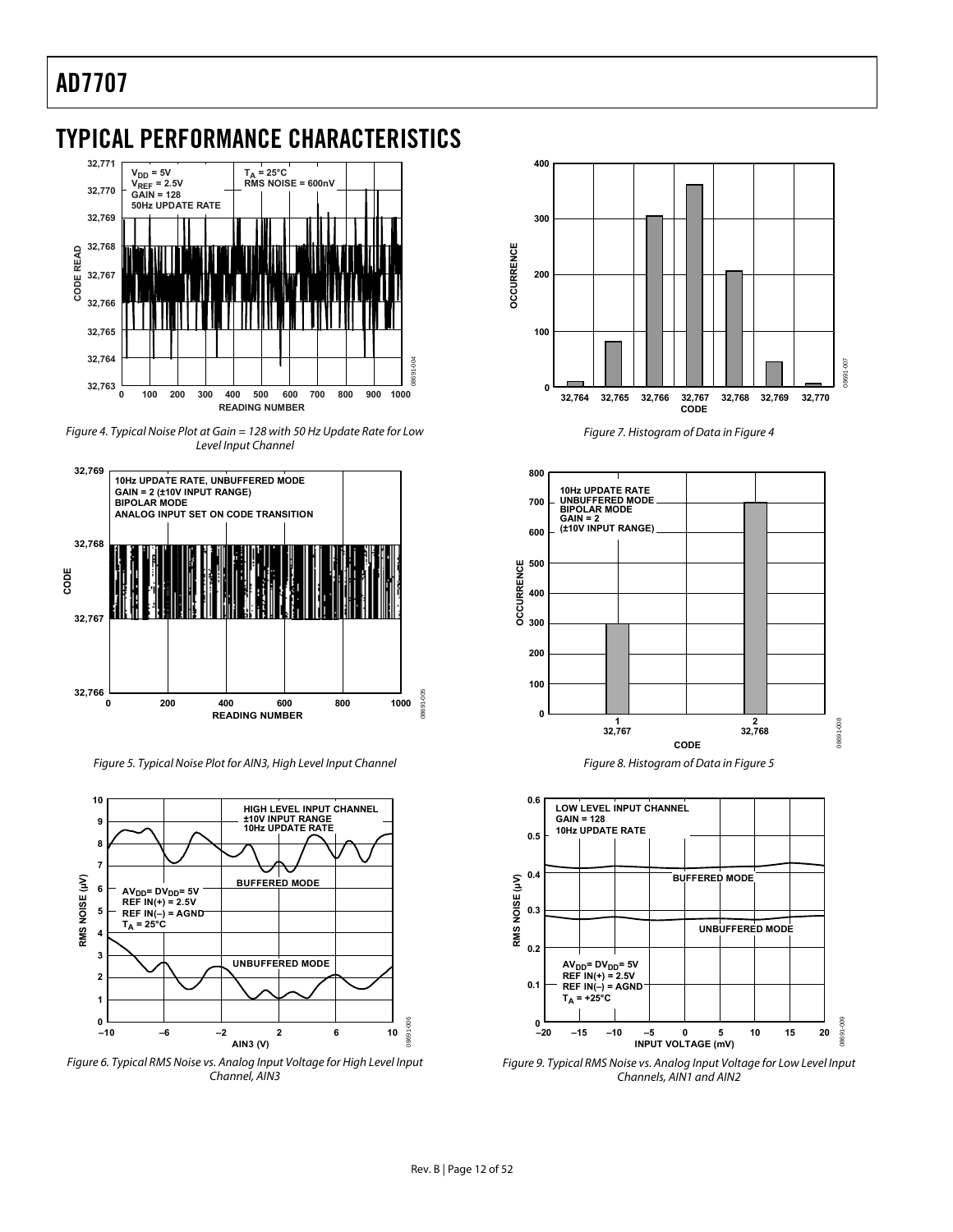## TYPICAL PERFORMANCE CHARACTERISTICS

*Figure 4. Typical Noise Plot at Gain = 128 with 50 Hz Update Rate for Low Level Input Channel*

*Figure 5. Typical Noise Plot for AIN3, High Level Input Channel*

*Figure 6. Typical RMS Noise vs. Analog Input Voltage for High Level Input Channel, AIN3*

*Figure 7. Histogram of Data in Figure 4*

*Figure 8. Histogram of Data in Figure 5*

*Figure 9. Typical RMS Noise vs. Analog Input Voltage for Low Level Input Channels, AIN1 and AIN2*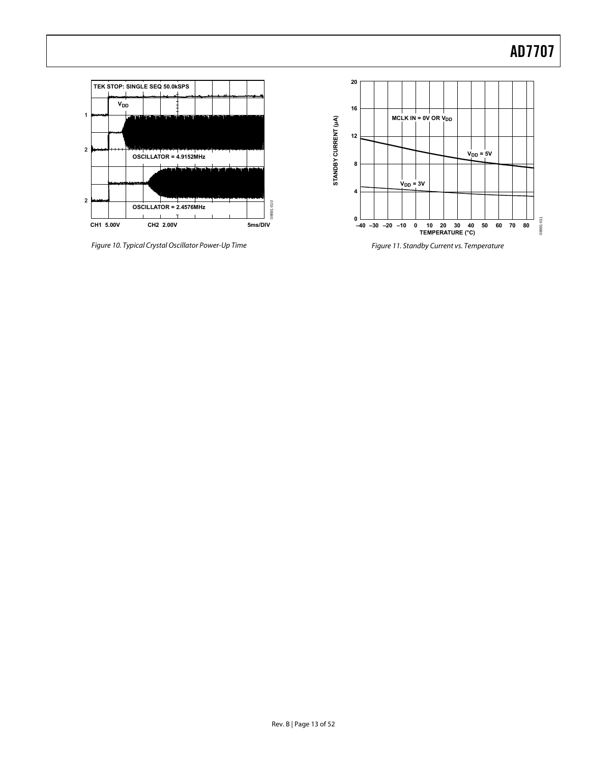Figure 10. Typical Crystal Oscillator Power-Up Time

Figure 11. Standby Current vs. Temperature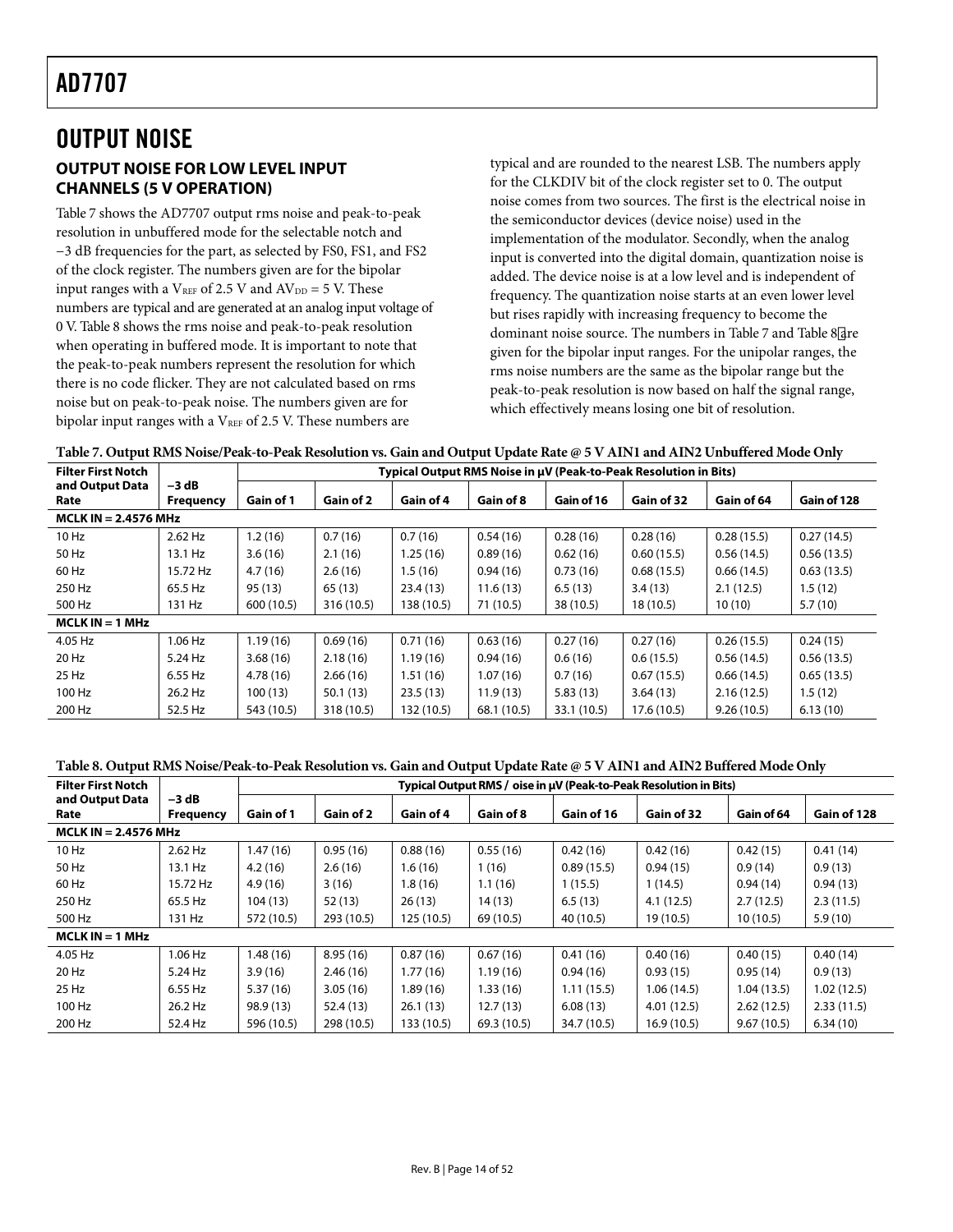# OUTPUT NOISE

## OUTPUT NOISE FOR LOW LEVEL INPUT CHANNELS (5 V OPERATION)

Table 7 shows the AD7707 output rms noise and peak-to-peak resolution in unbuffered mode for the selectable notch and −3 dB frequencies for the part, as selected by FS0, FS1, and FS2 of the clock register. The numbers given are for the bipolar input ranges with a $V_{REF}$ of 2.5 V and $AV_{DD}$ = 5 V. These numbers are typical and are generated at an analog input voltage of 0 V. Table 8 shows the rms noise and peak-to-peak resolution when operating in buffered mode. It is important to note that the peak-to-peak numbers represent the resolution for which there is no code flicker. They are not calculated based on rms noise but on peak-to-peak noise. The numbers given are for bipolar input ranges with a $V_{REF}$ of 2.5 V. These numbers are typical and are rounded to the nearest LSB. The numbers apply for the CLKDIV bit of the clock register set to 0. The output noise comes from two sources. The first is the electrical noise in the semiconductor devices (device noise) used in the implementation of the modulator. Secondly, when the analog input is converted into the digital domain, quantization noise is added. The device noise is at a low level and is independent of frequency. The quantization noise starts at an even lower level but rises rapidly with increasing frequency to become the dominant noise source. The numbers in Table 7 and Table 8 are given for the bipolar input ranges. For the unipolar ranges, the rms noise numbers are the same as the bipolar range but the peak-to-peak resolution is now based on half the signal range, which effectively means losing one bit of resolution.

**Table 7. Output RMS Noise/Peak-to-Peak Resolution vs. Gain and Output Update Rate @ 5 V AIN1 and AIN2 Unbuffered Mode Only**

| Filter First Notch and Output Data Rate | −3 dB Frequency | Typical Output RMS Noise in µV (Peak-to-Peak Resolution in Bits) | | | | | | | |
|---|---|---|---|---|---|---|---|---|---|
| | | Gain of 1 | Gain of 2 | Gain of 4 | Gain of 8 | Gain of 16 | Gain of 32 | Gain of 64 | Gain of 128 |
| **MCLK IN = 2.4576 MHz** | | | | | | | | | |
| 10 Hz | 2.62 Hz | 1.2 (16) | 0.7 (16) | 0.7 (16) | 0.54 (16) | 0.28 (16) | 0.28 (16) | 0.28 (15.5) | 0.27 (14.5) |
| 50 Hz | 13.1 Hz | 3.6 (16) | 2.1 (16) | 1.25 (16) | 0.89 (16) | 0.62 (16) | 0.60 (15.5) | 0.56 (14.5) | 0.56 (13.5) |
| 60 Hz | 15.72 Hz | 4.7 (16) | 2.6 (16) | 1.5 (16) | 0.94 (16) | 0.73 (16) | 0.68 (15.5) | 0.66 (14.5) | 0.63 (13.5) |
| 250 Hz | 65.5 Hz | 95 (13) | 65 (13) | 23.4 (13) | 11.6 (13) | 6.5 (13) | 3.4 (13) | 2.1 (12.5) | 1.5 (12) |
| 500 Hz | 131 Hz | 600 (10.5) | 316 (10.5) | 138 (10.5) | 71 (10.5) | 38 (10.5) | 18 (10.5) | 10 (10) | 5.7 (10) |
| **MCLK IN = 1 MHz** | | | | | | | | | |
| 4.05 Hz | 1.06 Hz | 1.19 (16) | 0.69 (16) | 0.71 (16) | 0.63 (16) | 0.27 (16) | 0.27 (16) | 0.26 (15.5) | 0.24 (15) |
| 20 Hz | 5.24 Hz | 3.68 (16) | 2.18 (16) | 1.19 (16) | 0.94 (16) | 0.6 (16) | 0.6 (15.5) | 0.56 (14.5) | 0.56 (13.5) |
| 25 Hz | 6.55 Hz | 4.78 (16) | 2.66 (16) | 1.51 (16) | 1.07 (16) | 0.7 (16) | 0.67 (15.5) | 0.66 (14.5) | 0.65 (13.5) |
| 100 Hz | 26.2 Hz | 100 (13) | 50.1 (13) | 23.5 (13) | 11.9 (13) | 5.83 (13) | 3.64 (13) | 2.16 (12.5) | 1.5 (12) |
| 200 Hz | 52.5 Hz | 543 (10.5) | 318 (10.5) | 132 (10.5) | 68.1 (10.5) | 33.1 (10.5) | 17.6 (10.5) | 9.26 (10.5) | 6.13 (10) |

**Table 8. Output RMS Noise/Peak-to-Peak Resolution vs. Gain and Output Update Rate @ 5 V AIN1 and AIN2 Buffered Mode Only**

| Filter First Notch and Output Data Rate | −3 dB Frequency | Typical Output RMS / oise in µV (Peak-to-Peak Resolution in Bits) | | | | | | | |
|---|---|---|---|---|---|---|---|---|---|
| | | Gain of 1 | Gain of 2 | Gain of 4 | Gain of 8 | Gain of 16 | Gain of 32 | Gain of 64 | Gain of 128 |
| **MCLK IN = 2.4576 MHz** | | | | | | | | | |
| 10 Hz | 2.62 Hz | 1.47 (16) | 0.95 (16) | 0.88 (16) | 0.55 (16) | 0.42 (16) | 0.42 (16) | 0.42 (15) | 0.41 (14) |
| 50 Hz | 13.1 Hz | 4.2 (16) | 2.6 (16) | 1.6 (16) | 1 (16) | 0.89 (15.5) | 0.94 (15) | 0.9 (14) | 0.9 (13) |
| 60 Hz | 15.72 Hz | 4.9 (16) | 3 (16) | 1.8 (16) | 1.1 (16) | 1 (15.5) | 1 (14.5) | 0.94 (14) | 0.94 (13) |
| 250 Hz | 65.5 Hz | 104 (13) | 52 (13) | 26 (13) | 14 (13) | 6.5 (13) | 4.1 (12.5) | 2.7 (12.5) | 2.3 (11.5) |
| 500 Hz | 131 Hz | 572 (10.5) | 293 (10.5) | 125 (10.5) | 69 (10.5) | 40 (10.5) | 19 (10.5) | 10 (10.5) | 5.9 (10) |
| **MCLK IN = 1 MHz** | | | | | | | | | |
| 4.05 Hz | 1.06 Hz | 1.48 (16) | 8.95 (16) | 0.87 (16) | 0.67 (16) | 0.41 (16) | 0.40 (16) | 0.40 (15) | 0.40 (14) |
| 20 Hz | 5.24 Hz | 3.9 (16) | 2.46 (16) | 1.77 (16) | 1.19 (16) | 0.94 (16) | 0.93 (15) | 0.95 (14) | 0.9 (13) |
| 25 Hz | 6.55 Hz | 5.37 (16) | 3.05 (16) | 1.89 (16) | 1.33 (16) | 1.11 (15.5) | 1.06 (14.5) | 1.04 (13.5) | 1.02 (12.5) |
| 100 Hz | 26.2 Hz | 98.9 (13) | 52.4 (13) | 26.1 (13) | 12.7 (13) | 6.08 (13) | 4.01 (12.5) | 2.62 (12.5) | 2.33 (11.5) |
| 200 Hz | 52.4 Hz | 596 (10.5) | 298 (10.5) | 133 (10.5) | 69.3 (10.5) | 34.7 (10.5) | 16.9 (10.5) | 9.67 (10.5) | 6.34 (10) |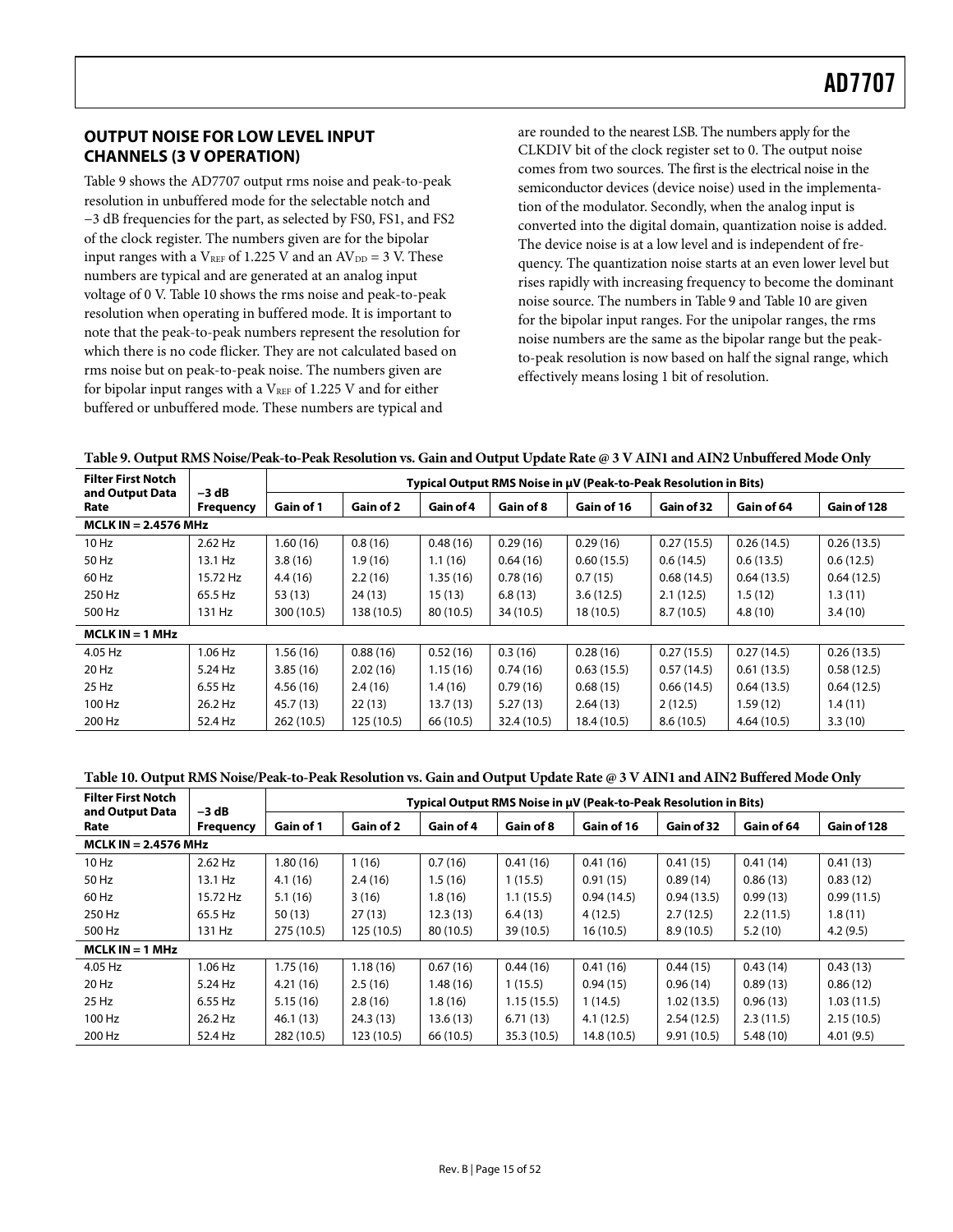## OUTPUT NOISE FOR LOW LEVEL INPUT CHANNELS (3 V OPERATION)

Table 9 shows the AD7707 output rms noise and peak-to-peak resolution in unbuffered mode for the selectable notch and −3 dB frequencies for the part, as selected by FS0, FS1, and FS2 of the clock register. The numbers given are for the bipolar input ranges with a $V_{REF}$ of 1.225 V and an $AV_{DD}$ = 3 V. These numbers are typical and are generated at an analog input voltage of 0 V. Table 10 shows the rms noise and peak-to-peak resolution when operating in buffered mode. It is important to note that the peak-to-peak numbers represent the resolution for which there is no code flicker. They are not calculated based on rms noise but on peak-to-peak noise. The numbers given are for bipolar input ranges with a $V_{REF}$ of 1.225 V and for either buffered or unbuffered mode. These numbers are typical and are rounded to the nearest LSB. The numbers apply for the CLKDIV bit of the clock register set to 0. The output noise comes from two sources. The first is the electrical noise in the semiconductor devices (device noise) used in the implementation of the modulator. Secondly, when the analog input is converted into the digital domain, quantization noise is added. The device noise is at a low level and is independent of frequency. The quantization noise starts at an even lower level but rises rapidly with increasing frequency to become the dominant noise source. The numbers in Table 9 and Table 10 are given for the bipolar input ranges. For the unipolar ranges, the rms noise numbers are the same as the bipolar range but the peak-to-peak resolution is now based on half the signal range, which effectively means losing 1 bit of resolution.

**Table 9. Output RMS Noise/Peak-to-Peak Resolution vs. Gain and Output Update Rate @ 3 V AIN1 and AIN2 Unbuffered Mode Only**

| Filter First Notch and Output Data Rate | −3 dB Frequency | Typical Output RMS Noise in μV (Peak-to-Peak Resolution in Bits) | | | | | | | |
|---|---|---|---|---|---|---|---|---|---|
| | | Gain of 1 | Gain of 2 | Gain of 4 | Gain of 8 | Gain of 16 | Gain of 32 | Gain of 64 | Gain of 128 |
| **MCLK IN = 2.4576 MHz** | | | | | | | | | |
| 10 Hz | 2.62 Hz | 1.60 (16) | 0.8 (16) | 0.48 (16) | 0.29 (16) | 0.29 (16) | 0.27 (15.5) | 0.26 (14.5) | 0.26 (13.5) |
| 50 Hz | 13.1 Hz | 3.8 (16) | 1.9 (16) | 1.1 (16) | 0.64 (16) | 0.60 (15.5) | 0.6 (14.5) | 0.6 (13.5) | 0.6 (12.5) |
| 60 Hz | 15.72 Hz | 4.4 (16) | 2.2 (16) | 1.35 (16) | 0.78 (16) | 0.7 (15) | 0.68 (14.5) | 0.64 (13.5) | 0.64 (12.5) |
| 250 Hz | 65.5 Hz | 53 (13) | 24 (13) | 15 (13) | 6.8 (13) | 3.6 (12.5) | 2.1 (12.5) | 1.5 (12) | 1.3 (11) |
| 500 Hz | 131 Hz | 300 (10.5) | 138 (10.5) | 80 (10.5) | 34 (10.5) | 18 (10.5) | 8.7 (10.5) | 4.8 (10) | 3.4 (10) |
| **MCLK IN = 1 MHz** | | | | | | | | | |
| 4.05 Hz | 1.06 Hz | 1.56 (16) | 0.88 (16) | 0.52 (16) | 0.3 (16) | 0.28 (16) | 0.27 (15.5) | 0.27 (14.5) | 0.26 (13.5) |
| 20 Hz | 5.24 Hz | 3.85 (16) | 2.02 (16) | 1.15 (16) | 0.74 (16) | 0.63 (15.5) | 0.57 (14.5) | 0.61 (13.5) | 0.58 (12.5) |
| 25 Hz | 6.55 Hz | 4.56 (16) | 2.4 (16) | 1.4 (16) | 0.79 (16) | 0.68 (15) | 0.66 (14.5) | 0.64 (13.5) | 0.64 (12.5) |
| 100 Hz | 26.2 Hz | 45.7 (13) | 22 (13) | 13.7 (13) | 5.27 (13) | 2.64 (13) | 2 (12.5) | 1.59 (12) | 1.4 (11) |
| 200 Hz | 52.4 Hz | 262 (10.5) | 125 (10.5) | 66 (10.5) | 32.4 (10.5) | 18.4 (10.5) | 8.6 (10.5) | 4.64 (10.5) | 3.3 (10) |

**Table 10. Output RMS Noise/Peak-to-Peak Resolution vs. Gain and Output Update Rate @ 3 V AIN1 and AIN2 Buffered Mode Only**

| Filter First Notch and Output Data Rate | −3 dB Frequency | Typical Output RMS Noise in μV (Peak-to-Peak Resolution in Bits) | | | | | | | |
|---|---|---|---|---|---|---|---|---|---|
| | | Gain of 1 | Gain of 2 | Gain of 4 | Gain of 8 | Gain of 16 | Gain of 32 | Gain of 64 | Gain of 128 |
| **MCLK IN = 2.4576 MHz** | | | | | | | | | |
| 10 Hz | 2.62 Hz | 1.80 (16) | 1 (16) | 0.7 (16) | 0.41 (16) | 0.41 (16) | 0.41 (15) | 0.41 (14) | 0.41 (13) |
| 50 Hz | 13.1 Hz | 4.1 (16) | 2.4 (16) | 1.5 (16) | 1 (15.5) | 0.91 (15) | 0.89 (14) | 0.86 (13) | 0.83 (12) |
| 60 Hz | 15.72 Hz | 5.1 (16) | 3 (16) | 1.8 (16) | 1.1 (15.5) | 0.94 (14.5) | 0.94 (13.5) | 0.99 (13) | 0.99 (11.5) |
| 250 Hz | 65.5 Hz | 50 (13) | 27 (13) | 12.3 (13) | 6.4 (13) | 4 (12.5) | 2.7 (12.5) | 2.2 (11.5) | 1.8 (11) |
| 500 Hz | 131 Hz | 275 (10.5) | 125 (10.5) | 80 (10.5) | 39 (10.5) | 16 (10.5) | 8.9 (10.5) | 5.2 (10) | 4.2 (9.5) |
| **MCLK IN = 1 MHz** | | | | | | | | | |
| 4.05 Hz | 1.06 Hz | 1.75 (16) | 1.18 (16) | 0.67 (16) | 0.44 (16) | 0.41 (16) | 0.44 (15) | 0.43 (14) | 0.43 (13) |
| 20 Hz | 5.24 Hz | 4.21 (16) | 2.5 (16) | 1.48 (16) | 1 (15.5) | 0.94 (15) | 0.96 (14) | 0.89 (13) | 0.86 (12) |
| 25 Hz | 6.55 Hz | 5.15 (16) | 2.8 (16) | 1.8 (16) | 1.15 (15.5) | 1 (14.5) | 1.02 (13.5) | 0.96 (13) | 1.03 (11.5) |
| 100 Hz | 26.2 Hz | 46.1 (13) | 24.3 (13) | 13.6 (13) | 6.71 (13) | 4.1 (12.5) | 2.54 (12.5) | 2.3 (11.5) | 2.15 (10.5) |
| 200 Hz | 52.4 Hz | 282 (10.5) | 123 (10.5) | 66 (10.5) | 35.3 (10.5) | 14.8 (10.5) | 9.91 (10.5) | 5.48 (10) | 4.01 (9.5) |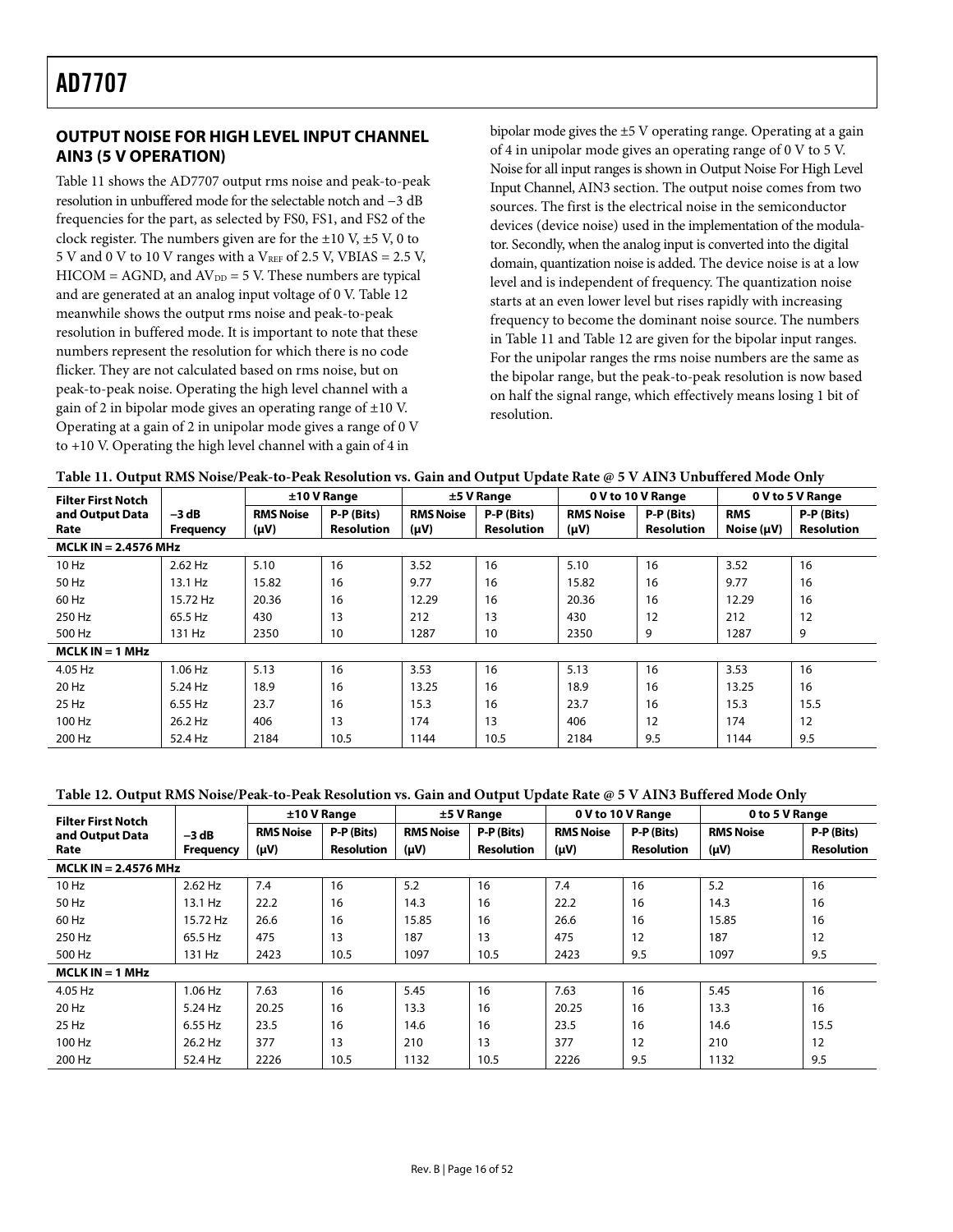## OUTPUT NOISE FOR HIGH LEVEL INPUT CHANNEL AIN3 (5 V OPERATION)

Table 11 shows the AD7707 output rms noise and peak-to-peak resolution in unbuffered mode for the selectable notch and −3 dB frequencies for the part, as selected by FS0, FS1, and FS2 of the clock register. The numbers given are for the ±10 V, ±5 V, 0 to 5 V and 0 V to 10 V ranges with a $V_{REF}$ of 2.5 V, VBIAS = 2.5 V, HICOM = AGND, and $AV_{DD}$ = 5 V. These numbers are typical and are generated at an analog input voltage of 0 V. Table 12 meanwhile shows the output rms noise and peak-to-peak resolution in buffered mode. It is important to note that these numbers represent the resolution for which there is no code flicker. They are not calculated based on rms noise, but on peak-to-peak noise. Operating the high level channel with a gain of 2 in bipolar mode gives an operating range of ±10 V. Operating at a gain of 2 in unipolar mode gives a range of 0 V to +10 V. Operating the high level channel with a gain of 4 in bipolar mode gives the ±5 V operating range. Operating at a gain of 4 in unipolar mode gives an operating range of 0 V to 5 V. Noise for all input ranges is shown in Output Noise For High Level Input Channel, AIN3 section. The output noise comes from two sources. The first is the electrical noise in the semiconductor devices (device noise) used in the implementation of the modulator. Secondly, when the analog input is converted into the digital domain, quantization noise is added. The device noise is at a low level and is independent of frequency. The quantization noise starts at an even lower level but rises rapidly with increasing frequency to become the dominant noise source. The numbers in Table 11 and Table 12 are given for the bipolar input ranges. For the unipolar ranges the rms noise numbers are the same as the bipolar range, but the peak-to-peak resolution is now based on half the signal range, which effectively means losing 1 bit of resolution.

**Table 11. Output RMS Noise/Peak-to-Peak Resolution vs. Gain and Output Update Rate @ 5 V AIN3 Unbuffered Mode Only**

| Filter First Notch and Output Data Rate | −3 dB Frequency | ±10 V Range | | ±5 V Range | | 0 V to 10 V Range | | 0 V to 5 V Range | |
|---|---|---|---|---|---|---|---|---|---|
| | | RMS Noise (μV) | P-P (Bits) Resolution | RMS Noise (μV) | P-P (Bits) Resolution | RMS Noise (μV) | P-P (Bits) Resolution | RMS Noise (μV) | P-P (Bits) Resolution |
| **MCLK IN = 2.4576 MHz** | | | | | | | | | |
| 10 Hz | 2.62 Hz | 5.10 | 16 | 3.52 | 16 | 5.10 | 16 | 3.52 | 16 |
| 50 Hz | 13.1 Hz | 15.82 | 16 | 9.77 | 16 | 15.82 | 16 | 9.77 | 16 |
| 60 Hz | 15.72 Hz | 20.36 | 16 | 12.29 | 16 | 20.36 | 16 | 12.29 | 16 |
| 250 Hz | 65.5 Hz | 430 | 13 | 212 | 13 | 430 | 12 | 212 | 12 |
| 500 Hz | 131 Hz | 2350 | 10 | 1287 | 10 | 2350 | 9 | 1287 | 9 |
| **MCLK IN = 1 MHz** | | | | | | | | | |
| 4.05 Hz | 1.06 Hz | 5.13 | 16 | 3.53 | 16 | 5.13 | 16 | 3.53 | 16 |
| 20 Hz | 5.24 Hz | 18.9 | 16 | 13.25 | 16 | 18.9 | 16 | 13.25 | 16 |
| 25 Hz | 6.55 Hz | 23.7 | 16 | 15.3 | 16 | 23.7 | 16 | 15.3 | 15.5 |
| 100 Hz | 26.2 Hz | 406 | 13 | 174 | 13 | 406 | 12 | 174 | 12 |
| 200 Hz | 52.4 Hz | 2184 | 10.5 | 1144 | 10.5 | 2184 | 9.5 | 1144 | 9.5 |

**Table 12. Output RMS Noise/Peak-to-Peak Resolution vs. Gain and Output Update Rate @ 5 V AIN3 Buffered Mode Only**

| Filter First Notch and Output Data Rate | −3 dB Frequency | ±10 V Range | | ±5 V Range | | 0 V to 10 V Range | | 0 to 5 V Range | |
|---|---|---|---|---|---|---|---|---|---|
| | | RMS Noise (μV) | P-P (Bits) Resolution | RMS Noise (μV) | P-P (Bits) Resolution | RMS Noise (μV) | P-P (Bits) Resolution | RMS Noise (μV) | P-P (Bits) Resolution |
| **MCLK IN = 2.4576 MHz** | | | | | | | | | |
| 10 Hz | 2.62 Hz | 7.4 | 16 | 5.2 | 16 | 7.4 | 16 | 5.2 | 16 |
| 50 Hz | 13.1 Hz | 22.2 | 16 | 14.3 | 16 | 22.2 | 16 | 14.3 | 16 |
| 60 Hz | 15.72 Hz | 26.6 | 16 | 15.85 | 16 | 26.6 | 16 | 15.85 | 16 |
| 250 Hz | 65.5 Hz | 475 | 13 | 187 | 13 | 475 | 12 | 187 | 12 |
| 500 Hz | 131 Hz | 2423 | 10.5 | 1097 | 10.5 | 2423 | 9.5 | 1097 | 9.5 |
| **MCLK IN = 1 MHz** | | | | | | | | | |
| 4.05 Hz | 1.06 Hz | 7.63 | 16 | 5.45 | 16 | 7.63 | 16 | 5.45 | 16 |
| 20 Hz | 5.24 Hz | 20.25 | 16 | 13.3 | 16 | 20.25 | 16 | 13.3 | 16 |
| 25 Hz | 6.55 Hz | 23.5 | 16 | 14.6 | 16 | 23.5 | 16 | 14.6 | 15.5 |
| 100 Hz | 26.2 Hz | 377 | 13 | 210 | 13 | 377 | 12 | 210 | 12 |
| 200 Hz | 52.4 Hz | 2226 | 10.5 | 1132 | 10.5 | 2226 | 9.5 | 1132 | 9.5 |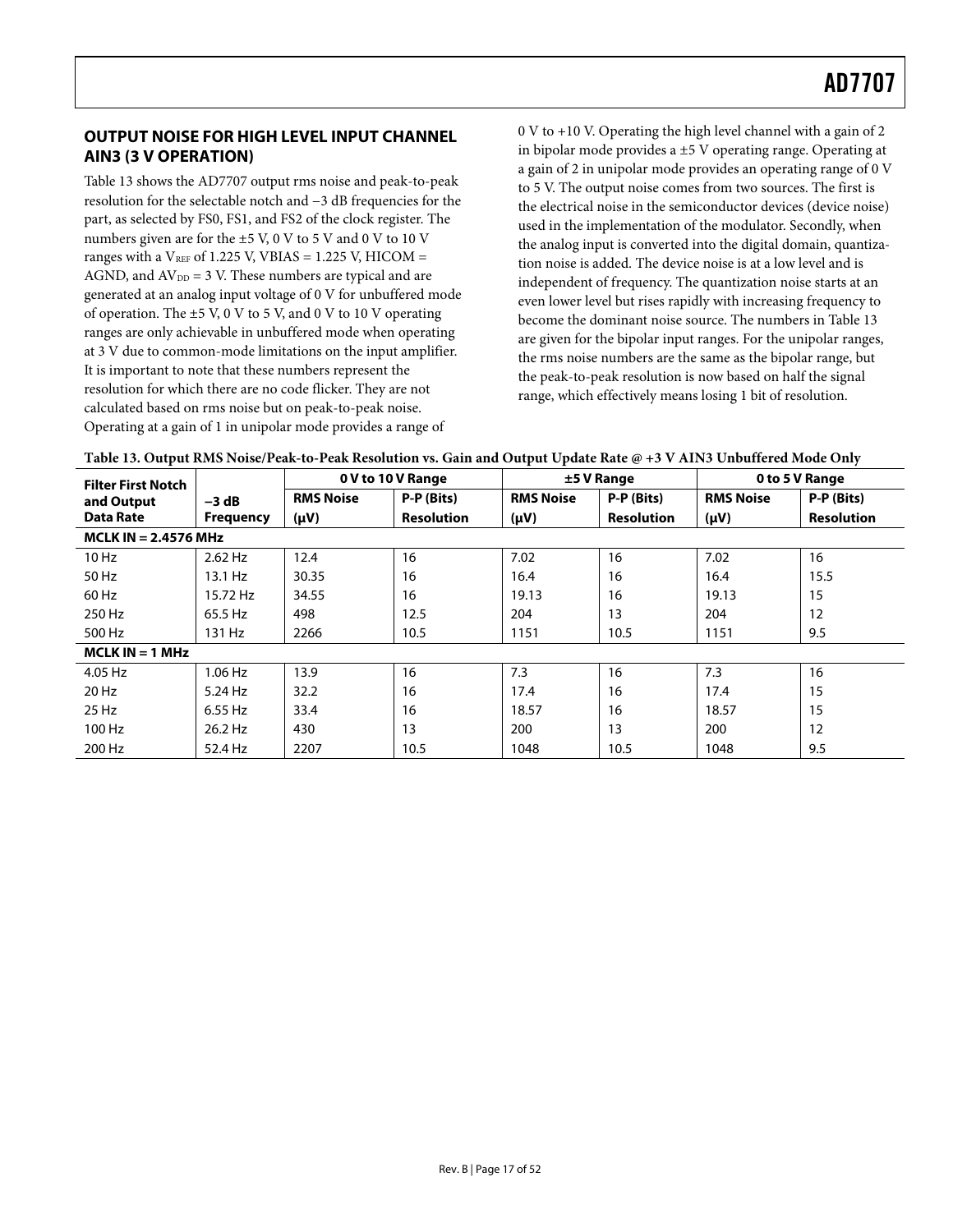## OUTPUT NOISE FOR HIGH LEVEL INPUT CHANNEL AIN3 (3 V OPERATION)

Table 13 shows the AD7707 output rms noise and peak-to-peak resolution for the selectable notch and −3 dB frequencies for the part, as selected by FS0, FS1, and FS2 of the clock register. The numbers given are for the ±5 V, 0 V to 5 V and 0 V to 10 V ranges with a $V_{REF}$ of 1.225 V, VBIAS = 1.225 V, HICOM = AGND, and $AV_{DD}$ = 3 V. These numbers are typical and are generated at an analog input voltage of 0 V for unbuffered mode of operation. The ±5 V, 0 V to 5 V, and 0 V to 10 V operating ranges are only achievable in unbuffered mode when operating at 3 V due to common-mode limitations on the input amplifier. It is important to note that these numbers represent the resolution for which there are no code flicker. They are not calculated based on rms noise but on peak-to-peak noise. Operating at a gain of 1 in unipolar mode provides a range of 0 V to +10 V. Operating the high level channel with a gain of 2 in bipolar mode provides a ±5 V operating range. Operating at a gain of 2 in unipolar mode provides an operating range of 0 V to 5 V. The output noise comes from two sources. The first is the electrical noise in the semiconductor devices (device noise) used in the implementation of the modulator. Secondly, when the analog input is converted into the digital domain, quantization noise is added. The device noise is at a low level and is independent of frequency. The quantization noise starts at an even lower level but rises rapidly with increasing frequency to become the dominant noise source. The numbers in Table 13 are given for the bipolar input ranges. For the unipolar ranges, the rms noise numbers are the same as the bipolar range, but the peak-to-peak resolution is now based on half the signal range, which effectively means losing 1 bit of resolution.

**Table 13. Output RMS Noise/Peak-to-Peak Resolution vs. Gain and Output Update Rate @ +3 V AIN3 Unbuffered Mode Only**

| Filter First Notch and Output Data Rate | −3 dB Frequency | 0 V to 10 V Range | | ±5 V Range | | 0 to 5 V Range | |
|---|---|---|---|---|---|---|---|
| | | RMS Noise (μV) | P-P (Bits) Resolution | RMS Noise (μV) | P-P (Bits) Resolution | RMS Noise (μV) | P-P (Bits) Resolution |
| **MCLK IN = 2.4576 MHz** | | | | | | | |
| 10 Hz | 2.62 Hz | 12.4 | 16 | 7.02 | 16 | 7.02 | 16 |
| 50 Hz | 13.1 Hz | 30.35 | 16 | 16.4 | 16 | 16.4 | 15.5 |
| 60 Hz | 15.72 Hz | 34.55 | 16 | 19.13 | 16 | 19.13 | 15 |
| 250 Hz | 65.5 Hz | 498 | 12.5 | 204 | 13 | 204 | 12 |
| 500 Hz | 131 Hz | 2266 | 10.5 | 1151 | 10.5 | 1151 | 9.5 |
| **MCLK IN = 1 MHz** | | | | | | | |
| 4.05 Hz | 1.06 Hz | 13.9 | 16 | 7.3 | 16 | 7.3 | 16 |
| 20 Hz | 5.24 Hz | 32.2 | 16 | 17.4 | 16 | 17.4 | 15 |
| 25 Hz | 6.55 Hz | 33.4 | 16 | 18.57 | 16 | 18.57 | 15 |
| 100 Hz | 26.2 Hz | 430 | 13 | 200 | 13 | 200 | 12 |
| 200 Hz | 52.4 Hz | 2207 | 10.5 | 1048 | 10.5 | 1048 | 9.5 |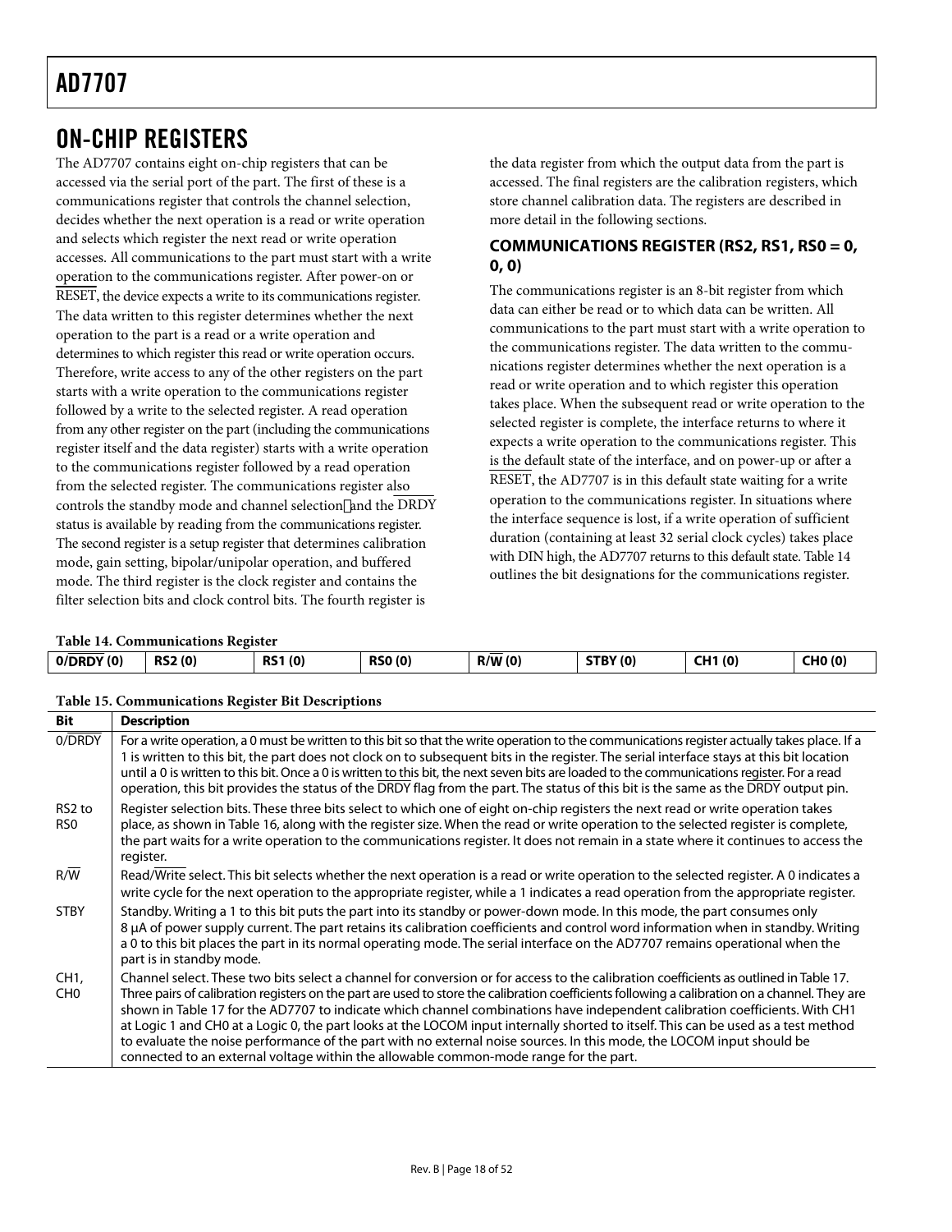# ON-CHIP REGISTERS

The AD7707 contains eight on-chip registers that can be accessed via the serial port of the part. The first of these is a communications register that controls the channel selection, decides whether the next operation is a read or write operation and selects which register the next read or write operation accesses. All communications to the part must start with a write operation to the communications register. After power-on or RESET, the device expects a write to its communications register. The data written to this register determines whether the next operation to the part is a read or a write operation and determines to which register this read or write operation occurs. Therefore, write access to any of the other registers on the part starts with a write operation to the communications register followed by a write to the selected register. A read operation from any other register on the part (including the communications register itself and the data register) starts with a write operation to the communications register followed by a read operation from the selected register. The communications register also controls the standby mode and channel selection and the DRDY status is available by reading from the communications register. The second register is a setup register that determines calibration mode, gain setting, bipolar/unipolar operation, and buffered mode. The third register is the clock register and contains the filter selection bits and clock control bits. The fourth register is the data register from which the output data from the part is accessed. The final registers are the calibration registers, which store channel calibration data. The registers are described in more detail in the following sections.

## COMMUNICATIONS REGISTER (RS2, RS1, RS0 = 0, 0, 0)

The communications register is an 8-bit register from which data can either be read or to which data can be written. All communications to the part must start with a write operation to the communications register. The data written to the communications register determines whether the next operation is a read or write operation and to which register this operation takes place. When the subsequent read or write operation to the selected register is complete, the interface returns to where it expects a write operation to the communications register. This is the default state of the interface, and on power-up or after a RESET, the AD7707 is in this default state waiting for a write operation to the communications register. In situations where the interface sequence is lost, if a write operation of sufficient duration (containing at least 32 serial clock cycles) takes place with DIN high, the AD7707 returns to this default state. Table 14 outlines the bit designations for the communications register.

**Table 14. Communications Register**

| 0/DRDY (0) | RS2 (0) | RS1 (0) | RS0 (0) | R/W (0) | STBY (0) | CH1 (0) | CH0 (0) |
|---|---|---|---|---|---|---|---|

**Table 15. Communications Register Bit Descriptions**

| Bit | Description |
|---|---|
| 0/DRDY | For a write operation, a 0 must be written to this bit so that the write operation to the communications register actually takes place. If a 1 is written to this bit, the part does not clock on to subsequent bits in the register. The serial interface stays at this bit location until a 0 is written to this bit. Once a 0 is written to this bit, the next seven bits are loaded to the communications register. For a read operation, this bit provides the status of the DRDY flag from the part. The status of this bit is the same as the DRDY output pin. |
| RS2 to RS0 | Register selection bits. These three bits select to which one of eight on-chip registers the next read or write operation takes place, as shown in Table 16, along with the register size. When the read or write operation to the selected register is complete, the part waits for a write operation to the communications register. It does not remain in a state where it continues to access the register. |
| R/W | Read/Write select. This bit selects whether the next operation is a read or write operation to the selected register. A 0 indicates a write cycle for the next operation to the appropriate register, while a 1 indicates a read operation from the appropriate register. |
| STBY | Standby. Writing a 1 to this bit puts the part into its standby or power-down mode. In this mode, the part consumes only 8 μA of power supply current. The part retains its calibration coefficients and control word information when in standby. Writing a 0 to this bit places the part in its normal operating mode. The serial interface on the AD7707 remains operational when the part is in standby mode. |
| CH1, CH0 | Channel select. These two bits select a channel for conversion or for access to the calibration coefficients as outlined in Table 17. Three pairs of calibration registers on the part are used to store the calibration coefficients following a calibration on a channel. They are shown in Table 17 for the AD7707 to indicate which channel combinations have independent calibration coefficients. With CH1 at Logic 1 and CH0 at a Logic 0, the part looks at the LOCOM input internally shorted to itself. This can be used as a test method to evaluate the noise performance of the part with no external noise sources. In this mode, the LOCOM input should be connected to an external voltage within the allowable common-mode range for the part. |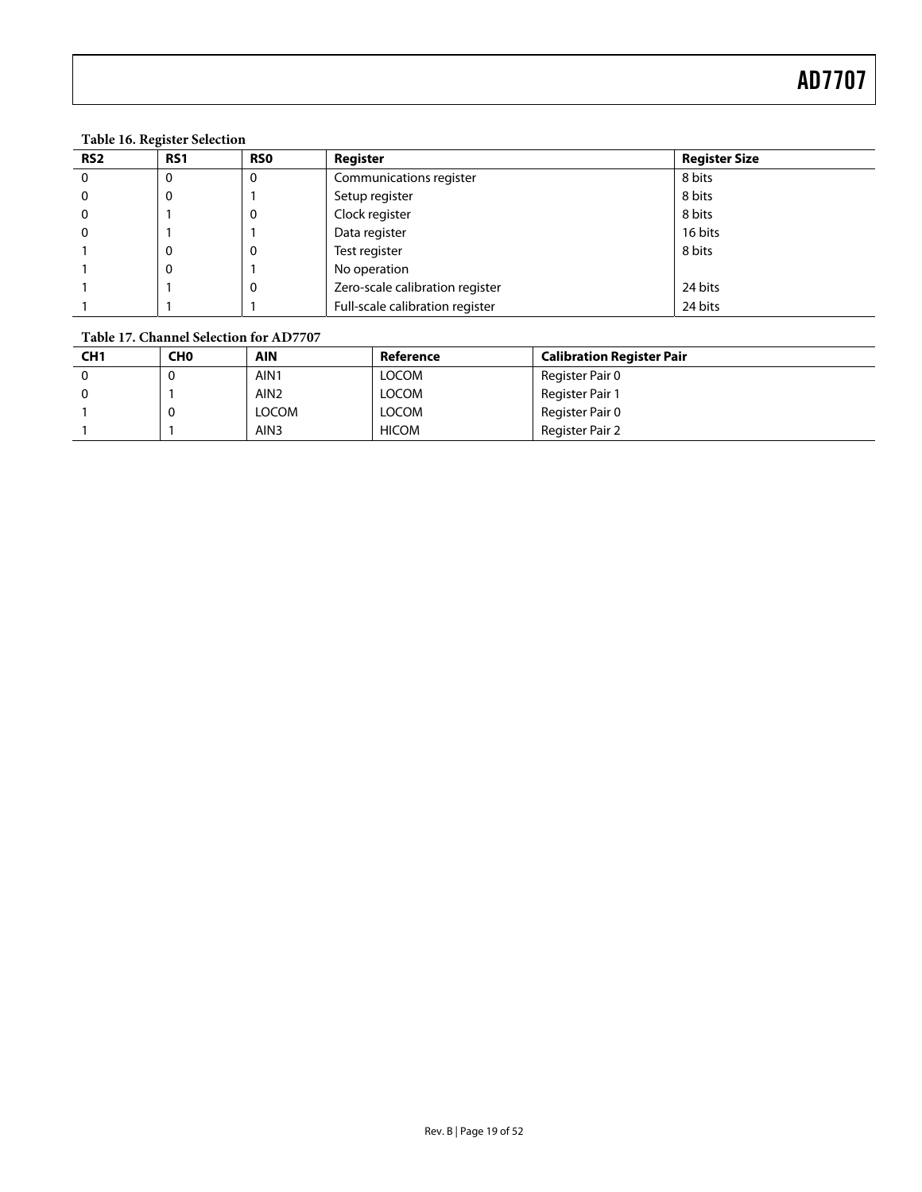**Table 16. Register Selection**

| RS2 | RS1 | RS0 | Register | Register Size |
|---|---|---|---|---|
| 0 | 0 | 0 | Communications register | 8 bits |
| 0 | 0 | 1 | Setup register | 8 bits |
| 0 | 1 | 0 | Clock register | 8 bits |
| 0 | 1 | 1 | Data register | 16 bits |
| 1 | 0 | 0 | Test register | 8 bits |
| 1 | 0 | 1 | No operation | |
| 1 | 1 | 0 | Zero-scale calibration register | 24 bits |
| 1 | 1 | 1 | Full-scale calibration register | 24 bits |

**Table 17. Channel Selection for AD7707**

| CH1 | CH0 | AIN | Reference | Calibration Register Pair |
|---|---|---|---|---|
| 0 | 0 | AIN1 | LOCOM | Register Pair 0 |
| 0 | 1 | AIN2 | LOCOM | Register Pair 1 |
| 1 | 0 | LOCOM | LOCOM | Register Pair 0 |
| 1 | 1 | AIN3 | HICOM | Register Pair 2 |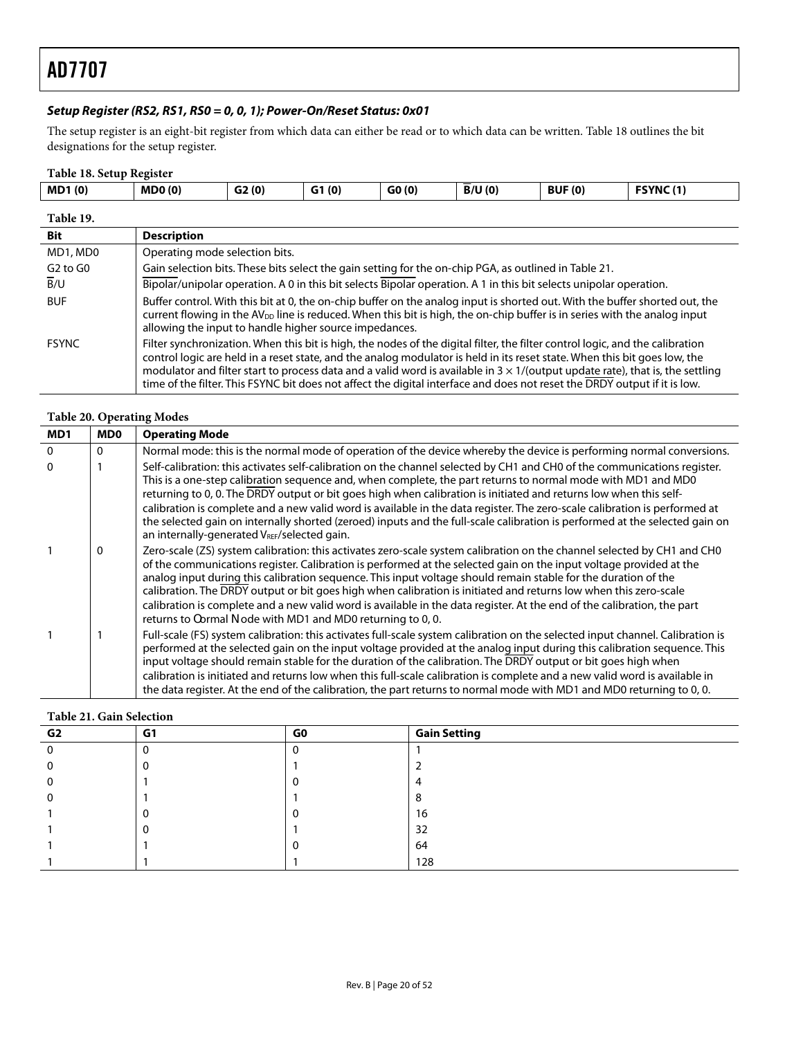### *Setup Register (RS2, RS1, RS0 = 0, 0, 1); Power-On/Reset Status: 0x01*

The setup register is an eight-bit register from which data can either be read or to which data can be written. Table 18 outlines the bit designations for the setup register.

**Table 18. Setup Register**

| MD1 (0) | MD0 (0) | G2 (0) | G1 (0) | G0 (0) | $\overline{B}$/U (0) | BUF (0) | FSYNC (1) |
|---|---|---|---|---|---|---|---|

**Table 19.**

| Bit | Description |
|---|---|
| MD1, MD0 | Operating mode selection bits. |
| G2 to G0 | Gain selection bits. These bits select the gain setting for the on-chip PGA, as outlined in Table 21. |
| $\overline{B}$/U | Bipolar/unipolar operation. A 0 in this bit selects Bipolar operation. A 1 in this bit selects unipolar operation. |
| BUF | Buffer control. With this bit at 0, the on-chip buffer on the analog input is shorted out. With the buffer shorted out, the current flowing in the $AV_{DD}$ line is reduced. When this bit is high, the on-chip buffer is in series with the analog input allowing the input to handle higher source impedances. |
| FSYNC | Filter synchronization. When this bit is high, the nodes of the digital filter, the filter control logic, and the calibration control logic are held in a reset state, and the analog modulator is held in its reset state. When this bit goes low, the modulator and filter start to process data and a valid word is available in $3 \times 1$/(output update rate), that is, the settling time of the filter. This FSYNC bit does not affect the digital interface and does not reset the $\overline{DRDY}$ output if it is low. |

**Table 20. Operating Modes**

| MD1 | MD0 | Operating Mode |
|---|---|---|
| 0 | 0 | Normal mode: this is the normal mode of operation of the device whereby the device is performing normal conversions. |
| 0 | 1 | Self-calibration: this activates self-calibration on the channel selected by CH1 and CH0 of the communications register. This is a one-step calibration sequence and, when complete, the part returns to normal mode with MD1 and MD0 returning to 0, 0. The $\overline{DRDY}$ output or bit goes high when calibration is initiated and returns low when this self-calibration is complete and a new valid word is available in the data register. The zero-scale calibration is performed at the selected gain on internally shorted (zeroed) inputs and the full-scale calibration is performed at the selected gain on an internally-generated $V_{REF}$/selected gain. |
| 1 | 0 | Zero-scale (ZS) system calibration: this activates zero-scale system calibration on the channel selected by CH1 and CH0 of the communications register. Calibration is performed at the selected gain on the input voltage provided at the analog input during this calibration sequence. This input voltage should remain stable for the duration of the calibration. The $\overline{DRDY}$ output or bit goes high when calibration is initiated and returns low when this zero-scale calibration is complete and a new valid word is available in the data register. At the end of the calibration, the part returns to Normal Mode with MD1 and MD0 returning to 0, 0. |
| 1 | 1 | Full-scale (FS) system calibration: this activates full-scale system calibration on the selected input channel. Calibration is performed at the selected gain on the input voltage provided at the analog input during this calibration sequence. This input voltage should remain stable for the duration of the calibration. The $\overline{DRDY}$ output or bit goes high when calibration is initiated and returns low when this full-scale calibration is complete and a new valid word is available in the data register. At the end of the calibration, the part returns to normal mode with MD1 and MD0 returning to 0, 0. |

**Table 21. Gain Selection**

| G2 | G1 | G0 | Gain Setting |
|---|---|---|---|
| 0 | 0 | 0 | 1 |
| 0 | 0 | 1 | 2 |
| 0 | 1 | 0 | 4 |
| 0 | 1 | 1 | 8 |
| 1 | 0 | 0 | 16 |
| 1 | 0 | 1 | 32 |
| 1 | 1 | 0 | 64 |
| 1 | 1 | 1 | 128 |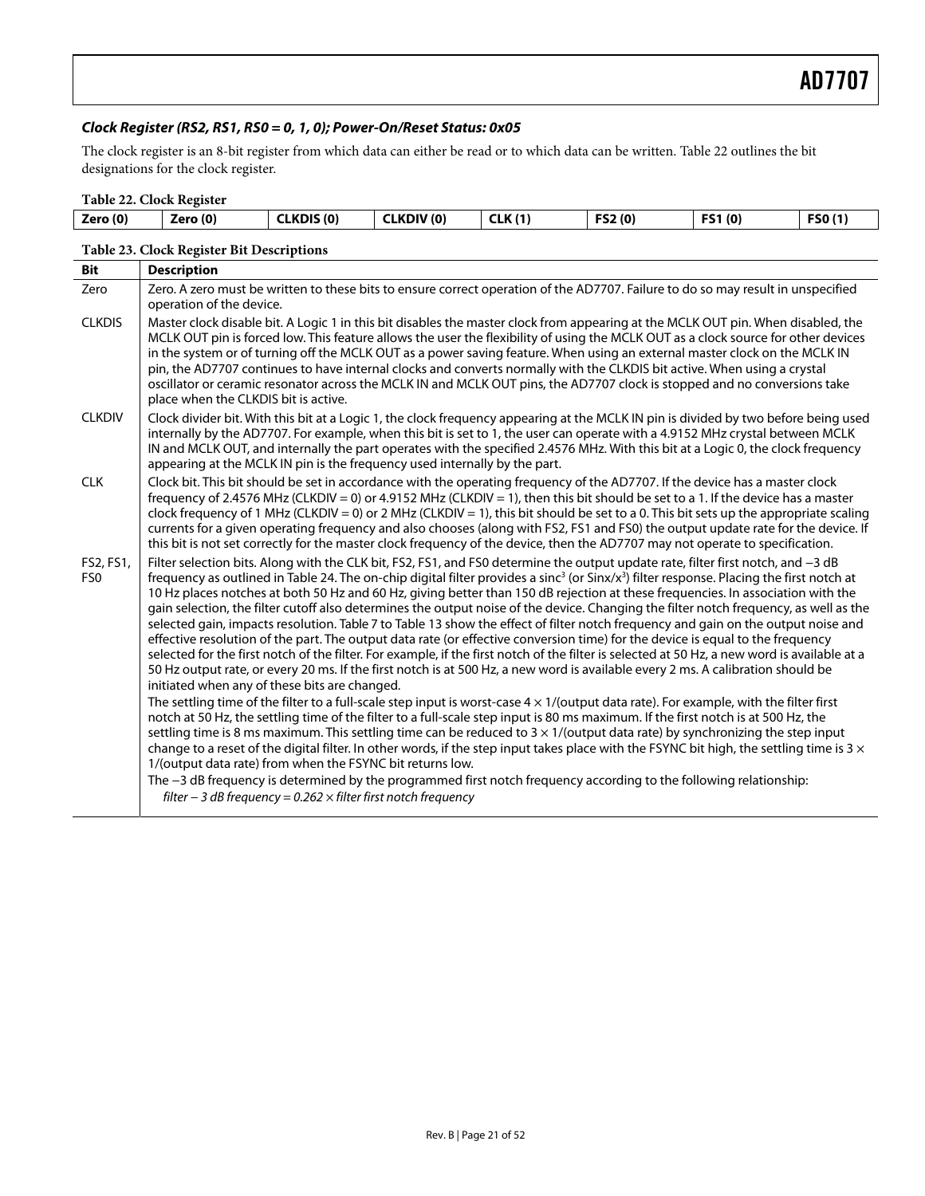### *Clock Register (RS2, RS1, RS0 = 0, 1, 0); Power-On/Reset Status: 0x05*

The clock register is an 8-bit register from which data can either be read or to which data can be written. Table 22 outlines the bit designations for the clock register.

**Table 22. Clock Register**

| Zero (0) | Zero (0) | CLKDIS (0) | CLKDIV (0) | CLK (1) | FS2 (0) | FS1 (0) | FS0 (1) |
|---|---|---|---|---|---|---|---|

**Table 23. Clock Register Bit Descriptions**

| Bit | Description |
|---|---|
| Zero | Zero. A zero must be written to these bits to ensure correct operation of the AD7707. Failure to do so may result in unspecified operation of the device. |
| CLKDIS | Master clock disable bit. A Logic 1 in this bit disables the master clock from appearing at the MCLK OUT pin. When disabled, the MCLK OUT pin is forced low. This feature allows the user the flexibility of using the MCLK OUT as a clock source for other devices in the system or of turning off the MCLK OUT as a power saving feature. When using an external master clock on the MCLK IN pin, the AD7707 continues to have internal clocks and converts normally with the CLKDIS bit active. When using a crystal oscillator or ceramic resonator across the MCLK IN and MCLK OUT pins, the AD7707 clock is stopped and no conversions take place when the CLKDIS bit is active. |
| CLKDIV | Clock divider bit. With this bit at a Logic 1, the clock frequency appearing at the MCLK IN pin is divided by two before being used internally by the AD7707. For example, when this bit is set to 1, the user can operate with a 4.9152 MHz crystal between MCLK IN and MCLK OUT, and internally the part operates with the specified 2.4576 MHz. With this bit at a Logic 0, the clock frequency appearing at the MCLK IN pin is the frequency used internally by the part. |
| CLK | Clock bit. This bit should be set in accordance with the operating frequency of the AD7707. If the device has a master clock frequency of 2.4576 MHz (CLKDIV = 0) or 4.9152 MHz (CLKDIV = 1), then this bit should be set to a 1. If the device has a master clock frequency of 1 MHz (CLKDIV = 0) or 2 MHz (CLKDIV = 1), this bit should be set to a 0. This bit sets up the appropriate scaling currents for a given operating frequency and also chooses (along with FS2, FS1 and FS0) the output update rate for the device. If this bit is not set correctly for the master clock frequency of the device, then the AD7707 may not operate to specification. |
| FS2, FS1, FS0 | Filter selection bits. Along with the CLK bit, FS2, FS1, and FS0 determine the output update rate, filter first notch, and −3 dB frequency as outlined in Table 24. The on-chip digital filter provides a $\text{sinc}^3$ (or $\text{Sinx}/x^3$) filter response. Placing the first notch at 10 Hz places notches at both 50 Hz and 60 Hz, giving better than 150 dB rejection at these frequencies. In association with the gain selection, the filter cutoff also determines the output noise of the device. Changing the filter notch frequency, as well as the selected gain, impacts resolution. Table 7 to Table 13 show the effect of filter notch frequency and gain on the output noise and effective resolution of the part. The output data rate (or effective conversion time) for the device is equal to the frequency selected for the first notch of the filter. For example, if the first notch of the filter is selected at 50 Hz, a new word is available at a 50 Hz output rate, or every 20 ms. If the first notch is at 500 Hz, a new word is available every 2 ms. A calibration should be initiated when any of these bits are changed.<br>The settling time of the filter to a full-scale step input is worst-case 4 × 1/(output data rate). For example, with the filter first notch at 50 Hz, the settling time of the filter to a full-scale step input is 80 ms maximum. If the first notch is at 500 Hz, the settling time is 8 ms maximum. This settling time can be reduced to 3 × 1/(output data rate) by synchronizing the step input change to a reset of the digital filter. In other words, if the step input takes place with the FSYNC bit high, the settling time is 3 × 1/(output data rate) from when the FSYNC bit returns low.<br>The −3 dB frequency is determined by the programmed first notch frequency according to the following relationship:<br>*filter − 3 dB frequency = 0.262 × filter first notch frequency* |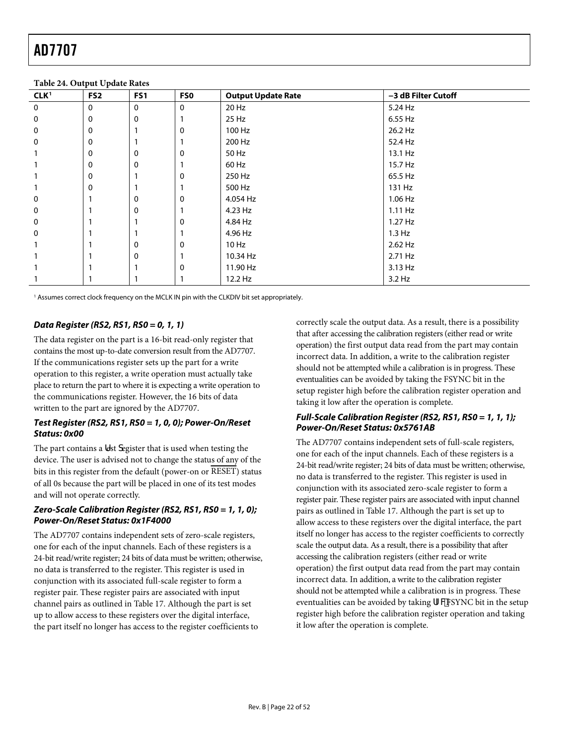**Table 24. Output Update Rates**

| CLK[1] | FS2 | FS1 | FS0 | Output Update Rate | −3 dB Filter Cutoff |
|---|---|---|---|---|---|
| 0 | 0 | 0 | 0 | 20 Hz | 5.24 Hz |
| 0 | 0 | 0 | 1 | 25 Hz | 6.55 Hz |
| 0 | 0 | 1 | 0 | 100 Hz | 26.2 Hz |
| 0 | 0 | 1 | 1 | 200 Hz | 52.4 Hz |
| 1 | 0 | 0 | 0 | 50 Hz | 13.1 Hz |
| 1 | 0 | 0 | 1 | 60 Hz | 15.7 Hz |
| 1 | 0 | 1 | 0 | 250 Hz | 65.5 Hz |
| 1 | 0 | 1 | 1 | 500 Hz | 131 Hz |
| 0 | 1 | 0 | 0 | 4.054 Hz | 1.06 Hz |
| 0 | 1 | 0 | 1 | 4.23 Hz | 1.11 Hz |
| 0 | 1 | 1 | 0 | 4.84 Hz | 1.27 Hz |
| 0 | 1 | 1 | 1 | 4.96 Hz | 1.3 Hz |
| 1 | 1 | 0 | 0 | 10 Hz | 2.62 Hz |
| 1 | 1 | 0 | 1 | 10.34 Hz | 2.71 Hz |
| 1 | 1 | 1 | 0 | 11.90 Hz | 3.13 Hz |
| 1 | 1 | 1 | 1 | 12.2 Hz | 3.2 Hz |

[1] Assumes correct clock frequency on the MCLK IN pin with the CLKDIV bit set appropriately.

### *Data Register (RS2, RS1, RS0 = 0, 1, 1)*

The data register on the part is a 16-bit read-only register that contains the most up-to-date conversion result from the AD7707. If the communications register sets up the part for a write operation to this register, a write operation must actually take place to return the part to where it is expecting a write operation to the communications register. However, the 16 bits of data written to the part are ignored by the AD7707.

### *Test Register (RS2, RS1, RS0 = 1, 0, 0); Power-On/Reset Status: 0x00*

The part contains a test register that is used when testing the device. The user is advised not to change the status of any of the bits in this register from the default (power-on or RESET) status of all 0s because the part will be placed in one of its test modes and will not operate correctly.

### *Zero-Scale Calibration Register (RS2, RS1, RS0 = 1, 1, 0); Power-On/Reset Status: 0x1F4000*

The AD7707 contains independent sets of zero-scale registers, one for each of the input channels. Each of these registers is a 24-bit read/write register; 24 bits of data must be written; otherwise, no data is transferred to the register. This register is used in conjunction with its associated full-scale register to form a register pair. These register pairs are associated with input channel pairs as outlined in Table 17. Although the part is set up to allow access to these registers over the digital interface, the part itself no longer has access to the register coefficients to correctly scale the output data. As a result, there is a possibility that after accessing the calibration registers (either read or write operation) the first output data read from the part may contain incorrect data. In addition, a write to the calibration register should not be attempted while a calibration is in progress. These eventualities can be avoided by taking the FSYNC bit in the setup register high before the calibration register operation and taking it low after the operation is complete.

### *Full-Scale Calibration Register (RS2, RS1, RS0 = 1, 1, 1); Power-On/Reset Status: 0x5761AB*

The AD7707 contains independent sets of full-scale registers, one for each of the input channels. Each of these registers is a 24-bit read/write register; 24 bits of data must be written; otherwise, no data is transferred to the register. This register is used in conjunction with its associated zero-scale register to form a register pair. These register pairs are associated with input channel pairs as outlined in Table 17. Although the part is set up to allow access to these registers over the digital interface, the part itself no longer has access to the register coefficients to correctly scale the output data. As a result, there is a possibility that after accessing the calibration registers (either read or write operation) the first output data read from the part may contain incorrect data. In addition, a write to the calibration register should not be attempted while a calibration is in progress. These eventualities can be avoided by taking the FSYNC bit in the setup register high before the calibration register operation and taking it low after the operation is complete.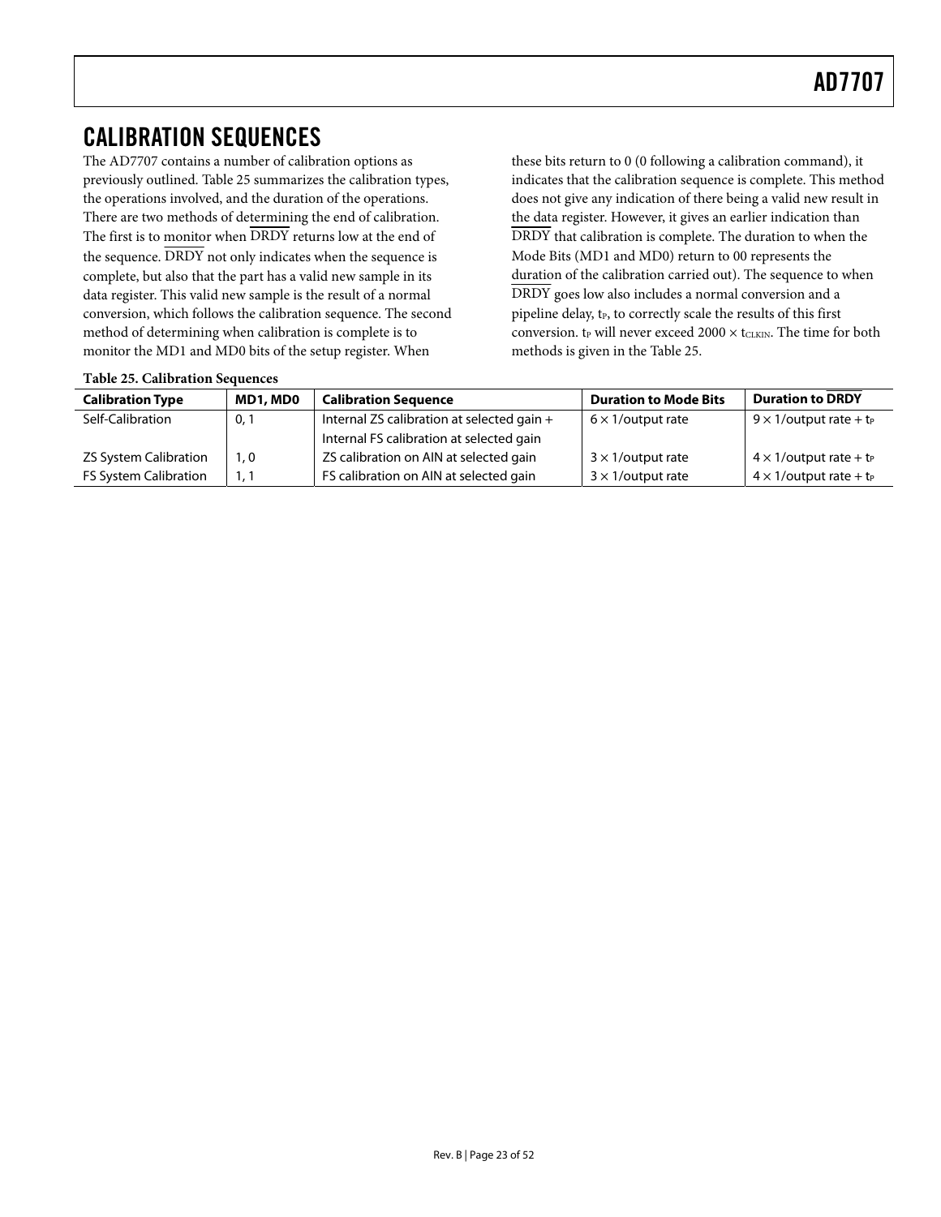# CALIBRATION SEQUENCES

The AD7707 contains a number of calibration options as previously outlined. Table 25 summarizes the calibration types, the operations involved, and the duration of the operations. There are two methods of determining the end of calibration. The first is to monitor when $\overline{DRDY}$ returns low at the end of the sequence. $\overline{DRDY}$ not only indicates when the sequence is complete, but also that the part has a valid new sample in its data register. This valid new sample is the result of a normal conversion, which follows the calibration sequence. The second method of determining when calibration is complete is to monitor the MD1 and MD0 bits of the setup register. When these bits return to 0 (0 following a calibration command), it indicates that the calibration sequence is complete. This method does not give any indication of there being a valid new result in the data register. However, it gives an earlier indication than $\overline{DRDY}$ that calibration is complete. The duration to when the Mode Bits (MD1 and MD0) return to 00 represents the duration of the calibration carried out). The sequence to when $\overline{DRDY}$ goes low also includes a normal conversion and a pipeline delay, $t_P$, to correctly scale the results of this first conversion. $t_P$ will never exceed $2000 \times t_{CLKIN}$. The time for both methods is given in the Table 25.

**Table 25. Calibration Sequences**

| Calibration Type | MD1, MD0 | Calibration Sequence | Duration to Mode Bits | Duration to $\overline{DRDY}$ |
|---|---|---|---|---|
| Self-Calibration | 0, 1 | Internal ZS calibration at selected gain + Internal FS calibration at selected gain | 6 × 1/output rate | 9 × 1/output rate + $t_P$ |
| ZS System Calibration | 1, 0 | ZS calibration on AIN at selected gain | 3 × 1/output rate | 4 × 1/output rate + $t_P$ |
| FS System Calibration | 1, 1 | FS calibration on AIN at selected gain | 3 × 1/output rate | 4 × 1/output rate + $t_P$ |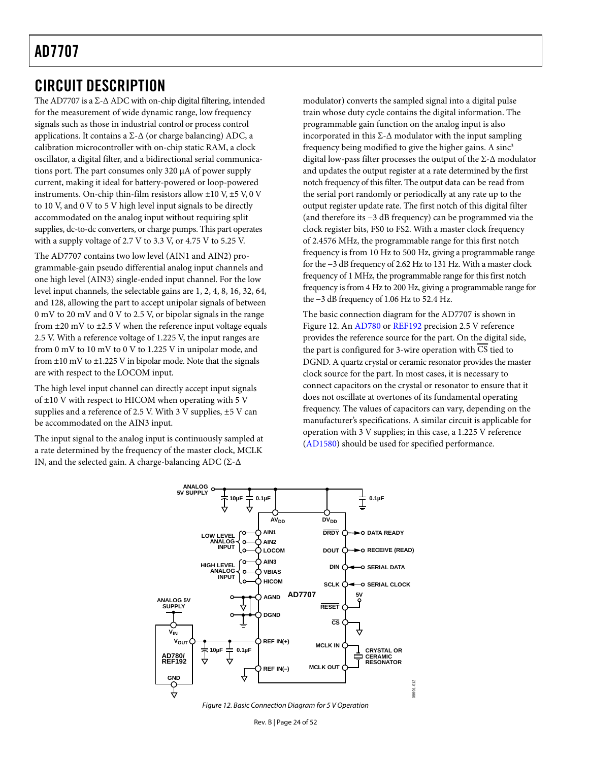## CIRCUIT DESCRIPTION

The AD7707 is a Σ-Δ ADC with on-chip digital filtering, intended for the measurement of wide dynamic range, low frequency signals such as those in industrial control or process control applications. It contains a Σ-Δ (or charge balancing) ADC, a calibration microcontroller with on-chip static RAM, a clock oscillator, a digital filter, and a bidirectional serial communications port. The part consumes only 320 µA of power supply current, making it ideal for battery-powered or loop-powered instruments. On-chip thin-film resistors allow ±10 V, ±5 V, 0 V to 10 V, and 0 V to 5 V high level input signals to be directly accommodated on the analog input without requiring split supplies, dc-to-dc converters, or charge pumps. This part operates with a supply voltage of 2.7 V to 3.3 V, or 4.75 V to 5.25 V.

The AD7707 contains two low level (AIN1 and AIN2) programmable-gain pseudo differential analog input channels and one high level (AIN3) single-ended input channel. For the low level input channels, the selectable gains are 1, 2, 4, 8, 16, 32, 64, and 128, allowing the part to accept unipolar signals of between 0 mV to 20 mV and 0 V to 2.5 V, or bipolar signals in the range from ±20 mV to ±2.5 V when the reference input voltage equals 2.5 V. With a reference voltage of 1.225 V, the input ranges are from 0 mV to 10 mV to 0 V to 1.225 V in unipolar mode, and from ±10 mV to ±1.225 V in bipolar mode. Note that the signals are with respect to the LOCOM input.

The high level input channel can directly accept input signals of ±10 V with respect to HICOM when operating with 5 V supplies and a reference of 2.5 V. With 3 V supplies, ±5 V can be accommodated on the AIN3 input.

The input signal to the analog input is continuously sampled at a rate determined by the frequency of the master clock, MCLK IN, and the selected gain. A charge-balancing ADC (Σ-Δ modulator) converts the sampled signal into a digital pulse train whose duty cycle contains the digital information. The programmable gain function on the analog input is also incorporated in this Σ-Δ modulator with the input sampling frequency being modified to give the higher gains. A $sinc^3$ digital low-pass filter processes the output of the Σ-Δ modulator and updates the output register at a rate determined by the first notch frequency of this filter. The output data can be read from the serial port randomly or periodically at any rate up to the output register update rate. The first notch of this digital filter (and therefore its −3 dB frequency) can be programmed via the clock register bits, FS0 to FS2. With a master clock frequency of 2.4576 MHz, the programmable range for this first notch frequency is from 10 Hz to 500 Hz, giving a programmable range for the −3 dB frequency of 2.62 Hz to 131 Hz. With a master clock frequency of 1 MHz, the programmable range for this first notch frequency is from 4 Hz to 200 Hz, giving a programmable range for the −3 dB frequency of 1.06 Hz to 52.4 Hz.

The basic connection diagram for the AD7707 is shown in Figure 12. An AD780 or REF192 precision 2.5 V reference provides the reference source for the part. On the digital side, the part is configured for 3-wire operation with $\overline{CS}$ tied to DGND. A quartz crystal or ceramic resonator provides the master clock source for the part. In most cases, it is necessary to connect capacitors on the crystal or resonator to ensure that it does not oscillate at overtones of its fundamental operating frequency. The values of capacitors can vary, depending on the manufacturer's specifications. A similar circuit is applicable for operation with 3 V supplies; in this case, a 1.225 V reference (AD1580) should be used for specified performance.

*Figure 12. Basic Connection Diagram for 5 V Operation*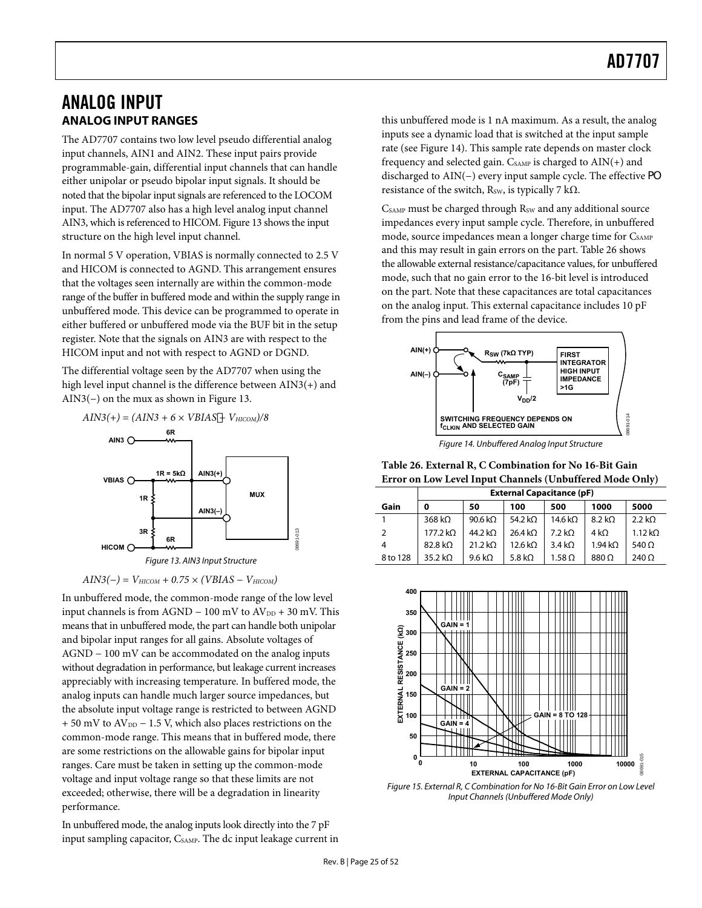# ANALOG INPUT

## ANALOG INPUT RANGES

The AD7707 contains two low level pseudo differential analog input channels, AIN1 and AIN2. These input pairs provide programmable-gain, differential input channels that can handle either unipolar or pseudo bipolar input signals. It should be noted that the bipolar input signals are referenced to the LOCOM input. The AD7707 also has a high level analog input channel AIN3, which is referenced to HICOM. Figure 13 shows the input structure on the high level input channel.

In normal 5 V operation, VBIAS is normally connected to 2.5 V and HICOM is connected to AGND. This arrangement ensures that the voltages seen internally are within the common-mode range of the buffer in buffered mode and within the supply range in unbuffered mode. This device can be programmed to operate in either buffered or unbuffered mode via the BUF bit in the setup register. Note that the signals on AIN3 are with respect to the HICOM input and not with respect to AGND or DGND.

The differential voltage seen by the AD7707 when using the high level input channel is the difference between AIN3(+) and AIN3(−) on the mux as shown in Figure 13.

$$AIN3(+) = (AIN3 + 6 \times VBIAS + V_{HICOM})/8$$

Figure 13. AIN3 Input Structure

$$AIN3(-) = V_{HICOM} + 0.75 \times (VBIAS - V_{HICOM})$$

In unbuffered mode, the common-mode range of the low level input channels is from AGND − 100 mV to $AV_{DD}$ + 30 mV. This means that in unbuffered mode, the part can handle both unipolar and bipolar input ranges for all gains. Absolute voltages of AGND − 100 mV can be accommodated on the analog inputs without degradation in performance, but leakage current increases appreciably with increasing temperature. In buffered mode, the analog inputs can handle much larger source impedances, but the absolute input voltage range is restricted to between AGND + 50 mV to $AV_{DD}$ − 1.5 V, which also places restrictions on the common-mode range. This means that in buffered mode, there are some restrictions on the allowable gains for bipolar input ranges. Care must be taken in setting up the common-mode voltage and input voltage range so that these limits are not exceeded; otherwise, there will be a degradation in linearity performance.

In unbuffered mode, the analog inputs look directly into the 7 pF input sampling capacitor, $C_{SAMP}$. The dc input leakage current in this unbuffered mode is 1 nA maximum. As a result, the analog inputs see a dynamic load that is switched at the input sample rate (see Figure 14). This sample rate depends on master clock frequency and selected gain. $C_{SAMP}$ is charged to AIN(+) and discharged to AIN(−) every input sample cycle. The effective on resistance of the switch, $R_{SW}$, is typically 7 kΩ.

$C_{SAMP}$ must be charged through $R_{SW}$ and any additional source impedances every input sample cycle. Therefore, in unbuffered mode, source impedances mean a longer charge time for $C_{SAMP}$ and this may result in gain errors on the part. Table 26 shows the allowable external resistance/capacitance values, for unbuffered mode, such that no gain error to the 16-bit level is introduced on the part. Note that these capacitances are total capacitances on the analog input. This external capacitance includes 10 pF from the pins and lead frame of the device.

Figure 14. Unbuffered Analog Input Structure

**Table 26. External R, C Combination for No 16-Bit Gain Error on Low Level Input Channels (Unbuffered Mode Only)**

| | External Capacitance (pF) | | | | | |
|---|---|---|---|---|---|---|
| Gain | 0 | 50 | 100 | 500 | 1000 | 5000 |
| 1 | 368 kΩ | 90.6 kΩ | 54.2 kΩ | 14.6 kΩ | 8.2 kΩ | 2.2 kΩ |
| 2 | 177.2 kΩ | 44.2 kΩ | 26.4 kΩ | 7.2 kΩ | 4 kΩ | 1.12 kΩ |
| 4 | 82.8 kΩ | 21.2 kΩ | 12.6 kΩ | 3.4 kΩ | 1.94 kΩ | 540 Ω |
| 8 to 128 | 35.2 kΩ | 9.6 kΩ | 5.8 kΩ | 1.58 Ω | 880 Ω | 240 Ω |

Figure 15. External R, C Combination for No 16-Bit Gain Error on Low Level Input Channels (Unbuffered Mode Only)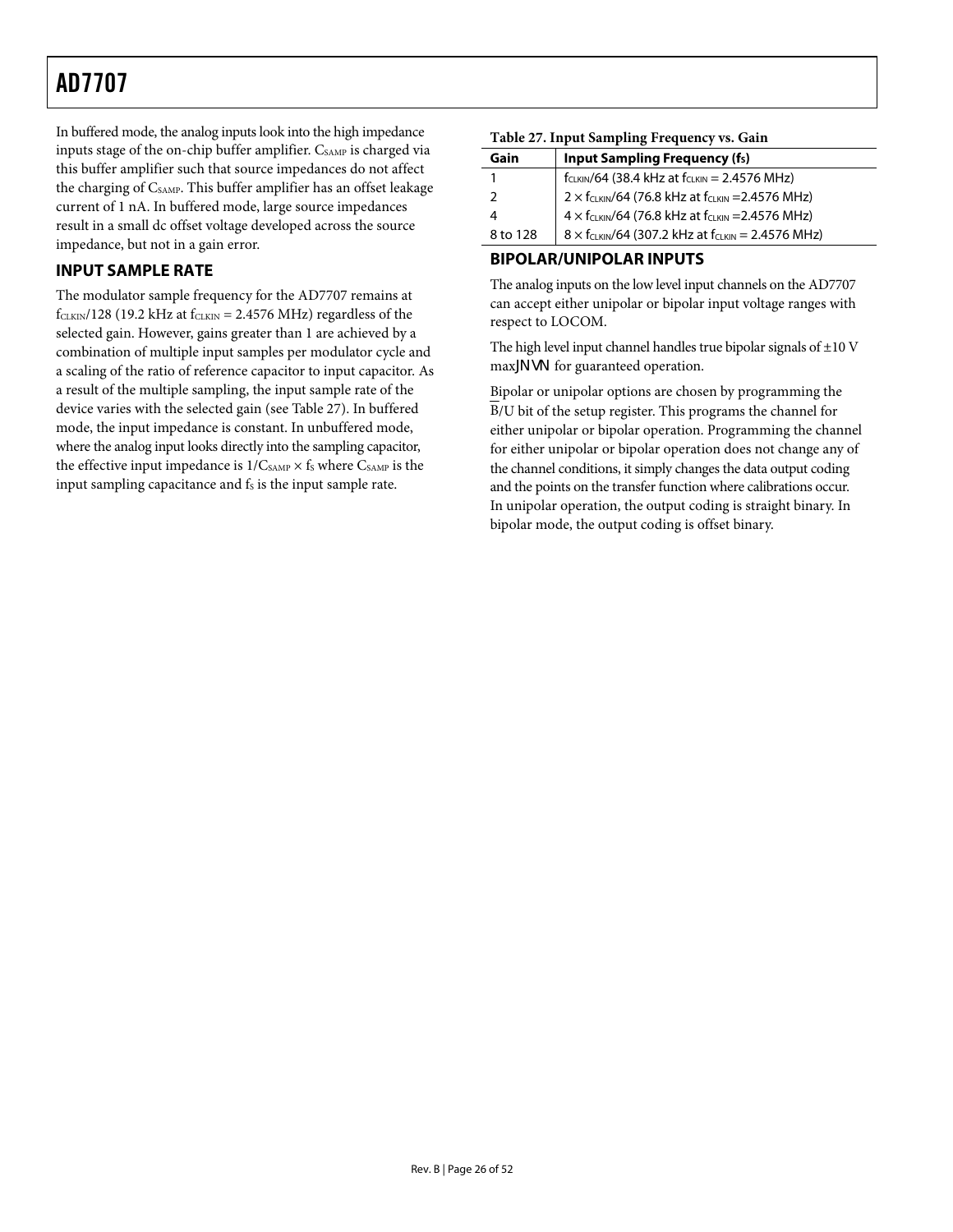In buffered mode, the analog inputs look into the high impedance inputs stage of the on-chip buffer amplifier. $C_{SAMP}$ is charged via this buffer amplifier such that source impedances do not affect the charging of $C_{SAMP}$. This buffer amplifier has an offset leakage current of 1 nA. In buffered mode, large source impedances result in a small dc offset voltage developed across the source impedance, but not in a gain error.

## INPUT SAMPLE RATE

The modulator sample frequency for the AD7707 remains at $f_{CLKIN}/128$ (19.2 kHz at $f_{CLKIN}$ = 2.4576 MHz) regardless of the selected gain. However, gains greater than 1 are achieved by a combination of multiple input samples per modulator cycle and a scaling of the ratio of reference capacitor to input capacitor. As a result of the multiple sampling, the input sample rate of the device varies with the selected gain (see Table 27). In buffered mode, the input impedance is constant. In unbuffered mode, where the analog input looks directly into the sampling capacitor, the effective input impedance is $1/C_{SAMP} \times f_S$ where $C_{SAMP}$ is the input sampling capacitance and $f_S$ is the input sample rate.

**Table 27. Input Sampling Frequency vs. Gain**

| Gain | Input Sampling Frequency ($f_S$) |
|---|---|
| 1 | $f_{CLKIN}/64$ (38.4 kHz at $f_{CLKIN}$ = 2.4576 MHz) |
| 2 | $2 \times f_{CLKIN}/64$ (76.8 kHz at $f_{CLKIN}$ =2.4576 MHz) |
| 4 | $4 \times f_{CLKIN}/64$ (76.8 kHz at $f_{CLKIN}$ =2.4576 MHz) |
| 8 to 128 | $8 \times f_{CLKIN}/64$ (307.2 kHz at $f_{CLKIN}$ = 2.4576 MHz) |

## BIPOLAR/UNIPOLAR INPUTS

The analog inputs on the low level input channels on the AD7707 can accept either unipolar or bipolar input voltage ranges with respect to LOCOM.

The high level input channel handles true bipolar signals of ±10 V maxJNVN for guaranteed operation.

Bipolar or unipolar options are chosen by programming the $\overline{B}$/U bit of the setup register. This programs the channel for either unipolar or bipolar operation. Programming the channel for either unipolar or bipolar operation does not change any of the channel conditions, it simply changes the data output coding and the points on the transfer function where calibrations occur. In unipolar operation, the output coding is straight binary. In bipolar mode, the output coding is offset binary.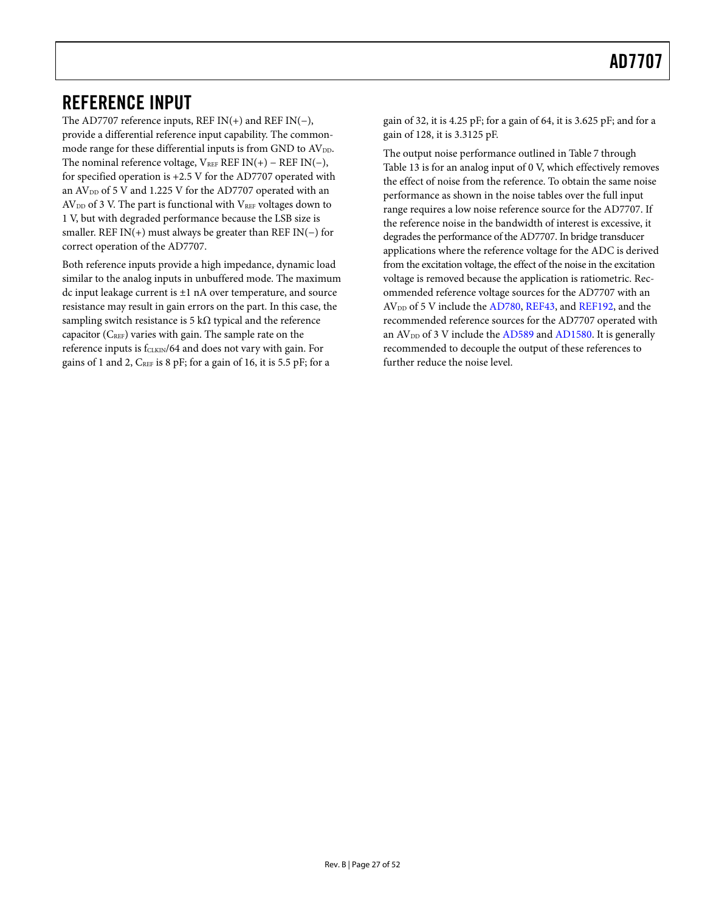## REFERENCE INPUT

The AD7707 reference inputs, REF IN(+) and REF IN(−), provide a differential reference input capability. The common-mode range for these differential inputs is from GND to $AV_{DD}$. The nominal reference voltage, $V_{REF}$ REF IN(+) − REF IN(−), for specified operation is +2.5 V for the AD7707 operated with an $AV_{DD}$ of 5 V and 1.225 V for the AD7707 operated with an $AV_{DD}$ of 3 V. The part is functional with $V_{REF}$ voltages down to 1 V, but with degraded performance because the LSB size is smaller. REF IN(+) must always be greater than REF IN(−) for correct operation of the AD7707.

Both reference inputs provide a high impedance, dynamic load similar to the analog inputs in unbuffered mode. The maximum dc input leakage current is ±1 nA over temperature, and source resistance may result in gain errors on the part. In this case, the sampling switch resistance is 5 kΩ typical and the reference capacitor ($C_{REF}$) varies with gain. The sample rate on the reference inputs is $f_{CLKIN}/64$ and does not vary with gain. For gains of 1 and 2, $C_{REF}$ is 8 pF; for a gain of 16, it is 5.5 pF; for a gain of 32, it is 4.25 pF; for a gain of 64, it is 3.625 pF; and for a gain of 128, it is 3.3125 pF.

The output noise performance outlined in Table 7 through Table 13 is for an analog input of 0 V, which effectively removes the effect of noise from the reference. To obtain the same noise performance as shown in the noise tables over the full input range requires a low noise reference source for the AD7707. If the reference noise in the bandwidth of interest is excessive, it degrades the performance of the AD7707. In bridge transducer applications where the reference voltage for the ADC is derived from the excitation voltage, the effect of the noise in the excitation voltage is removed because the application is ratiometric. Recommended reference voltage sources for the AD7707 with an $AV_{DD}$ of 5 V include the AD780, REF43, and REF192, and the recommended reference sources for the AD7707 operated with an $AV_{DD}$ of 3 V include the AD589 and AD1580. It is generally recommended to decouple the output of these references to further reduce the noise level.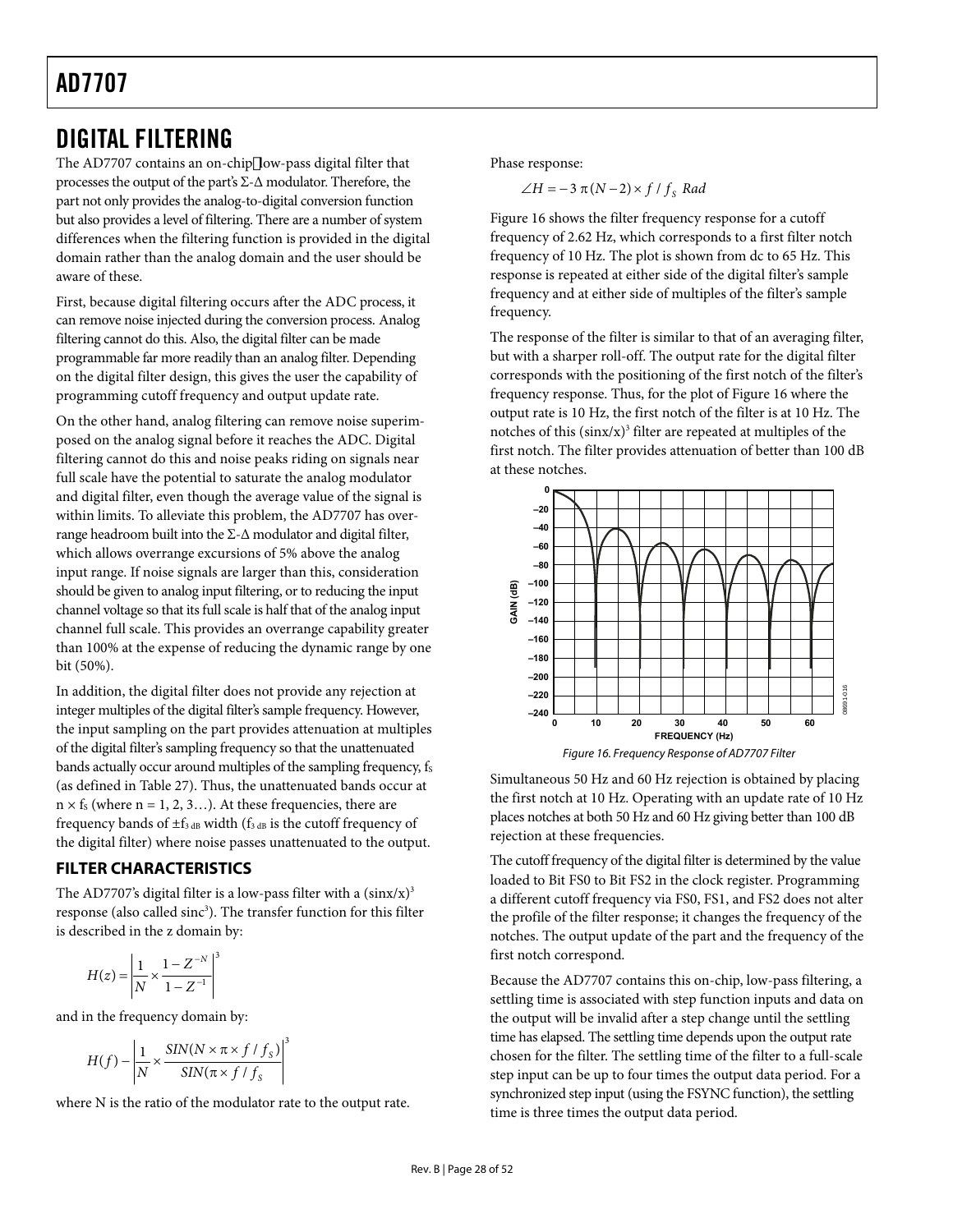# DIGITAL FILTERING

The AD7707 contains an on-chip low-pass digital filter that processes the output of the part's Σ-Δ modulator. Therefore, the part not only provides the analog-to-digital conversion function but also provides a level of filtering. There are a number of system differences when the filtering function is provided in the digital domain rather than the analog domain and the user should be aware of these.

First, because digital filtering occurs after the ADC process, it can remove noise injected during the conversion process. Analog filtering cannot do this. Also, the digital filter can be made programmable far more readily than an analog filter. Depending on the digital filter design, this gives the user the capability of programming cutoff frequency and output update rate.

On the other hand, analog filtering can remove noise superimposed on the analog signal before it reaches the ADC. Digital filtering cannot do this and noise peaks riding on signals near full scale have the potential to saturate the analog modulator and digital filter, even though the average value of the signal is within limits. To alleviate this problem, the AD7707 has overrange headroom built into the Σ-Δ modulator and digital filter, which allows overrange excursions of 5% above the analog input range. If noise signals are larger than this, consideration should be given to analog input filtering, or to reducing the input channel voltage so that its full scale is half that of the analog input channel full scale. This provides an overrange capability greater than 100% at the expense of reducing the dynamic range by one bit (50%).

In addition, the digital filter does not provide any rejection at integer multiples of the digital filter's sample frequency. However, the input sampling on the part provides attenuation at multiples of the digital filter's sampling frequency so that the unattenuated bands actually occur around multiples of the sampling frequency, $f_S$ (as defined in Table 27). Thus, the unattenuated bands occur at $n \times f_S$ (where n = 1, 2, 3…). At these frequencies, there are frequency bands of $\pm f_{3\,dB}$ width ($f_{3\,dB}$ is the cutoff frequency of the digital filter) where noise passes unattenuated to the output.

## FILTER CHARACTERISTICS

The AD7707's digital filter is a low-pass filter with a $(\sin x/x)^3$ response (also called $\text{sinc}^3$). The transfer function for this filter is described in the z domain by:

$$H(z) = \left| \frac{1}{N} \times \frac{1 - Z^{-N}}{1 - Z^{-1}} \right|^3$$

and in the frequency domain by:

$$H(f) - \left| \frac{1}{N} \times \frac{SIN(N \times \pi \times f / f_S)}{SIN(\pi \times f / f_S)} \right|^3$$

where N is the ratio of the modulator rate to the output rate.

Phase response:

$$\angle H = -3\,\pi (N - 2) \times f / f_S \; Rad$$

Figure 16 shows the filter frequency response for a cutoff frequency of 2.62 Hz, which corresponds to a first filter notch frequency of 10 Hz. The plot is shown from dc to 65 Hz. This response is repeated at either side of the digital filter's sample frequency and at either side of multiples of the filter's sample frequency.

The response of the filter is similar to that of an averaging filter, but with a sharper roll-off. The output rate for the digital filter corresponds with the positioning of the first notch of the filter's frequency response. Thus, for the plot of Figure 16 where the output rate is 10 Hz, the first notch of the filter is at 10 Hz. The notches of this $(\sin x/x)^3$ filter are repeated at multiples of the first notch. The filter provides attenuation of better than 100 dB at these notches.

*Figure 16. Frequency Response of AD7707 Filter*

Simultaneous 50 Hz and 60 Hz rejection is obtained by placing the first notch at 10 Hz. Operating with an update rate of 10 Hz places notches at both 50 Hz and 60 Hz giving better than 100 dB rejection at these frequencies.

The cutoff frequency of the digital filter is determined by the value loaded to Bit FS0 to Bit FS2 in the clock register. Programming a different cutoff frequency via FS0, FS1, and FS2 does not alter the profile of the filter response; it changes the frequency of the notches. The output update of the part and the frequency of the first notch correspond.

Because the AD7707 contains this on-chip, low-pass filtering, a settling time is associated with step function inputs and data on the output will be invalid after a step change until the settling time has elapsed. The settling time depends upon the output rate chosen for the filter. The settling time of the filter to a full-scale step input can be up to four times the output data period. For a synchronized step input (using the FSYNC function), the settling time is three times the output data period.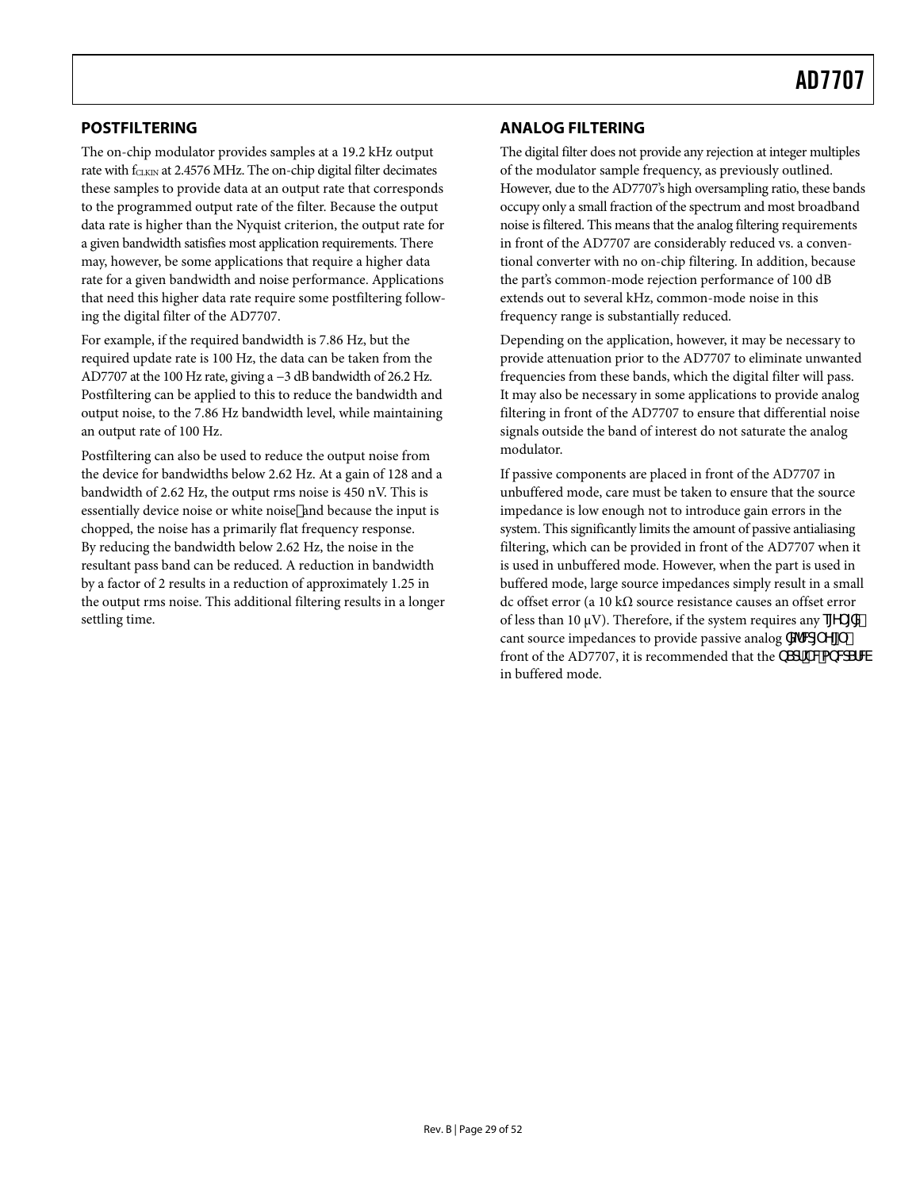## POSTFILTERING

The on-chip modulator provides samples at a 19.2 kHz output rate with $f_{CLKIN}$ at 2.4576 MHz. The on-chip digital filter decimates these samples to provide data at an output rate that corresponds to the programmed output rate of the filter. Because the output data rate is higher than the Nyquist criterion, the output rate for a given bandwidth satisfies most application requirements. There may, however, be some applications that require a higher data rate for a given bandwidth and noise performance. Applications that need this higher data rate require some postfiltering following the digital filter of the AD7707.

For example, if the required bandwidth is 7.86 Hz, but the required update rate is 100 Hz, the data can be taken from the AD7707 at the 100 Hz rate, giving a −3 dB bandwidth of 26.2 Hz. Postfiltering can be applied to this to reduce the bandwidth and output noise, to the 7.86 Hz bandwidth level, while maintaining an output rate of 100 Hz.

Postfiltering can also be used to reduce the output noise from the device for bandwidths below 2.62 Hz. At a gain of 128 and a bandwidth of 2.62 Hz, the output rms noise is 450 nV. This is essentially device noise or white noise—and because the input is chopped, the noise has a primarily flat frequency response. By reducing the bandwidth below 2.62 Hz, the noise in the resultant pass band can be reduced. A reduction in bandwidth by a factor of 2 results in a reduction of approximately 1.25 in the output rms noise. This additional filtering results in a longer settling time.

## ANALOG FILTERING

The digital filter does not provide any rejection at integer multiples of the modulator sample frequency, as previously outlined. However, due to the AD7707's high oversampling ratio, these bands occupy only a small fraction of the spectrum and most broadband noise is filtered. This means that the analog filtering requirements in front of the AD7707 are considerably reduced vs. a conventional converter with no on-chip filtering. In addition, because the part's common-mode rejection performance of 100 dB extends out to several kHz, common-mode noise in this frequency range is substantially reduced.

Depending on the application, however, it may be necessary to provide attenuation prior to the AD7707 to eliminate unwanted frequencies from these bands, which the digital filter will pass. It may also be necessary in some applications to provide analog filtering in front of the AD7707 to ensure that differential noise signals outside the band of interest do not saturate the analog modulator.

If passive components are placed in front of the AD7707 in unbuffered mode, care must be taken to ensure that the source impedance is low enough not to introduce gain errors in the system. This significantly limits the amount of passive antialiasing filtering, which can be provided in front of the AD7707 when it is used in unbuffered mode. However, when the part is used in buffered mode, large source impedances simply result in a small dc offset error (a 10 kΩ source resistance causes an offset error of less than 10 μV). Therefore, if the system requires any significant source impedances to provide passive analog filtering in front of the AD7707, it is recommended that the part be operated in buffered mode.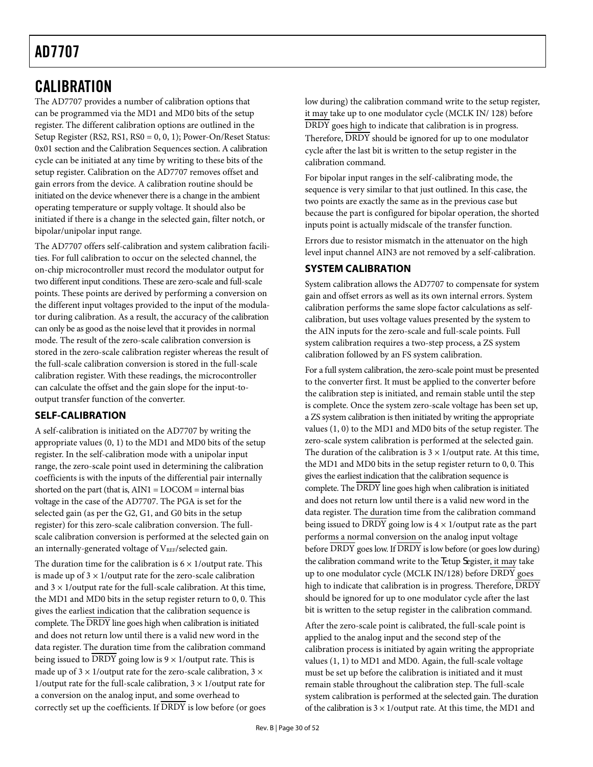## CALIBRATION

The AD7707 provides a number of calibration options that can be programmed via the MD1 and MD0 bits of the setup register. The different calibration options are outlined in the Setup Register (RS2, RS1, RS0 = 0, 0, 1); Power-On/Reset Status: 0x01 section and the Calibration Sequences section. A calibration cycle can be initiated at any time by writing to these bits of the setup register. Calibration on the AD7707 removes offset and gain errors from the device. A calibration routine should be initiated on the device whenever there is a change in the ambient operating temperature or supply voltage. It should also be initiated if there is a change in the selected gain, filter notch, or bipolar/unipolar input range.

The AD7707 offers self-calibration and system calibration facilities. For full calibration to occur on the selected channel, the on-chip microcontroller must record the modulator output for two different input conditions. These are zero-scale and full-scale points. These points are derived by performing a conversion on the different input voltages provided to the input of the modulator during calibration. As a result, the accuracy of the calibration can only be as good as the noise level that it provides in normal mode. The result of the zero-scale calibration conversion is stored in the zero-scale calibration register whereas the result of the full-scale calibration conversion is stored in the full-scale calibration register. With these readings, the microcontroller can calculate the offset and the gain slope for the input-to-output transfer function of the converter.

### SELF-CALIBRATION

A self-calibration is initiated on the AD7707 by writing the appropriate values (0, 1) to the MD1 and MD0 bits of the setup register. In the self-calibration mode with a unipolar input range, the zero-scale point used in determining the calibration coefficients is with the inputs of the differential pair internally shorted on the part (that is, AIN1 = LOCOM = internal bias voltage in the case of the AD7707. The PGA is set for the selected gain (as per the G2, G1, and G0 bits in the setup register) for this zero-scale calibration conversion. The full-scale calibration conversion is performed at the selected gain on an internally-generated voltage of $V_{REF}$/selected gain.

The duration time for the calibration is 6 × 1/output rate. This is made up of 3 × 1/output rate for the zero-scale calibration and 3 × 1/output rate for the full-scale calibration. At this time, the MD1 and MD0 bits in the setup register return to 0, 0. This gives the earliest indication that the calibration sequence is complete. The $\overline{\text{DRDY}}$ line goes high when calibration is initiated and does not return low until there is a valid new word in the data register. The duration time from the calibration command being issued to $\overline{\text{DRDY}}$ going low is 9 × 1/output rate. This is made up of 3 × 1/output rate for the zero-scale calibration, 3 × 1/output rate for the full-scale calibration, 3 × 1/output rate for a conversion on the analog input, and some overhead to correctly set up the coefficients. If $\overline{\text{DRDY}}$ is low before (or goes low during) the calibration command write to the setup register, it may take up to one modulator cycle (MCLK IN/ 128) before $\overline{\text{DRDY}}$ goes high to indicate that calibration is in progress. Therefore, $\overline{\text{DRDY}}$ should be ignored for up to one modulator cycle after the last bit is written to the setup register in the calibration command.

For bipolar input ranges in the self-calibrating mode, the sequence is very similar to that just outlined. In this case, the two points are exactly the same as in the previous case but because the part is configured for bipolar operation, the shorted inputs point is actually midscale of the transfer function.

Errors due to resistor mismatch in the attenuator on the high level input channel AIN3 are not removed by a self-calibration.

### SYSTEM CALIBRATION

System calibration allows the AD7707 to compensate for system gain and offset errors as well as its own internal errors. System calibration performs the same slope factor calculations as self-calibration, but uses voltage values presented by the system to the AIN inputs for the zero-scale and full-scale points. Full system calibration requires a two-step process, a ZS system calibration followed by an FS system calibration.

For a full system calibration, the zero-scale point must be presented to the converter first. It must be applied to the converter before the calibration step is initiated, and remain stable until the step is complete. Once the system zero-scale voltage has been set up, a ZS system calibration is then initiated by writing the appropriate values (1, 0) to the MD1 and MD0 bits of the setup register. The zero-scale system calibration is performed at the selected gain. The duration of the calibration is 3 × 1/output rate. At this time, the MD1 and MD0 bits in the setup register return to 0, 0. This gives the earliest indication that the calibration sequence is complete. The $\overline{\text{DRDY}}$ line goes high when calibration is initiated and does not return low until there is a valid new word in the data register. The duration time from the calibration command being issued to $\overline{\text{DRDY}}$ going low is 4 × 1/output rate as the part performs a normal conversion on the analog input voltage before $\overline{\text{DRDY}}$ goes low. If $\overline{\text{DRDY}}$ is low before (or goes low during) the calibration command write to the Setup Register, it may take up to one modulator cycle (MCLK IN/128) before $\overline{\text{DRDY}}$ goes high to indicate that calibration is in progress. Therefore, $\overline{\text{DRDY}}$ should be ignored for up to one modulator cycle after the last bit is written to the setup register in the calibration command.

After the zero-scale point is calibrated, the full-scale point is applied to the analog input and the second step of the calibration process is initiated by again writing the appropriate values (1, 1) to MD1 and MD0. Again, the full-scale voltage must be set up before the calibration is initiated and it must remain stable throughout the calibration step. The full-scale system calibration is performed at the selected gain. The duration of the calibration is 3 × 1/output rate. At this time, the MD1 and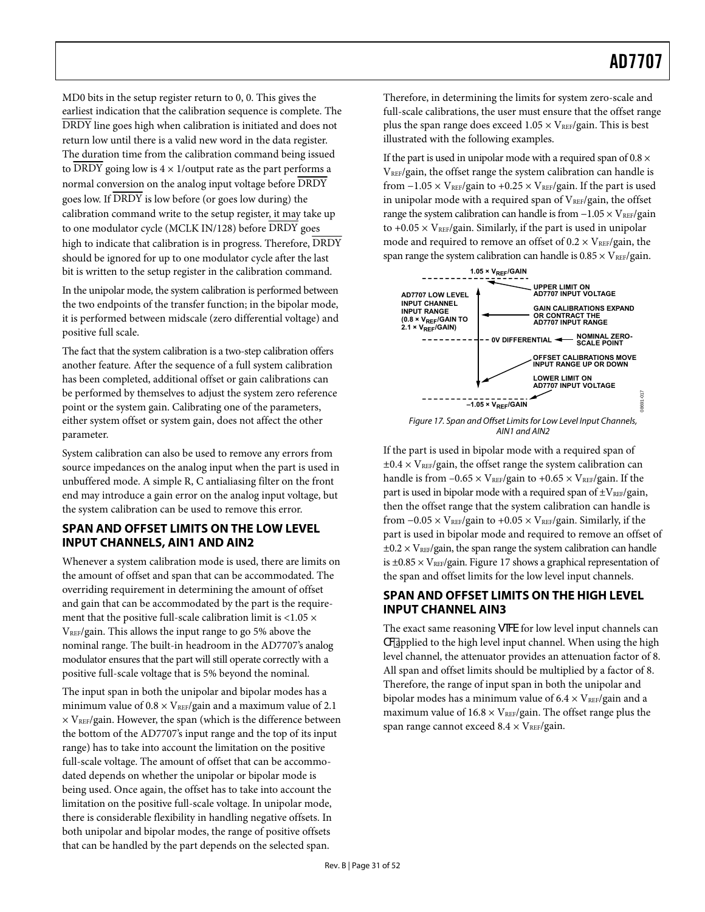MD0 bits in the setup register return to 0, 0. This gives the earliest indication that the calibration sequence is complete. The $\overline{DRDY}$ line goes high when calibration is initiated and does not return low until there is a valid new word in the data register. The duration time from the calibration command being issued to $\overline{DRDY}$ going low is $4 \times 1$/output rate as the part performs a normal conversion on the analog input voltage before $\overline{DRDY}$ goes low. If $\overline{DRDY}$ is low before (or goes low during) the calibration command write to the setup register, it may take up to one modulator cycle (MCLK IN/128) before $\overline{DRDY}$ goes high to indicate that calibration is in progress. Therefore, $\overline{DRDY}$ should be ignored for up to one modulator cycle after the last bit is written to the setup register in the calibration command.

In the unipolar mode, the system calibration is performed between the two endpoints of the transfer function; in the bipolar mode, it is performed between midscale (zero differential voltage) and positive full scale.

The fact that the system calibration is a two-step calibration offers another feature. After the sequence of a full system calibration has been completed, additional offset or gain calibrations can be performed by themselves to adjust the system zero reference point or the system gain. Calibrating one of the parameters, either system offset or system gain, does not affect the other parameter.

System calibration can also be used to remove any errors from source impedances on the analog input when the part is used in unbuffered mode. A simple R, C antialiasing filter on the front end may introduce a gain error on the analog input voltage, but the system calibration can be used to remove this error.

## SPAN AND OFFSET LIMITS ON THE LOW LEVEL INPUT CHANNELS, AIN1 AND AIN2

Whenever a system calibration mode is used, there are limits on the amount of offset and span that can be accommodated. The overriding requirement in determining the amount of offset and gain that can be accommodated by the part is the requirement that the positive full-scale calibration limit is $<1.05 \times V_{REF}$/gain. This allows the input range to go 5% above the nominal range. The built-in headroom in the AD7707's analog modulator ensures that the part will still operate correctly with a positive full-scale voltage that is 5% beyond the nominal.

The input span in both the unipolar and bipolar modes has a minimum value of $0.8 \times V_{REF}$/gain and a maximum value of $2.1 \times V_{REF}$/gain. However, the span (which is the difference between the bottom of the AD7707's input range and the top of its input range) has to take into account the limitation on the positive full-scale voltage. The amount of offset that can be accommodated depends on whether the unipolar or bipolar mode is being used. Once again, the offset has to take into account the limitation on the positive full-scale voltage. In unipolar mode, there is considerable flexibility in handling negative offsets. In both unipolar and bipolar modes, the range of positive offsets that can be handled by the part depends on the selected span.

Therefore, in determining the limits for system zero-scale and full-scale calibrations, the user must ensure that the offset range plus the span range does exceed $1.05 \times V_{REF}$/gain. This is best illustrated with the following examples.

If the part is used in unipolar mode with a required span of $0.8 \times V_{REF}$/gain, the offset range the system calibration can handle is from $-1.05 \times V_{REF}$/gain to $+0.25 \times V_{REF}$/gain. If the part is used in unipolar mode with a required span of $V_{REF}$/gain, the offset range the system calibration can handle is from $-1.05 \times V_{REF}$/gain to $+0.05 \times V_{REF}$/gain. Similarly, if the part is used in unipolar mode and required to remove an offset of $0.2 \times V_{REF}$/gain, the span range the system calibration can handle is $0.85 \times V_{REF}$/gain.

Figure 17. Span and Offset Limits for Low Level Input Channels, AIN1 and AIN2

If the part is used in bipolar mode with a required span of $\pm 0.4 \times V_{REF}$/gain, the offset range the system calibration can handle is from $-0.65 \times V_{REF}$/gain to $+0.65 \times V_{REF}$/gain. If the part is used in bipolar mode with a required span of $\pm V_{REF}$/gain, then the offset range that the system calibration can handle is from $-0.05 \times V_{REF}$/gain to $+0.05 \times V_{REF}$/gain. Similarly, if the part is used in bipolar mode and required to remove an offset of $\pm 0.2 \times V_{REF}$/gain, the span range the system calibration can handle is $\pm 0.85 \times V_{REF}$/gain. Figure 17 shows a graphical representation of the span and offset limits for the low level input channels.

## SPAN AND OFFSET LIMITS ON THE HIGH LEVEL INPUT CHANNEL AIN3

The exact same reasoning used for low level input channels can be applied to the high level input channel. When using the high level channel, the attenuator provides an attenuation factor of 8. All span and offset limits should be multiplied by a factor of 8. Therefore, the range of input span in both the unipolar and bipolar modes has a minimum value of $6.4 \times V_{REF}$/gain and a maximum value of $16.8 \times V_{REF}$/gain. The offset range plus the span range cannot exceed $8.4 \times V_{REF}$/gain.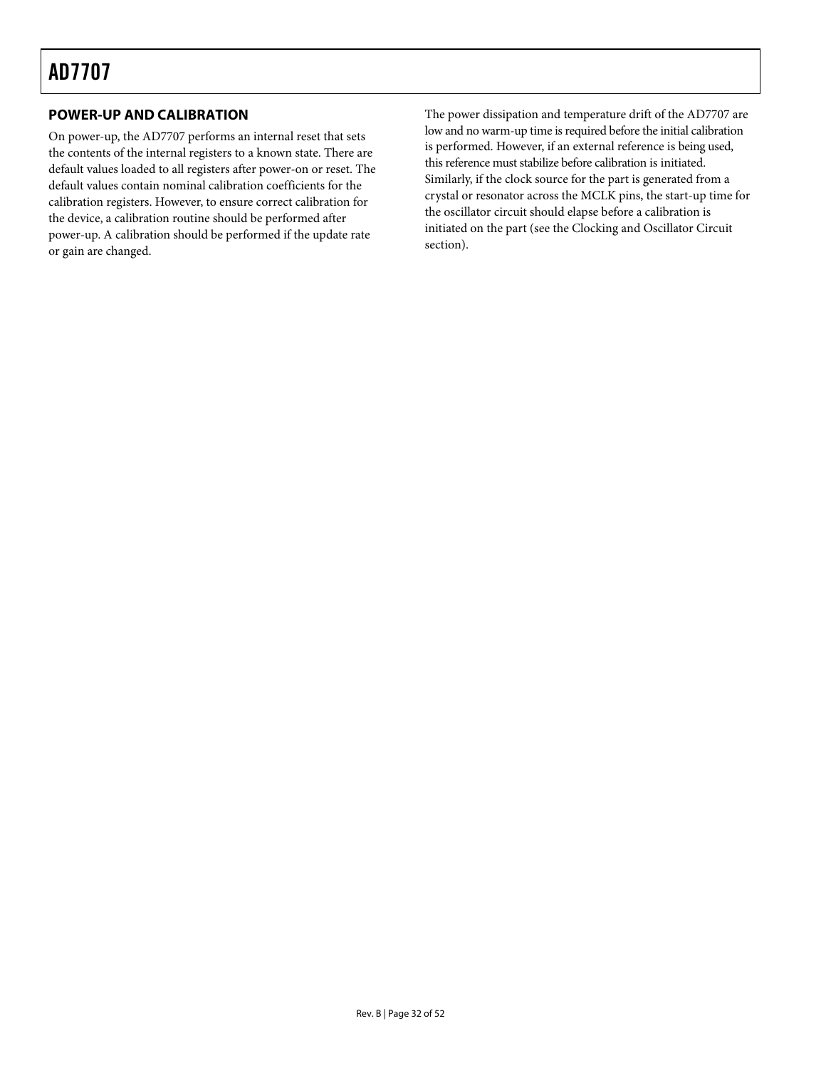## POWER-UP AND CALIBRATION

On power-up, the AD7707 performs an internal reset that sets the contents of the internal registers to a known state. There are default values loaded to all registers after power-on or reset. The default values contain nominal calibration coefficients for the calibration registers. However, to ensure correct calibration for the device, a calibration routine should be performed after power-up. A calibration should be performed if the update rate or gain are changed.

The power dissipation and temperature drift of the AD7707 are low and no warm-up time is required before the initial calibration is performed. However, if an external reference is being used, this reference must stabilize before calibration is initiated. Similarly, if the clock source for the part is generated from a crystal or resonator across the MCLK pins, the start-up time for the oscillator circuit should elapse before a calibration is initiated on the part (see the Clocking and Oscillator Circuit section).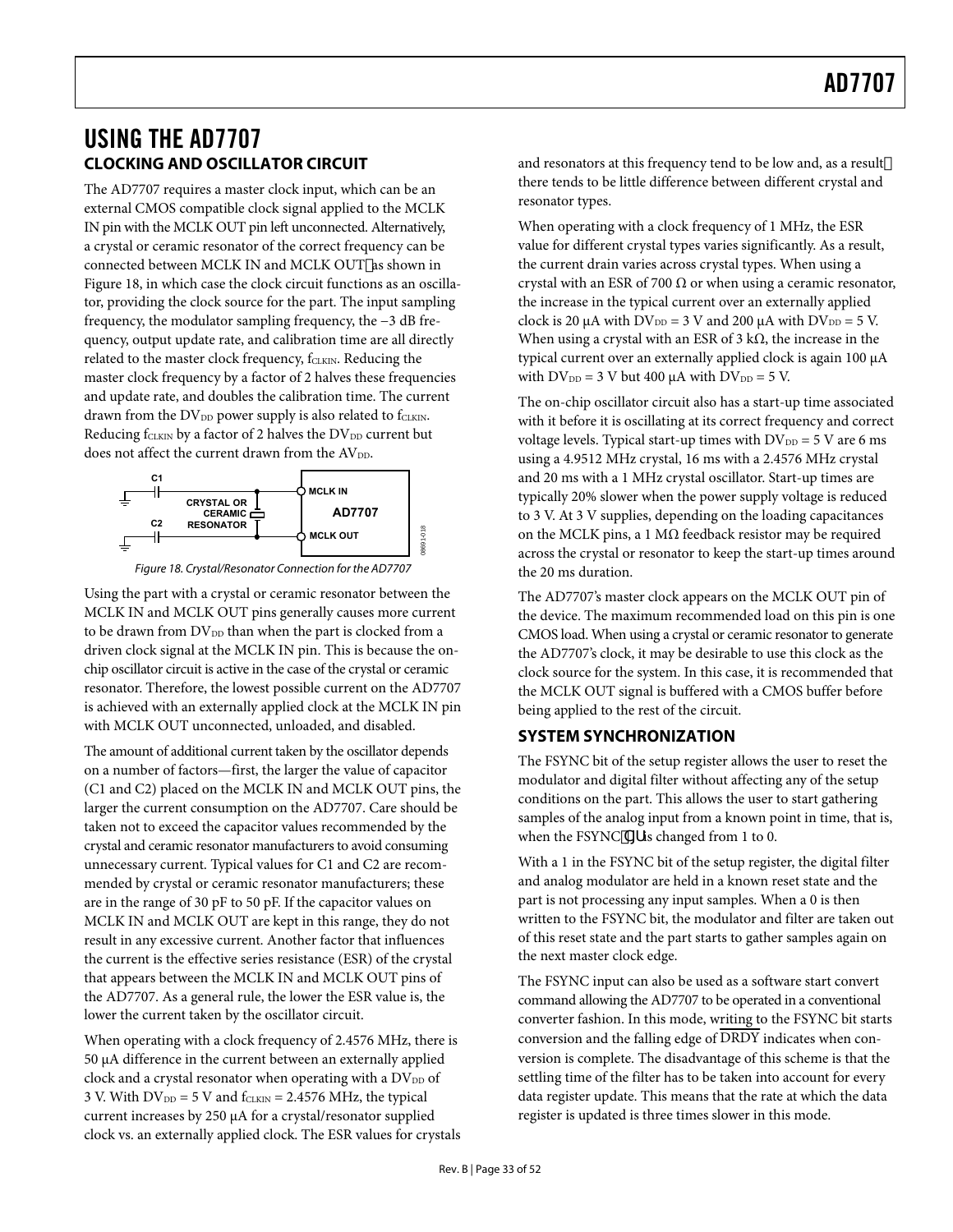# USING THE AD7707

## CLOCKING AND OSCILLATOR CIRCUIT

The AD7707 requires a master clock input, which can be an external CMOS compatible clock signal applied to the MCLK IN pin with the MCLK OUT pin left unconnected. Alternatively, a crystal or ceramic resonator of the correct frequency can be connected between MCLK IN and MCLK OUT, as shown in Figure 18, in which case the clock circuit functions as an oscillator, providing the clock source for the part. The input sampling frequency, the modulator sampling frequency, the −3 dB frequency, output update rate, and calibration time are all directly related to the master clock frequency, $f_{CLKIN}$. Reducing the master clock frequency by a factor of 2 halves these frequencies and update rate, and doubles the calibration time. The current drawn from the $DV_{DD}$ power supply is also related to $f_{CLKIN}$. Reducing $f_{CLKIN}$ by a factor of 2 halves the $DV_{DD}$ current but does not affect the current drawn from the $AV_{DD}$.

Figure 18. Crystal/Resonator Connection for the AD7707

Using the part with a crystal or ceramic resonator between the MCLK IN and MCLK OUT pins generally causes more current to be drawn from $DV_{DD}$ than when the part is clocked from a driven clock signal at the MCLK IN pin. This is because the on-chip oscillator circuit is active in the case of the crystal or ceramic resonator. Therefore, the lowest possible current on the AD7707 is achieved with an externally applied clock at the MCLK IN pin with MCLK OUT unconnected, unloaded, and disabled.

The amount of additional current taken by the oscillator depends on a number of factors—first, the larger the value of capacitor (C1 and C2) placed on the MCLK IN and MCLK OUT pins, the larger the current consumption on the AD7707. Care should be taken not to exceed the capacitor values recommended by the crystal and ceramic resonator manufacturers to avoid consuming unnecessary current. Typical values for C1 and C2 are recommended by crystal or ceramic resonator manufacturers; these are in the range of 30 pF to 50 pF. If the capacitor values on MCLK IN and MCLK OUT are kept in this range, they do not result in any excessive current. Another factor that influences the current is the effective series resistance (ESR) of the crystal that appears between the MCLK IN and MCLK OUT pins of the AD7707. As a general rule, the lower the ESR value is, the lower the current taken by the oscillator circuit.

When operating with a clock frequency of 2.4576 MHz, there is 50 μA difference in the current between an externally applied clock and a crystal resonator when operating with a $DV_{DD}$ of 3 V. With $DV_{DD}$ = 5 V and $f_{CLKIN}$ = 2.4576 MHz, the typical current increases by 250 μA for a crystal/resonator supplied clock vs. an externally applied clock. The ESR values for crystals and resonators at this frequency tend to be low and, as a result, there tends to be little difference between different crystal and resonator types.

When operating with a clock frequency of 1 MHz, the ESR value for different crystal types varies significantly. As a result, the current drain varies across crystal types. When using a crystal with an ESR of 700 Ω or when using a ceramic resonator, the increase in the typical current over an externally applied clock is 20 μA with $DV_{DD}$ = 3 V and 200 μA with $DV_{DD}$ = 5 V. When using a crystal with an ESR of 3 kΩ, the increase in the typical current over an externally applied clock is again 100 μA with $DV_{DD}$ = 3 V but 400 μA with $DV_{DD}$ = 5 V.

The on-chip oscillator circuit also has a start-up time associated with it before it is oscillating at its correct frequency and correct voltage levels. Typical start-up times with $DV_{DD}$ = 5 V are 6 ms using a 4.9512 MHz crystal, 16 ms with a 2.4576 MHz crystal and 20 ms with a 1 MHz crystal oscillator. Start-up times are typically 20% slower when the power supply voltage is reduced to 3 V. At 3 V supplies, depending on the loading capacitances on the MCLK pins, a 1 MΩ feedback resistor may be required across the crystal or resonator to keep the start-up times around the 20 ms duration.

The AD7707's master clock appears on the MCLK OUT pin of the device. The maximum recommended load on this pin is one CMOS load. When using a crystal or ceramic resonator to generate the AD7707's clock, it may be desirable to use this clock as the clock source for the system. In this case, it is recommended that the MCLK OUT signal is buffered with a CMOS buffer before being applied to the rest of the circuit.

## SYSTEM SYNCHRONIZATION

The FSYNC bit of the setup register allows the user to reset the modulator and digital filter without affecting any of the setup conditions on the part. This allows the user to start gathering samples of the analog input from a known point in time, that is, when the FSYNC bit is changed from 1 to 0.

With a 1 in the FSYNC bit of the setup register, the digital filter and analog modulator are held in a known reset state and the part is not processing any input samples. When a 0 is then written to the FSYNC bit, the modulator and filter are taken out of this reset state and the part starts to gather samples again on the next master clock edge.

The FSYNC input can also be used as a software start convert command allowing the AD7707 to be operated in a conventional converter fashion. In this mode, writing to the FSYNC bit starts conversion and the falling edge of $\overline{\text{DRDY}}$ indicates when conversion is complete. The disadvantage of this scheme is that the settling time of the filter has to be taken into account for every data register update. This means that the rate at which the data register is updated is three times slower in this mode.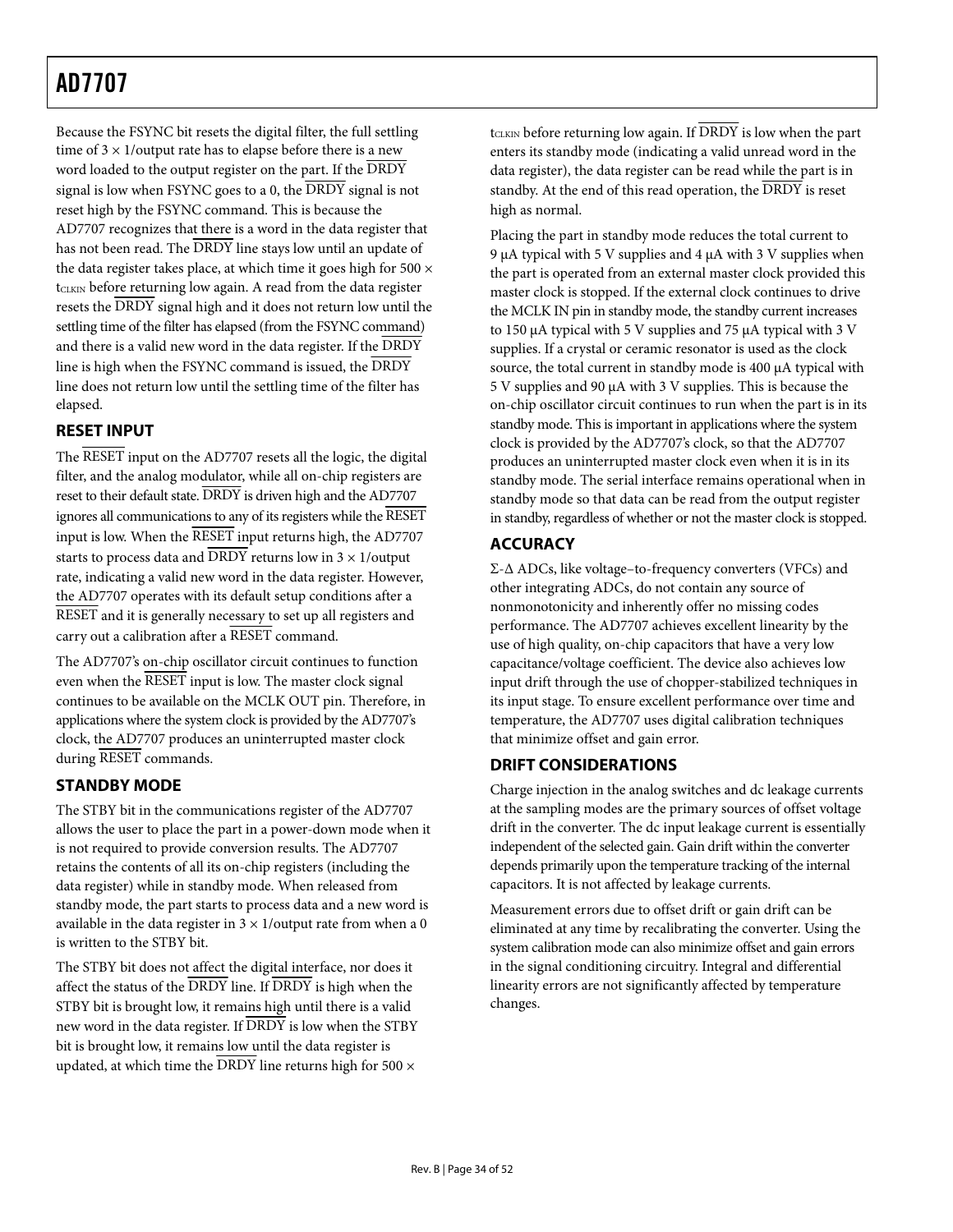Because the FSYNC bit resets the digital filter, the full settling time of 3 × 1/output rate has to elapse before there is a new word loaded to the output register on the part. If the DRDY signal is low when FSYNC goes to a 0, the DRDY signal is not reset high by the FSYNC command. This is because the AD7707 recognizes that there is a word in the data register that has not been read. The DRDY line stays low until an update of the data register takes place, at which time it goes high for 500 × $t_{CLKIN}$ before returning low again. A read from the data register resets the DRDY signal high and it does not return low until the settling time of the filter has elapsed (from the FSYNC command) and there is a valid new word in the data register. If the DRDY line is high when the FSYNC command is issued, the DRDY line does not return low until the settling time of the filter has elapsed.

## RESET INPUT

The RESET input on the AD7707 resets all the logic, the digital filter, and the analog modulator, while all on-chip registers are reset to their default state. DRDY is driven high and the AD7707 ignores all communications to any of its registers while the RESET input is low. When the RESET input returns high, the AD7707 starts to process data and DRDY returns low in 3 × 1/output rate, indicating a valid new word in the data register. However, the AD7707 operates with its default setup conditions after a RESET and it is generally necessary to set up all registers and carry out a calibration after a RESET command.

The AD7707's on-chip oscillator circuit continues to function even when the RESET input is low. The master clock signal continues to be available on the MCLK OUT pin. Therefore, in applications where the system clock is provided by the AD7707's clock, the AD7707 produces an uninterrupted master clock during RESET commands.

## STANDBY MODE

The STBY bit in the communications register of the AD7707 allows the user to place the part in a power-down mode when it is not required to provide conversion results. The AD7707 retains the contents of all its on-chip registers (including the data register) while in standby mode. When released from standby mode, the part starts to process data and a new word is available in the data register in 3 × 1/output rate from when a 0 is written to the STBY bit.

The STBY bit does not affect the digital interface, nor does it affect the status of the DRDY line. If DRDY is high when the STBY bit is brought low, it remains high until there is a valid new word in the data register. If DRDY is low when the STBY bit is brought low, it remains low until the data register is updated, at which time the DRDY line returns high for 500 × $t_{CLKIN}$ before returning low again. If DRDY is low when the part enters its standby mode (indicating a valid unread word in the data register), the data register can be read while the part is in standby. At the end of this read operation, the DRDY is reset high as normal.

Placing the part in standby mode reduces the total current to 9 μA typical with 5 V supplies and 4 μA with 3 V supplies when the part is operated from an external master clock provided this master clock is stopped. If the external clock continues to drive the MCLK IN pin in standby mode, the standby current increases to 150 μA typical with 5 V supplies and 75 μA typical with 3 V supplies. If a crystal or ceramic resonator is used as the clock source, the total current in standby mode is 400 μA typical with 5 V supplies and 90 μA with 3 V supplies. This is because the on-chip oscillator circuit continues to run when the part is in its standby mode. This is important in applications where the system clock is provided by the AD7707's clock, so that the AD7707 produces an uninterrupted master clock even when it is in its standby mode. The serial interface remains operational when in standby mode so that data can be read from the output register in standby, regardless of whether or not the master clock is stopped.

## ACCURACY

Σ-Δ ADCs, like voltage–to-frequency converters (VFCs) and other integrating ADCs, do not contain any source of nonmonotonicity and inherently offer no missing codes performance. The AD7707 achieves excellent linearity by the use of high quality, on-chip capacitors that have a very low capacitance/voltage coefficient. The device also achieves low input drift through the use of chopper-stabilized techniques in its input stage. To ensure excellent performance over time and temperature, the AD7707 uses digital calibration techniques that minimize offset and gain error.

## DRIFT CONSIDERATIONS

Charge injection in the analog switches and dc leakage currents at the sampling modes are the primary sources of offset voltage drift in the converter. The dc input leakage current is essentially independent of the selected gain. Gain drift within the converter depends primarily upon the temperature tracking of the internal capacitors. It is not affected by leakage currents.

Measurement errors due to offset drift or gain drift can be eliminated at any time by recalibrating the converter. Using the system calibration mode can also minimize offset and gain errors in the signal conditioning circuitry. Integral and differential linearity errors are not significantly affected by temperature changes.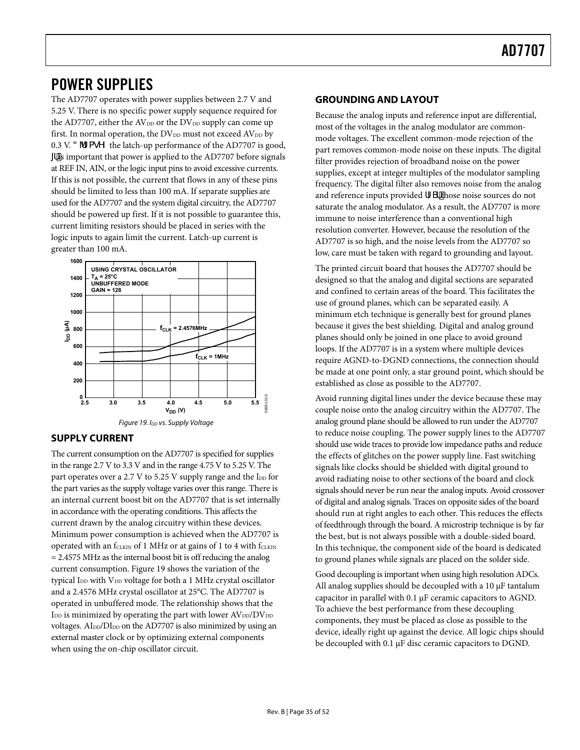# POWER SUPPLIES

The AD7707 operates with power supplies between 2.7 V and 5.25 V. There is no specific power supply sequence required for the AD7707, either the $AV_{DD}$ or the $DV_{DD}$ supply can come up first. In normal operation, the $DV_{DD}$ must not exceed $AV_{DD}$ by 0.3 V. Although the latch-up performance of the AD7707 is good, it is important that power is applied to the AD7707 before signals at REF IN, AIN, or the logic input pins to avoid excessive currents. If this is not possible, the current that flows in any of these pins should be limited to less than 100 mA. If separate supplies are used for the AD7707 and the system digital circuitry, the AD7707 should be powered up first. If it is not possible to guarantee this, current limiting resistors should be placed in series with the logic inputs to again limit the current. Latch-up current is greater than 100 mA.

Figure 19. $I_{DD}$ vs. Supply Voltage

## SUPPLY CURRENT

The current consumption on the AD7707 is specified for supplies in the range 2.7 V to 3.3 V and in the range 4.75 V to 5.25 V. The part operates over a 2.7 V to 5.25 V supply range and the $I_{DD}$ for the part varies as the supply voltage varies over this range. There is an internal current boost bit on the AD7707 that is set internally in accordance with the operating conditions. This affects the current drawn by the analog circuitry within these devices. Minimum power consumption is achieved when the AD7707 is operated with an $f_{CLKIN}$ of 1 MHz or at gains of 1 to 4 with $f_{CLKIN}$ = 2.4575 MHz as the internal boost bit is off reducing the analog current consumption. Figure 19 shows the variation of the typical $I_{DD}$ with $V_{DD}$ voltage for both a 1 MHz crystal oscillator and a 2.4576 MHz crystal oscillator at 25°C. The AD7707 is operated in unbuffered mode. The relationship shows that the $I_{DD}$ is minimized by operating the part with lower $AV_{DD}/DV_{DD}$ voltages. $AI_{DD}/DI_{DD}$ on the AD7707 is also minimized by using an external master clock or by optimizing external components when using the on-chip oscillator circuit.

## GROUNDING AND LAYOUT

Because the analog inputs and reference input are differential, most of the voltages in the analog modulator are common-mode voltages. The excellent common-mode rejection of the part removes common-mode noise on these inputs. The digital filter provides rejection of broadband noise on the power supplies, except at integer multiples of the modulator sampling frequency. The digital filter also removes noise from the analog and reference inputs provided that those noise sources do not saturate the analog modulator. As a result, the AD7707 is more immune to noise interference than a conventional high resolution converter. However, because the resolution of the AD7707 is so high, and the noise levels from the AD7707 so low, care must be taken with regard to grounding and layout.

The printed circuit board that houses the AD7707 should be designed so that the analog and digital sections are separated and confined to certain areas of the board. This facilitates the use of ground planes, which can be separated easily. A minimum etch technique is generally best for ground planes because it gives the best shielding. Digital and analog ground planes should only be joined in one place to avoid ground loops. If the AD7707 is in a system where multiple devices require AGND-to-DGND connections, the connection should be made at one point only, a star ground point, which should be established as close as possible to the AD7707.

Avoid running digital lines under the device because these may couple noise onto the analog circuitry within the AD7707. The analog ground plane should be allowed to run under the AD7707 to reduce noise coupling. The power supply lines to the AD7707 should use wide traces to provide low impedance paths and reduce the effects of glitches on the power supply line. Fast switching signals like clocks should be shielded with digital ground to avoid radiating noise to other sections of the board and clock signals should never be run near the analog inputs. Avoid crossover of digital and analog signals. Traces on opposite sides of the board should run at right angles to each other. This reduces the effects of feedthrough through the board. A microstrip technique is by far the best, but is not always possible with a double-sided board. In this technique, the component side of the board is dedicated to ground planes while signals are placed on the solder side.

Good decoupling is important when using high resolution ADCs. All analog supplies should be decoupled with a 10 µF tantalum capacitor in parallel with 0.1 µF ceramic capacitors to AGND. To achieve the best performance from these decoupling components, they must be placed as close as possible to the device, ideally right up against the device. All logic chips should be decoupled with 0.1 µF disc ceramic capacitors to DGND.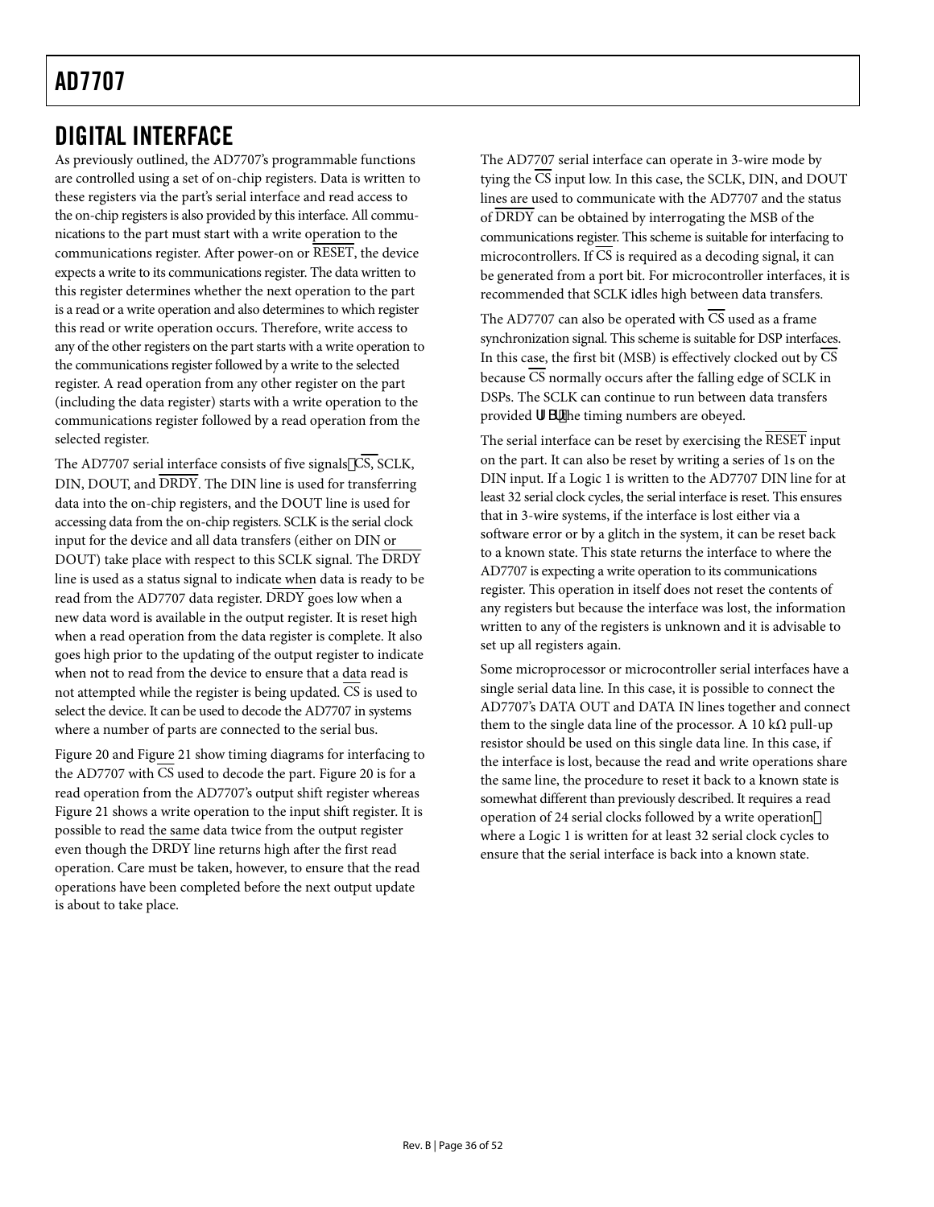## DIGITAL INTERFACE

As previously outlined, the AD7707's programmable functions are controlled using a set of on-chip registers. Data is written to these registers via the part's serial interface and read access to the on-chip registers is also provided by this interface. All communications to the part must start with a write operation to the communications register. After power-on or RESET, the device expects a write to its communications register. The data written to this register determines whether the next operation to the part is a read or a write operation and also determines to which register this read or write operation occurs. Therefore, write access to any of the other registers on the part starts with a write operation to the communications register followed by a write to the selected register. A read operation from any other register on the part (including the data register) starts with a write operation to the communications register followed by a read operation from the selected register.

The AD7707 serial interface consists of five signals—CS, SCLK, DIN, DOUT, and DRDY. The DIN line is used for transferring data into the on-chip registers, and the DOUT line is used for accessing data from the on-chip registers. SCLK is the serial clock input for the device and all data transfers (either on DIN or DOUT) take place with respect to this SCLK signal. The DRDY line is used as a status signal to indicate when data is ready to be read from the AD7707 data register. DRDY goes low when a new data word is available in the output register. It is reset high when a read operation from the data register is complete. It also goes high prior to the updating of the output register to indicate when not to read from the device to ensure that a data read is not attempted while the register is being updated. CS is used to select the device. It can be used to decode the AD7707 in systems where a number of parts are connected to the serial bus.

Figure 20 and Figure 21 show timing diagrams for interfacing to the AD7707 with CS used to decode the part. Figure 20 is for a read operation from the AD7707's output shift register whereas Figure 21 shows a write operation to the input shift register. It is possible to read the same data twice from the output register even though the DRDY line returns high after the first read operation. Care must be taken, however, to ensure that the read operations have been completed before the next output update is about to take place.

The AD7707 serial interface can operate in 3-wire mode by tying the CS input low. In this case, the SCLK, DIN, and DOUT lines are used to communicate with the AD7707 and the status of DRDY can be obtained by interrogating the MSB of the communications register. This scheme is suitable for interfacing to microcontrollers. If CS is required as a decoding signal, it can be generated from a port bit. For microcontroller interfaces, it is recommended that SCLK idles high between data transfers.

The AD7707 can also be operated with CS used as a frame synchronization signal. This scheme is suitable for DSP interfaces. In this case, the first bit (MSB) is effectively clocked out by CS because CS normally occurs after the falling edge of SCLK in DSPs. The SCLK can continue to run between data transfers provided that the timing numbers are obeyed.

The serial interface can be reset by exercising the RESET input on the part. It can also be reset by writing a series of 1s on the DIN input. If a Logic 1 is written to the AD7707 DIN line for at least 32 serial clock cycles, the serial interface is reset. This ensures that in 3-wire systems, if the interface is lost either via a software error or by a glitch in the system, it can be reset back to a known state. This state returns the interface to where the AD7707 is expecting a write operation to its communications register. This operation in itself does not reset the contents of any registers but because the interface was lost, the information written to any of the registers is unknown and it is advisable to set up all registers again.

Some microprocessor or microcontroller serial interfaces have a single serial data line. In this case, it is possible to connect the AD7707's DATA OUT and DATA IN lines together and connect them to the single data line of the processor. A 10 kΩ pull-up resistor should be used on this single data line. In this case, if the interface is lost, because the read and write operations share the same line, the procedure to reset it back to a known state is somewhat different than previously described. It requires a read operation of 24 serial clocks followed by a write operation—where a Logic 1 is written for at least 32 serial clock cycles to ensure that the serial interface is back into a known state.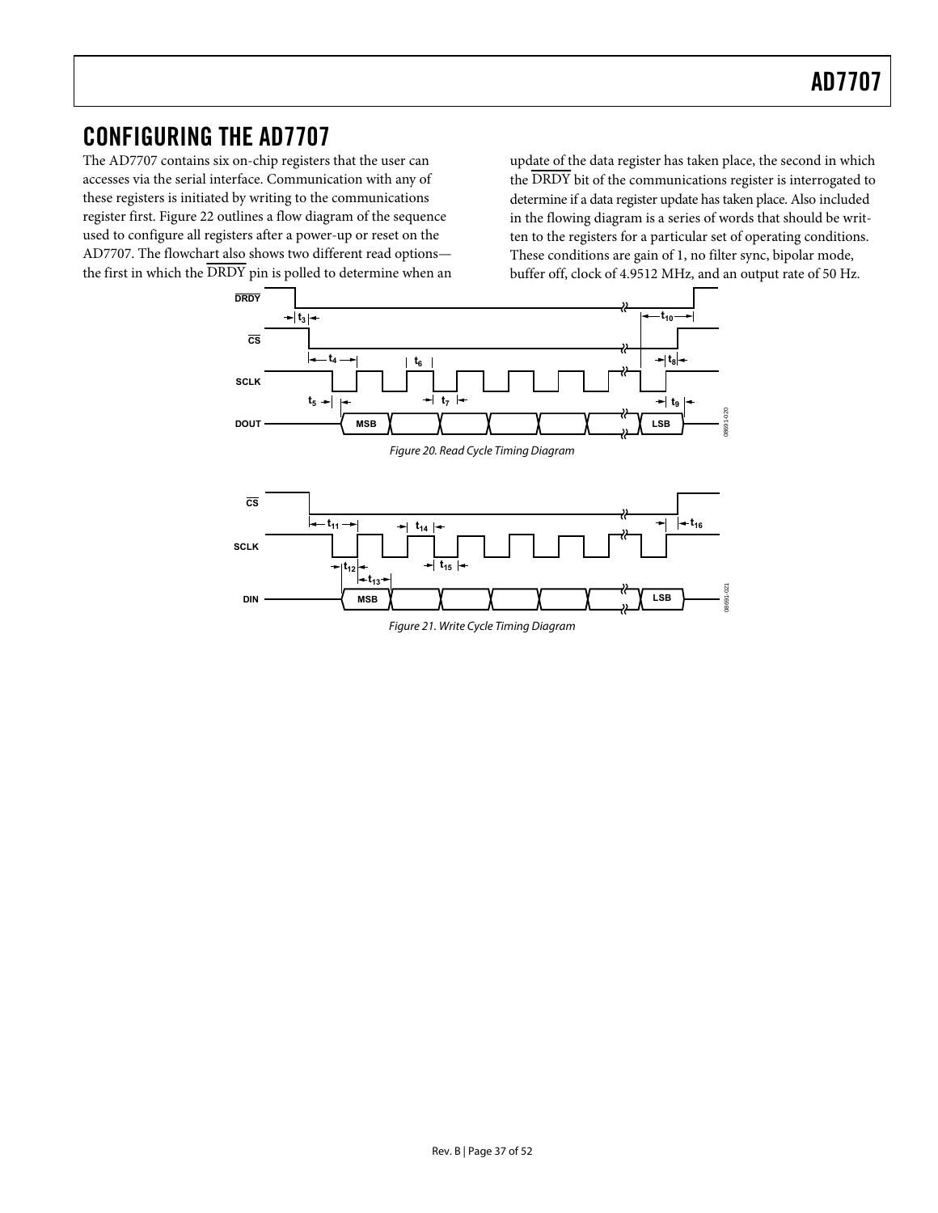## CONFIGURING THE AD7707

The AD7707 contains six on-chip registers that the user can accesses via the serial interface. Communication with any of these registers is initiated by writing to the communications register first. Figure 22 outlines a flow diagram of the sequence used to configure all registers after a power-up or reset on the AD7707. The flowchart also shows two different read options—the first in which the $\overline{\text{DRDY}}$ pin is polled to determine when an update of the data register has taken place, the second in which the $\overline{\text{DRDY}}$ bit of the communications register is interrogated to determine if a data register update has taken place. Also included in the flowing diagram is a series of words that should be written to the registers for a particular set of operating conditions. These conditions are gain of 1, no filter sync, bipolar mode, buffer off, clock of 4.9512 MHz, and an output rate of 50 Hz.

*Figure 20. Read Cycle Timing Diagram*

*Figure 21. Write Cycle Timing Diagram*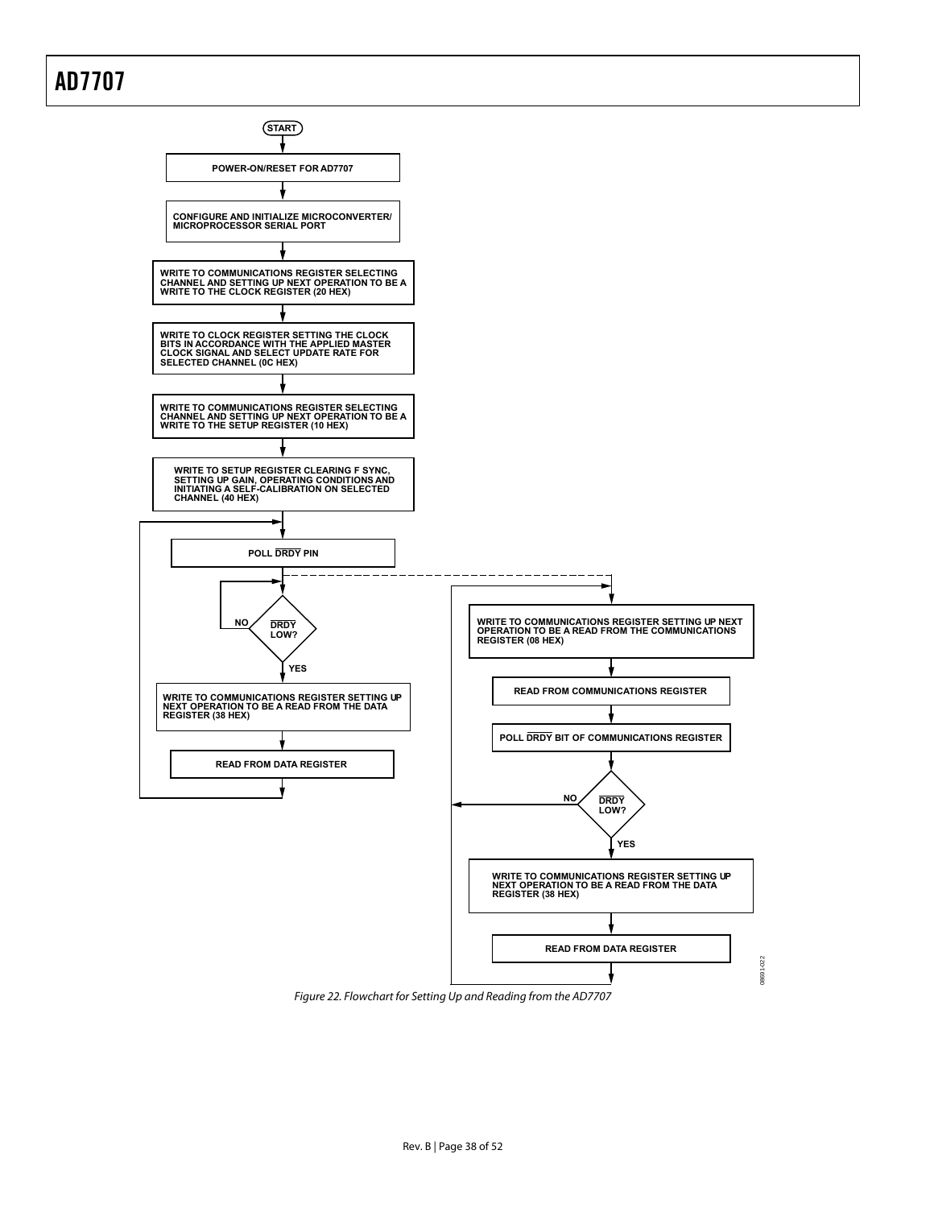START

POWER-ON/RESET FOR AD7707

CONFIGURE AND INITIALIZE MICROCONVERTER/ MICROPROCESSOR SERIAL PORT

WRITE TO COMMUNICATIONS REGISTER SELECTING CHANNEL AND SETTING UP NEXT OPERATION TO BE A WRITE TO THE CLOCK REGISTER (20 HEX)

WRITE TO CLOCK REGISTER SETTING THE CLOCK BITS IN ACCORDANCE WITH THE APPLIED MASTER CLOCK SIGNAL AND SELECT UPDATE RATE FOR SELECTED CHANNEL (0C HEX)

WRITE TO COMMUNICATIONS REGISTER SELECTING CHANNEL AND SETTING UP NEXT OPERATION TO BE A WRITE TO THE SETUP REGISTER (10 HEX)

WRITE TO SETUP REGISTER CLEARING F SYNC, SETTING UP GAIN, OPERATING CONDITIONS AND INITIATING A SELF-CALIBRATION ON SELECTED CHANNEL (40 HEX)

POLL DRDY PIN

DRDY LOW? NO / YES

WRITE TO COMMUNICATIONS REGISTER SETTING UP NEXT OPERATION TO BE A READ FROM THE DATA REGISTER (38 HEX)

READ FROM DATA REGISTER

WRITE TO COMMUNICATIONS REGISTER SETTING UP NEXT OPERATION TO BE A READ FROM THE COMMUNICATIONS REGISTER (08 HEX)

READ FROM COMMUNICATIONS REGISTER

POLL DRDY BIT OF COMMUNICATIONS REGISTER

DRDY LOW? NO / YES

WRITE TO COMMUNICATIONS REGISTER SETTING UP NEXT OPERATION TO BE A READ FROM THE DATA REGISTER (38 HEX)

READ FROM DATA REGISTER

*Figure 22. Flowchart for Setting Up and Reading from the AD7707*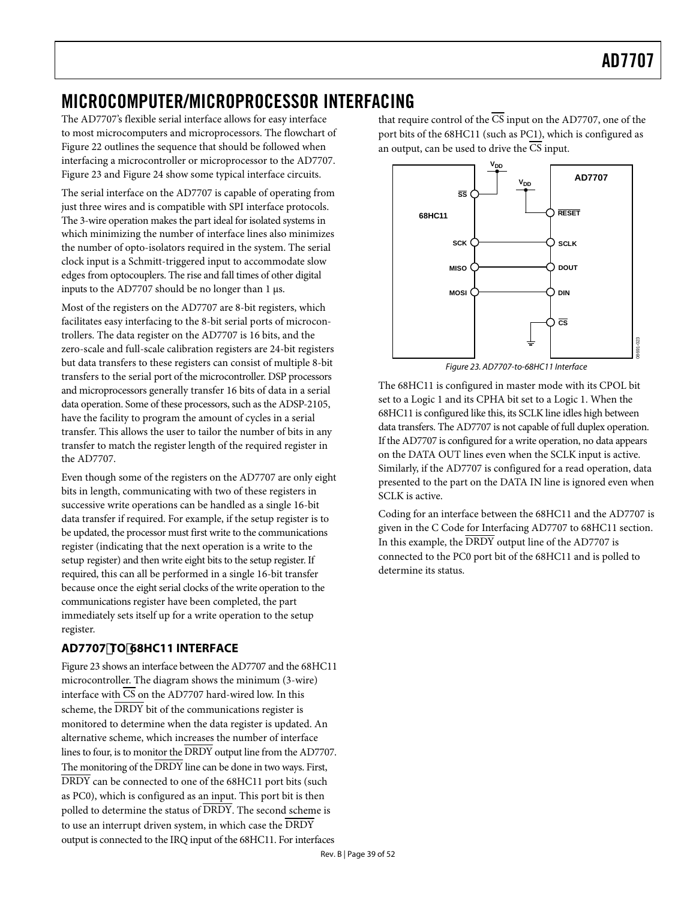# MICROCOMPUTER/MICROPROCESSOR INTERFACING

The AD7707's flexible serial interface allows for easy interface to most microcomputers and microprocessors. The flowchart of Figure 22 outlines the sequence that should be followed when interfacing a microcontroller or microprocessor to the AD7707. Figure 23 and Figure 24 show some typical interface circuits.

The serial interface on the AD7707 is capable of operating from just three wires and is compatible with SPI interface protocols. The 3-wire operation makes the part ideal for isolated systems in which minimizing the number of interface lines also minimizes the number of opto-isolators required in the system. The serial clock input is a Schmitt-triggered input to accommodate slow edges from optocouplers. The rise and fall times of other digital inputs to the AD7707 should be no longer than 1 µs.

Most of the registers on the AD7707 are 8-bit registers, which facilitates easy interfacing to the 8-bit serial ports of microcontrollers. The data register on the AD7707 is 16 bits, and the zero-scale and full-scale calibration registers are 24-bit registers but data transfers to these registers can consist of multiple 8-bit transfers to the serial port of the microcontroller. DSP processors and microprocessors generally transfer 16 bits of data in a serial data operation. Some of these processors, such as the ADSP-2105, have the facility to program the amount of cycles in a serial transfer. This allows the user to tailor the number of bits in any transfer to match the register length of the required register in the AD7707.

Even though some of the registers on the AD7707 are only eight bits in length, communicating with two of these registers in successive write operations can be handled as a single 16-bit data transfer if required. For example, if the setup register is to be updated, the processor must first write to the communications register (indicating that the next operation is a write to the setup register) and then write eight bits to the setup register. If required, this can all be performed in a single 16-bit transfer because once the eight serial clocks of the write operation to the communications register have been completed, the part immediately sets itself up for a write operation to the setup register.

## AD7707 TO 68HC11 INTERFACE

Figure 23 shows an interface between the AD7707 and the 68HC11 microcontroller. The diagram shows the minimum (3-wire) interface with $\overline{CS}$ on the AD7707 hard-wired low. In this scheme, the $\overline{DRDY}$ bit of the communications register is monitored to determine when the data register is updated. An alternative scheme, which increases the number of interface lines to four, is to monitor the $\overline{DRDY}$ output line from the AD7707. The monitoring of the $\overline{DRDY}$ line can be done in two ways. First, $\overline{DRDY}$ can be connected to one of the 68HC11 port bits (such as PC0), which is configured as an input. This port bit is then polled to determine the status of $\overline{DRDY}$. The second scheme is to use an interrupt driven system, in which case the $\overline{DRDY}$ output is connected to the IRQ input of the 68HC11. For interfaces that require control of the $\overline{CS}$ input on the AD7707, one of the port bits of the 68HC11 (such as PC1), which is configured as an output, can be used to drive the $\overline{CS}$ input.

*Figure 23. AD7707-to-68HC11 Interface*

The 68HC11 is configured in master mode with its CPOL bit set to a Logic 1 and its CPHA bit set to a Logic 1. When the 68HC11 is configured like this, its SCLK line idles high between data transfers. The AD7707 is not capable of full duplex operation. If the AD7707 is configured for a write operation, no data appears on the DATA OUT lines even when the SCLK input is active. Similarly, if the AD7707 is configured for a read operation, data presented to the part on the DATA IN line is ignored even when SCLK is active.

Coding for an interface between the 68HC11 and the AD7707 is given in the C Code for Interfacing AD7707 to 68HC11 section. In this example, the $\overline{DRDY}$ output line of the AD7707 is connected to the PC0 port bit of the 68HC11 and is polled to determine its status.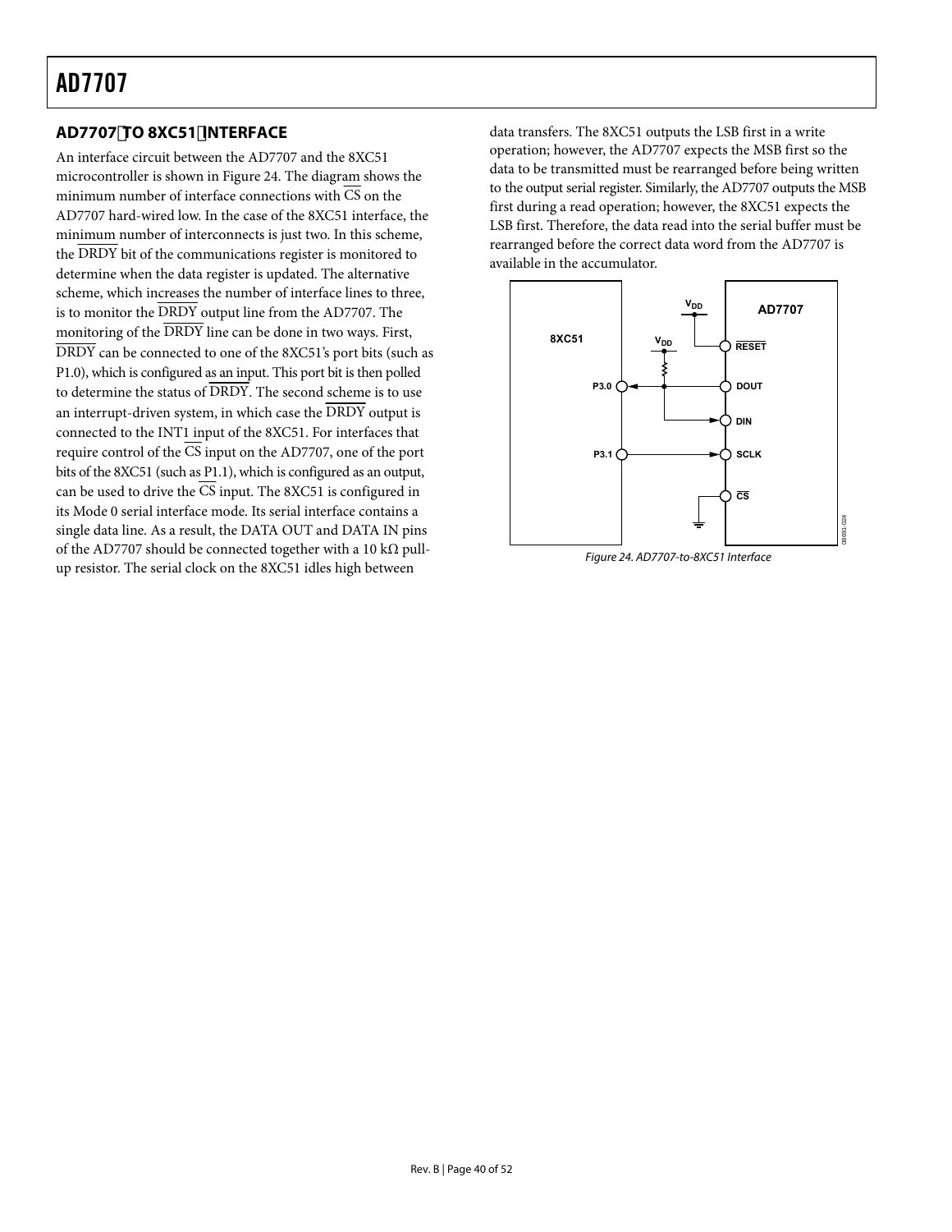## AD7707 TO 8XC51 INTERFACE

An interface circuit between the AD7707 and the 8XC51 microcontroller is shown in Figure 24. The diagram shows the minimum number of interface connections with $\overline{CS}$ on the AD7707 hard-wired low. In the case of the 8XC51 interface, the minimum number of interconnects is just two. In this scheme, the $\overline{DRDY}$ bit of the communications register is monitored to determine when the data register is updated. The alternative scheme, which increases the number of interface lines to three, is to monitor the $\overline{DRDY}$ output line from the AD7707. The monitoring of the $\overline{DRDY}$ line can be done in two ways. First, $\overline{DRDY}$ can be connected to one of the 8XC51's port bits (such as P1.0), which is configured as an input. This port bit is then polled to determine the status of $\overline{DRDY}$. The second scheme is to use an interrupt-driven system, in which case the $\overline{DRDY}$ output is connected to the INT1 input of the 8XC51. For interfaces that require control of the $\overline{CS}$ input on the AD7707, one of the port bits of the 8XC51 (such as P1.1), which is configured as an output, can be used to drive the $\overline{CS}$ input. The 8XC51 is configured in its Mode 0 serial interface mode. Its serial interface contains a single data line. As a result, the DATA OUT and DATA IN pins of the AD7707 should be connected together with a 10 kΩ pull-up resistor. The serial clock on the 8XC51 idles high between data transfers. The 8XC51 outputs the LSB first in a write operation; however, the AD7707 expects the MSB first so the data to be transmitted must be rearranged before being written to the output serial register. Similarly, the AD7707 outputs the MSB first during a read operation; however, the 8XC51 expects the LSB first. Therefore, the data read into the serial buffer must be rearranged before the correct data word from the AD7707 is available in the accumulator.

Figure 24. AD7707-to-8XC51 Interface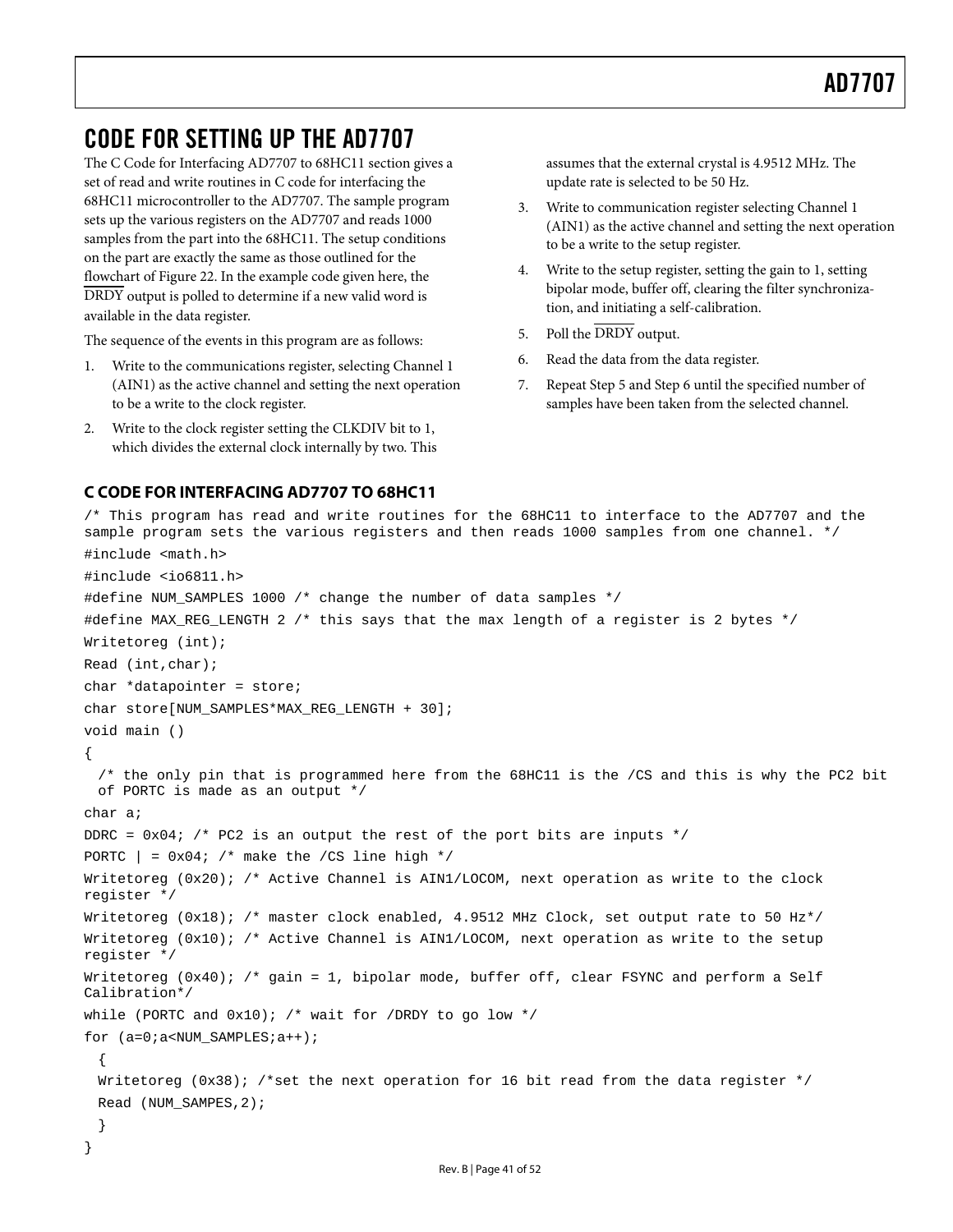## CODE FOR SETTING UP THE AD7707

The C Code for Interfacing AD7707 to 68HC11 section gives a set of read and write routines in C code for interfacing the 68HC11 microcontroller to the AD7707. The sample program sets up the various registers on the AD7707 and reads 1000 samples from the part into the 68HC11. The setup conditions on the part are exactly the same as those outlined for the flowchart of Figure 22. In the example code given here, the $\overline{\text{DRDY}}$ output is polled to determine if a new valid word is available in the data register.

The sequence of the events in this program are as follows:

1. Write to the communications register, selecting Channel 1 (AIN1) as the active channel and setting the next operation to be a write to the clock register.
2. Write to the clock register setting the CLKDIV bit to 1, which divides the external clock internally by two. This assumes that the external crystal is 4.9512 MHz. The update rate is selected to be 50 Hz.
3. Write to communication register selecting Channel 1 (AIN1) as the active channel and setting the next operation to be a write to the setup register.
4. Write to the setup register, setting the gain to 1, setting bipolar mode, buffer off, clearing the filter synchronization, and initiating a self-calibration.
5. Poll the $\overline{\text{DRDY}}$ output.
6. Read the data from the data register.
7. Repeat Step 5 and Step 6 until the specified number of samples have been taken from the selected channel.

### C CODE FOR INTERFACING AD7707 TO 68HC11

```
/* This program has read and write routines for the 68HC11 to interface to the AD7707 and the
sample program sets the various registers and then reads 1000 samples from one channel. */
#include <math.h>
#include <io6811.h>
#define NUM_SAMPLES 1000 /* change the number of data samples */
#define MAX_REG_LENGTH 2 /* this says that the max length of a register is 2 bytes */
Writetoreg (int);
Read (int,char);
char *datapointer = store;
char store[NUM_SAMPLES*MAX_REG_LENGTH + 30];
void main ()
{
  /* the only pin that is programmed here from the 68HC11 is the /CS and this is why the PC2 bit
  of PORTC is made as an output */
char a;
DDRC = 0x04; /* PC2 is an output the rest of the port bits are inputs */
PORTC | = 0x04; /* make the /CS line high */
Writetoreg (0x20); /* Active Channel is AIN1/LOCOM, next operation as write to the clock
register */
Writetoreg (0x18); /* master clock enabled, 4.9512 MHz Clock, set output rate to 50 Hz*/
Writetoreg (0x10); /* Active Channel is AIN1/LOCOM, next operation as write to the setup
register */
Writetoreg (0x40); /* gain = 1, bipolar mode, buffer off, clear FSYNC and perform a Self
Calibration*/
while (PORTC and 0x10); /* wait for /DRDY to go low */
for (a=0;a<NUM_SAMPLES;a++);
  {
  Writetoreg (0x38); /*set the next operation for 16 bit read from the data register */
  Read (NUM_SAMPES,2);
  }
}
```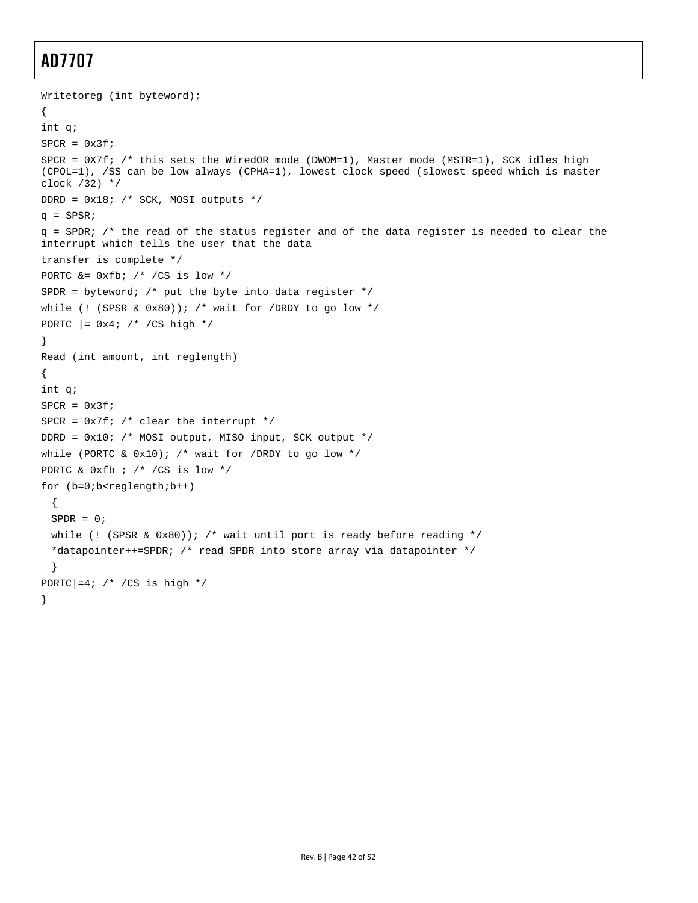```
Writetoreg (int byteword);
{
int q;
SPCR = 0x3f;
SPCR = 0X7f; /* this sets the WiredOR mode (DWOM=1), Master mode (MSTR=1), SCK idles high
(CPOL=1), /SS can be low always (CPHA=1), lowest clock speed (slowest speed which is master
clock /32) */
DDRD = 0x18; /* SCK, MOSI outputs */
q = SPSR;
q = SPDR; /* the read of the status register and of the data register is needed to clear the
interrupt which tells the user that the data
transfer is complete */
PORTC &= 0xfb; /* /CS is low */
SPDR = byteword; /* put the byte into data register */
while (! (SPSR & 0x80)); /* wait for /DRDY to go low */
PORTC |= 0x4; /* /CS high */
}
Read (int amount, int reglength)
{
int q;
SPCR = 0x3f;
SPCR = 0x7f; /* clear the interrupt */
DDRD = 0x10; /* MOSI output, MISO input, SCK output */
while (PORTC & 0x10); /* wait for /DRDY to go low */
PORTC & 0xfb ; /* /CS is low */
for (b=0;b<reglength;b++)
  {
  SPDR = 0;
  while (! (SPSR & 0x80)); /* wait until port is ready before reading */
  *datapointer++=SPDR; /* read SPDR into store array via datapointer */
  }
PORTC|=4; /* /CS is high */
}
```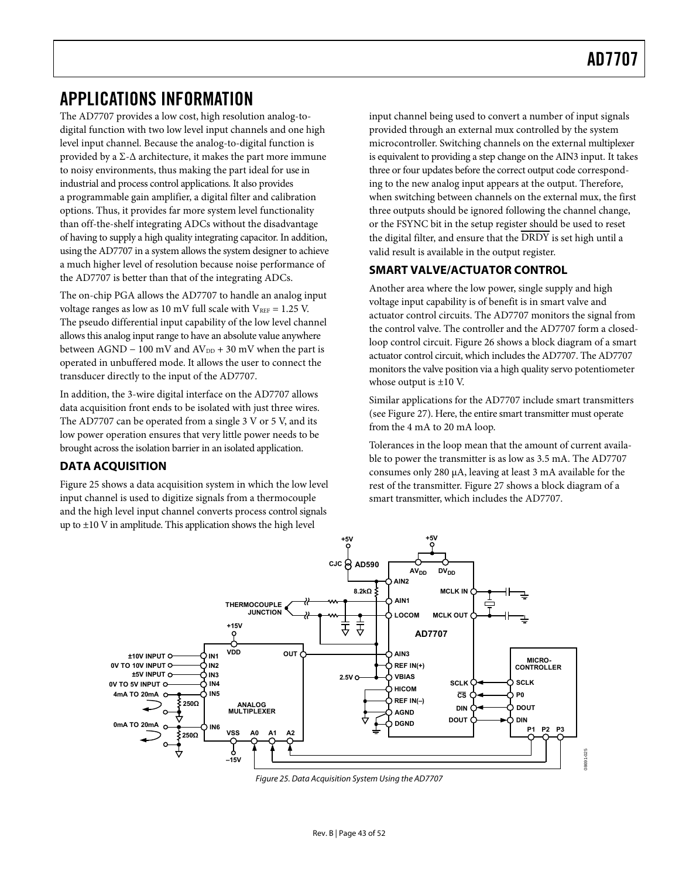# APPLICATIONS INFORMATION

The AD7707 provides a low cost, high resolution analog-to-digital function with two low level input channels and one high level input channel. Because the analog-to-digital function is provided by a Σ-Δ architecture, it makes the part more immune to noisy environments, thus making the part ideal for use in industrial and process control applications. It also provides a programmable gain amplifier, a digital filter and calibration options. Thus, it provides far more system level functionality than off-the-shelf integrating ADCs without the disadvantage of having to supply a high quality integrating capacitor. In addition, using the AD7707 in a system allows the system designer to achieve a much higher level of resolution because noise performance of the AD7707 is better than that of the integrating ADCs.

The on-chip PGA allows the AD7707 to handle an analog input voltage ranges as low as 10 mV full scale with $V_{REF}$ = 1.25 V. The pseudo differential input capability of the low level channel allows this analog input range to have an absolute value anywhere between AGND − 100 mV and $AV_{DD}$ + 30 mV when the part is operated in unbuffered mode. It allows the user to connect the transducer directly to the input of the AD7707.

In addition, the 3-wire digital interface on the AD7707 allows data acquisition front ends to be isolated with just three wires. The AD7707 can be operated from a single 3 V or 5 V, and its low power operation ensures that very little power needs to be brought across the isolation barrier in an isolated application.

## DATA ACQUISITION

Figure 25 shows a data acquisition system in which the low level input channel is used to digitize signals from a thermocouple and the high level input channel converts process control signals up to ±10 V in amplitude. This application shows the high level input channel being used to convert a number of input signals provided through an external mux controlled by the system microcontroller. Switching channels on the external multiplexer is equivalent to providing a step change on the AIN3 input. It takes three or four updates before the correct output code corresponding to the new analog input appears at the output. Therefore, when switching between channels on the external mux, the first three outputs should be ignored following the channel change, or the FSYNC bit in the setup register should be used to reset the digital filter, and ensure that the $\overline{\text{DRDY}}$ is set high until a valid result is available in the output register.

## SMART VALVE/ACTUATOR CONTROL

Another area where the low power, single supply and high voltage input capability is of benefit is in smart valve and actuator control circuits. The AD7707 monitors the signal from the control valve. The controller and the AD7707 form a closed-loop control circuit. Figure 26 shows a block diagram of a smart actuator control circuit, which includes the AD7707. The AD7707 monitors the valve position via a high quality servo potentiometer whose output is ±10 V.

Similar applications for the AD7707 include smart transmitters (see Figure 27). Here, the entire smart transmitter must operate from the 4 mA to 20 mA loop.

Tolerances in the loop mean that the amount of current available to power the transmitter is as low as 3.5 mA. The AD7707 consumes only 280 μA, leaving at least 3 mA available for the rest of the transmitter. Figure 27 shows a block diagram of a smart transmitter, which includes the AD7707.

*Figure 25. Data Acquisition System Using the AD7707*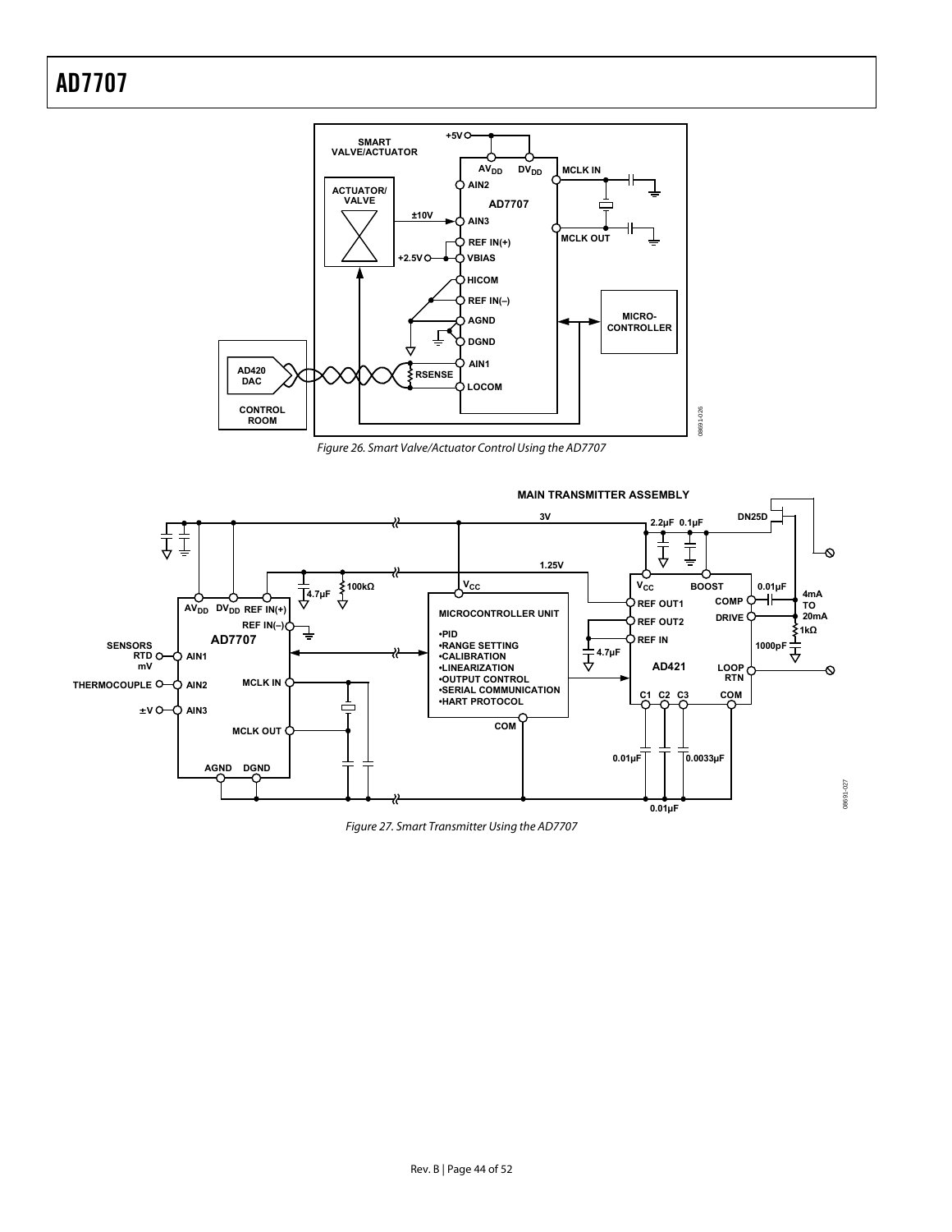Figure 26. Smart Valve/Actuator Control Using the AD7707

Figure 27. Smart Transmitter Using the AD7707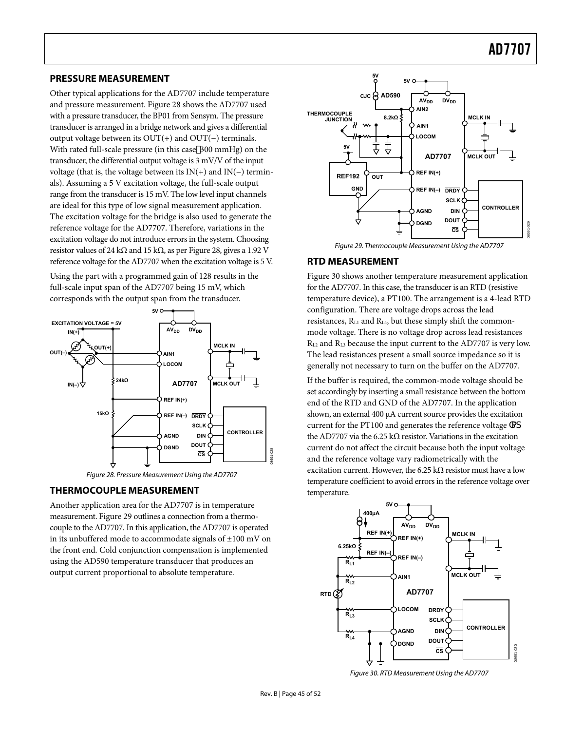## PRESSURE MEASUREMENT

Other typical applications for the AD7707 include temperature and pressure measurement. Figure 28 shows the AD7707 used with a pressure transducer, the BP01 from Sensym. The pressure transducer is arranged in a bridge network and gives a differential output voltage between its OUT(+) and OUT(−) terminals. With rated full-scale pressure (in this case 300 mmHg) on the transducer, the differential output voltage is 3 mV/V of the input voltage (that is, the voltage between its IN(+) and IN(−) terminals). Assuming a 5 V excitation voltage, the full-scale output range from the transducer is 15 mV. The low level input channels are ideal for this type of low signal measurement application. The excitation voltage for the bridge is also used to generate the reference voltage for the AD7707. Therefore, variations in the excitation voltage do not introduce errors in the system. Choosing resistor values of 24 kΩ and 15 kΩ, as per Figure 28, gives a 1.92 V reference voltage for the AD7707 when the excitation voltage is 5 V.

Using the part with a programmed gain of 128 results in the full-scale input span of the AD7707 being 15 mV, which corresponds with the output span from the transducer.

*Figure 28. Pressure Measurement Using the AD7707*

## THERMOCOUPLE MEASUREMENT

Another application area for the AD7707 is in temperature measurement. Figure 29 outlines a connection from a thermocouple to the AD7707. In this application, the AD7707 is operated in its unbuffered mode to accommodate signals of ±100 mV on the front end. Cold conjunction compensation is implemented using the AD590 temperature transducer that produces an output current proportional to absolute temperature.

*Figure 29. Thermocouple Measurement Using the AD7707*

## RTD MEASUREMENT

Figure 30 shows another temperature measurement application for the AD7707. In this case, the transducer is an RTD (resistive temperature device), a PT100. The arrangement is a 4-lead RTD configuration. There are voltage drops across the lead resistances, $R_{L1}$ and $R_{L4}$, but these simply shift the common-mode voltage. There is no voltage drop across lead resistances $R_{L2}$ and $R_{L3}$ because the input current to the AD7707 is very low. The lead resistances present a small source impedance so it is generally not necessary to turn on the buffer on the AD7707.

If the buffer is required, the common-mode voltage should be set accordingly by inserting a small resistance between the bottom end of the RTD and GND of the AD7707. In the application shown, an external 400 μA current source provides the excitation current for the PT100 and generates the reference voltage for the AD7707 via the 6.25 kΩ resistor. Variations in the excitation current do not affect the circuit because both the input voltage and the reference voltage vary radiometrically with the excitation current. However, the 6.25 kΩ resistor must have a low temperature coefficient to avoid errors in the reference voltage over temperature.

*Figure 30. RTD Measurement Using the AD7707*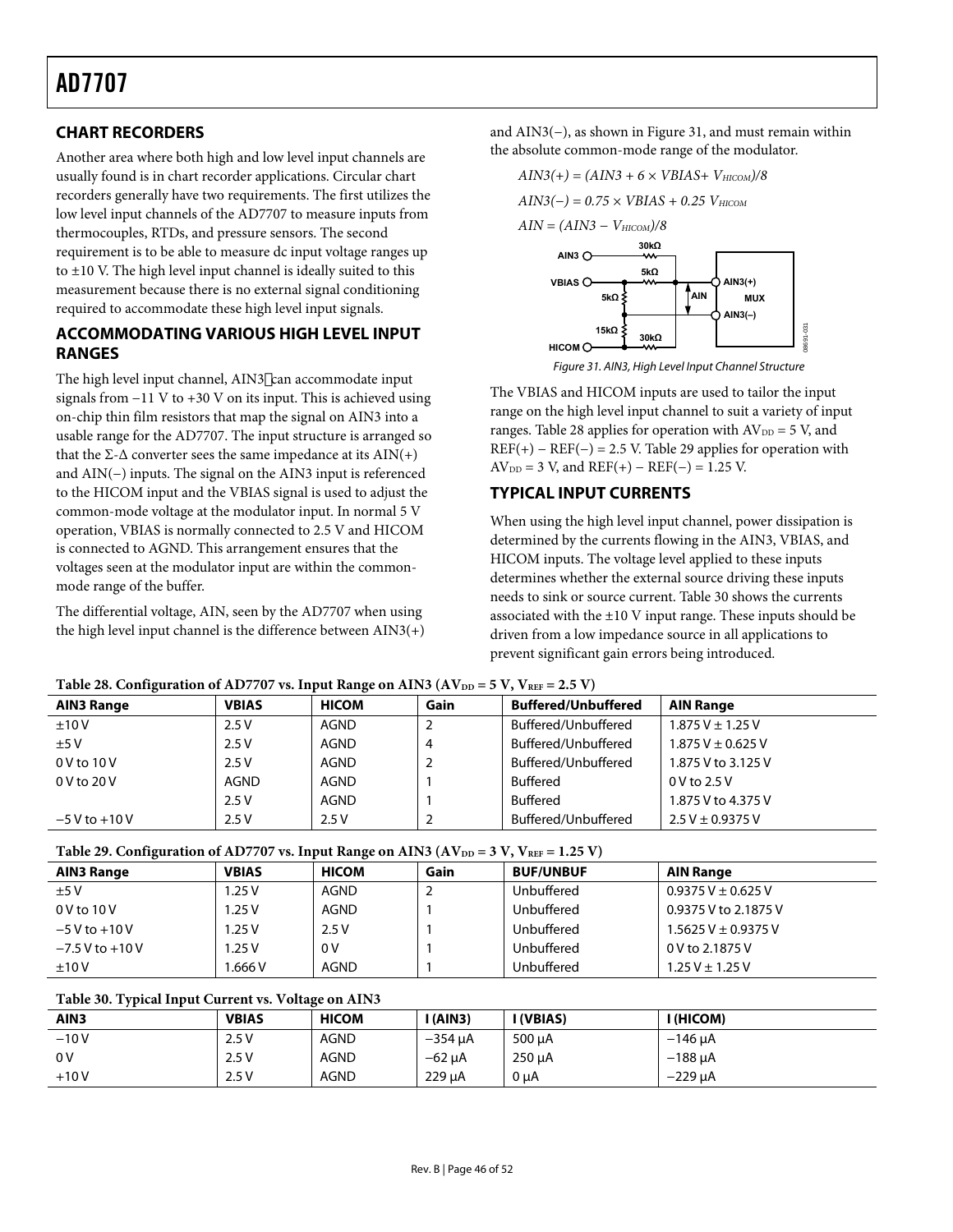## CHART RECORDERS

Another area where both high and low level input channels are usually found is in chart recorder applications. Circular chart recorders generally have two requirements. The first utilizes the low level input channels of the AD7707 to measure inputs from thermocouples, RTDs, and pressure sensors. The second requirement is to be able to measure dc input voltage ranges up to ±10 V. The high level input channel is ideally suited to this measurement because there is no external signal conditioning required to accommodate these high level input signals.

## ACCOMMODATING VARIOUS HIGH LEVEL INPUT RANGES

The high level input channel, AIN3 can accommodate input signals from −11 V to +30 V on its input. This is achieved using on-chip thin film resistors that map the signal on AIN3 into a usable range for the AD7707. The input structure is arranged so that the Σ-Δ converter sees the same impedance at its AIN(+) and AIN(−) inputs. The signal on the AIN3 input is referenced to the HICOM input and the VBIAS signal is used to adjust the common-mode voltage at the modulator input. In normal 5 V operation, VBIAS is normally connected to 2.5 V and HICOM is connected to AGND. This arrangement ensures that the voltages seen at the modulator input are within the common-mode range of the buffer.

The differential voltage, AIN, seen by the AD7707 when using the high level input channel is the difference between AIN3(+) and AIN3(−), as shown in Figure 31, and must remain within the absolute common-mode range of the modulator.

$$AIN3(+) = (AIN3 + 6 \times VBIAS + V_{HICOM})/8$$

$$AIN3(-) = 0.75 \times VBIAS + 0.25\ V_{HICOM}$$

$$AIN = (AIN3 - V_{HICOM})/8$$

Figure 31. AIN3, High Level Input Channel Structure

The VBIAS and HICOM inputs are used to tailor the input range on the high level input channel to suit a variety of input ranges. Table 28 applies for operation with $AV_{DD}$ = 5 V, and REF(+) − REF(−) = 2.5 V. Table 29 applies for operation with $AV_{DD}$ = 3 V, and REF(+) − REF(−) = 1.25 V.

## TYPICAL INPUT CURRENTS

When using the high level input channel, power dissipation is determined by the currents flowing in the AIN3, VBIAS, and HICOM inputs. The voltage level applied to these inputs determines whether the external source driving these inputs needs to sink or source current. Table 30 shows the currents associated with the ±10 V input range. These inputs should be driven from a low impedance source in all applications to prevent significant gain errors being introduced.

**Table 28. Configuration of AD7707 vs. Input Range on AIN3 ($AV_{DD}$ = 5 V, $V_{REF}$ = 2.5 V)**

| AIN3 Range | VBIAS | HICOM | Gain | Buffered/Unbuffered | AIN Range |
|---|---|---|---|---|---|
| ±10 V | 2.5 V | AGND | 2 | Buffered/Unbuffered | 1.875 V ± 1.25 V |
| ±5 V | 2.5 V | AGND | 4 | Buffered/Unbuffered | 1.875 V ± 0.625 V |
| 0 V to 10 V | 2.5 V | AGND | 2 | Buffered/Unbuffered | 1.875 V to 3.125 V |
| 0 V to 20 V | AGND | AGND | 1 | Buffered | 0 V to 2.5 V |
| | 2.5 V | AGND | 1 | Buffered | 1.875 V to 4.375 V |
| −5 V to +10 V | 2.5 V | 2.5 V | 2 | Buffered/Unbuffered | 2.5 V ± 0.9375 V |

**Table 29. Configuration of AD7707 vs. Input Range on AIN3 ($AV_{DD}$ = 3 V, $V_{REF}$ = 1.25 V)**

| AIN3 Range | VBIAS | HICOM | Gain | BUF/UNBUF | AIN Range |
|---|---|---|---|---|---|
| ±5 V | 1.25 V | AGND | 2 | Unbuffered | 0.9375 V ± 0.625 V |
| 0 V to 10 V | 1.25 V | AGND | 1 | Unbuffered | 0.9375 V to 2.1875 V |
| −5 V to +10 V | 1.25 V | 2.5 V | 1 | Unbuffered | 1.5625 V ± 0.9375 V |
| −7.5 V to +10 V | 1.25 V | 0 V | 1 | Unbuffered | 0 V to 2.1875 V |
| ±10 V | 1.666 V | AGND | 1 | Unbuffered | 1.25 V ± 1.25 V |

**Table 30. Typical Input Current vs. Voltage on AIN3**

| AIN3 | VBIAS | HICOM | I (AIN3) | I (VBIAS) | I (HICOM) |
|---|---|---|---|---|---|
| −10 V | 2.5 V | AGND | −354 μA | 500 μA | −146 μA |
| 0 V | 2.5 V | AGND | −62 μA | 250 μA | −188 μA |
| +10 V | 2.5 V | AGND | 229 μA | 0 μA | −229 μA |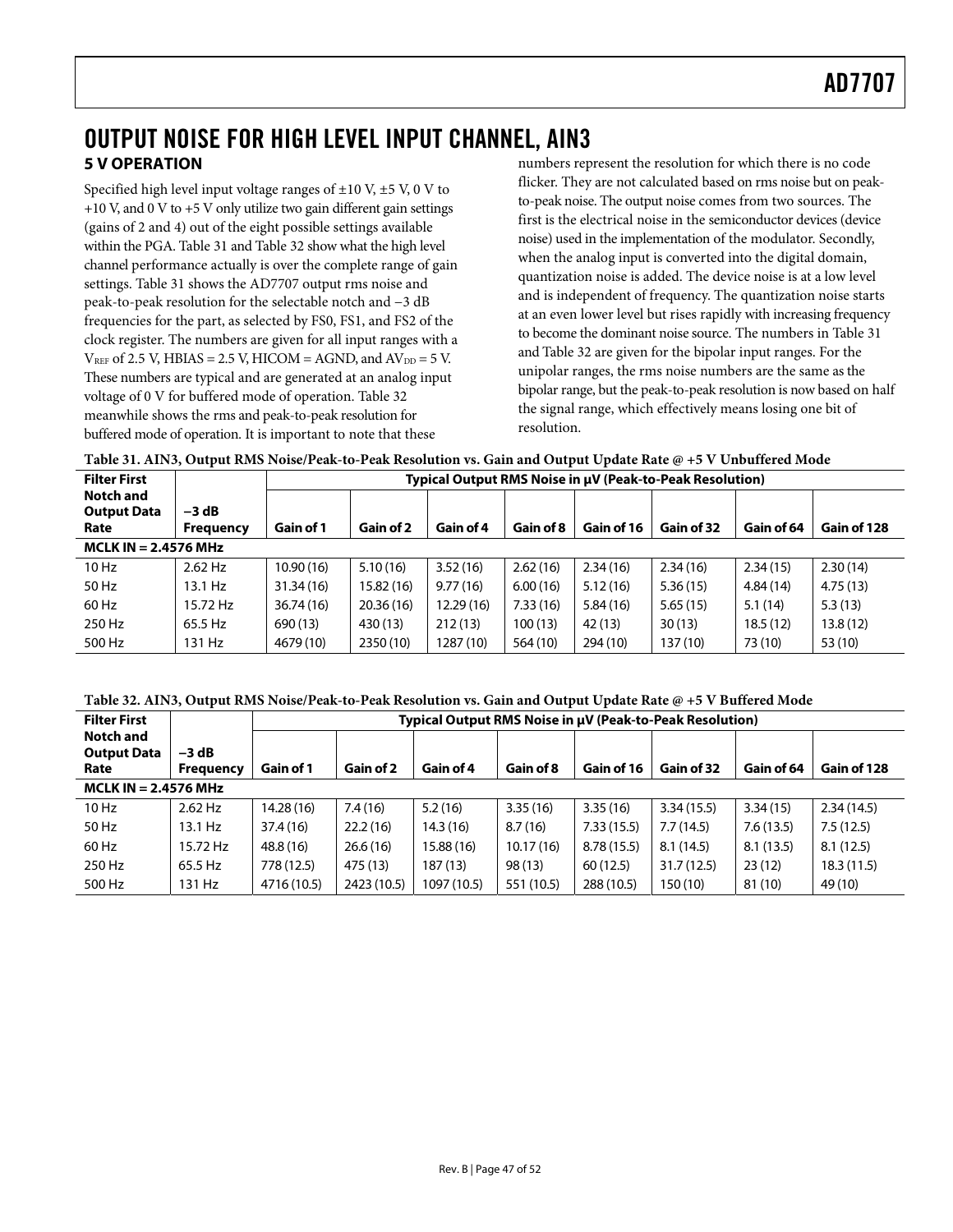# OUTPUT NOISE FOR HIGH LEVEL INPUT CHANNEL, AIN3

## 5 V OPERATION

Specified high level input voltage ranges of ±10 V, ±5 V, 0 V to +10 V, and 0 V to +5 V only utilize two gain different gain settings (gains of 2 and 4) out of the eight possible settings available within the PGA. Table 31 and Table 32 show what the high level channel performance actually is over the complete range of gain settings. Table 31 shows the AD7707 output rms noise and peak-to-peak resolution for the selectable notch and −3 dB frequencies for the part, as selected by FS0, FS1, and FS2 of the clock register. The numbers are given for all input ranges with a $V_{REF}$ of 2.5 V, HBIAS = 2.5 V, HICOM = AGND, and $AV_{DD}$ = 5 V. These numbers are typical and are generated at an analog input voltage of 0 V for buffered mode of operation. Table 32 meanwhile shows the rms and peak-to-peak resolution for buffered mode of operation. It is important to note that these numbers represent the resolution for which there is no code flicker. They are not calculated based on rms noise but on peak-to-peak noise. The output noise comes from two sources. The first is the electrical noise in the semiconductor devices (device noise) used in the implementation of the modulator. Secondly, when the analog input is converted into the digital domain, quantization noise is added. The device noise is at a low level and is independent of frequency. The quantization noise starts at an even lower level but rises rapidly with increasing frequency to become the dominant noise source. The numbers in Table 31 and Table 32 are given for the bipolar input ranges. For the unipolar ranges, the rms noise numbers are the same as the bipolar range, but the peak-to-peak resolution is now based on half the signal range, which effectively means losing one bit of resolution.

**Table 31. AIN3, Output RMS Noise/Peak-to-Peak Resolution vs. Gain and Output Update Rate @ +5 V Unbuffered Mode**

| Filter First Notch and Output Data Rate | −3 dB Frequency | Typical Output RMS Noise in µV (Peak-to-Peak Resolution) | | | | | | | |
|---|---|---|---|---|---|---|---|---|---|
| | | Gain of 1 | Gain of 2 | Gain of 4 | Gain of 8 | Gain of 16 | Gain of 32 | Gain of 64 | Gain of 128 |
| **MCLK IN = 2.4576 MHz** | | | | | | | | | |
| 10 Hz | 2.62 Hz | 10.90 (16) | 5.10 (16) | 3.52 (16) | 2.62 (16) | 2.34 (16) | 2.34 (16) | 2.34 (15) | 2.30 (14) |
| 50 Hz | 13.1 Hz | 31.34 (16) | 15.82 (16) | 9.77 (16) | 6.00 (16) | 5.12 (16) | 5.36 (15) | 4.84 (14) | 4.75 (13) |
| 60 Hz | 15.72 Hz | 36.74 (16) | 20.36 (16) | 12.29 (16) | 7.33 (16) | 5.84 (16) | 5.65 (15) | 5.1 (14) | 5.3 (13) |
| 250 Hz | 65.5 Hz | 690 (13) | 430 (13) | 212 (13) | 100 (13) | 42 (13) | 30 (13) | 18.5 (12) | 13.8 (12) |
| 500 Hz | 131 Hz | 4679 (10) | 2350 (10) | 1287 (10) | 564 (10) | 294 (10) | 137 (10) | 73 (10) | 53 (10) |

**Table 32. AIN3, Output RMS Noise/Peak-to-Peak Resolution vs. Gain and Output Update Rate @ +5 V Buffered Mode**

| Filter First Notch and Output Data Rate | −3 dB Frequency | Typical Output RMS Noise in µV (Peak-to-Peak Resolution) | | | | | | | |
|---|---|---|---|---|---|---|---|---|---|
| | | Gain of 1 | Gain of 2 | Gain of 4 | Gain of 8 | Gain of 16 | Gain of 32 | Gain of 64 | Gain of 128 |
| **MCLK IN = 2.4576 MHz** | | | | | | | | | |
| 10 Hz | 2.62 Hz | 14.28 (16) | 7.4 (16) | 5.2 (16) | 3.35 (16) | 3.35 (16) | 3.34 (15.5) | 3.34 (15) | 2.34 (14.5) |
| 50 Hz | 13.1 Hz | 37.4 (16) | 22.2 (16) | 14.3 (16) | 8.7 (16) | 7.33 (15.5) | 7.7 (14.5) | 7.6 (13.5) | 7.5 (12.5) |
| 60 Hz | 15.72 Hz | 48.8 (16) | 26.6 (16) | 15.88 (16) | 10.17 (16) | 8.78 (15.5) | 8.1 (14.5) | 8.1 (13.5) | 8.1 (12.5) |
| 250 Hz | 65.5 Hz | 778 (12.5) | 475 (13) | 187 (13) | 98 (13) | 60 (12.5) | 31.7 (12.5) | 23 (12) | 18.3 (11.5) |
| 500 Hz | 131 Hz | 4716 (10.5) | 2423 (10.5) | 1097 (10.5) | 551 (10.5) | 288 (10.5) | 150 (10) | 81 (10) | 49 (10) |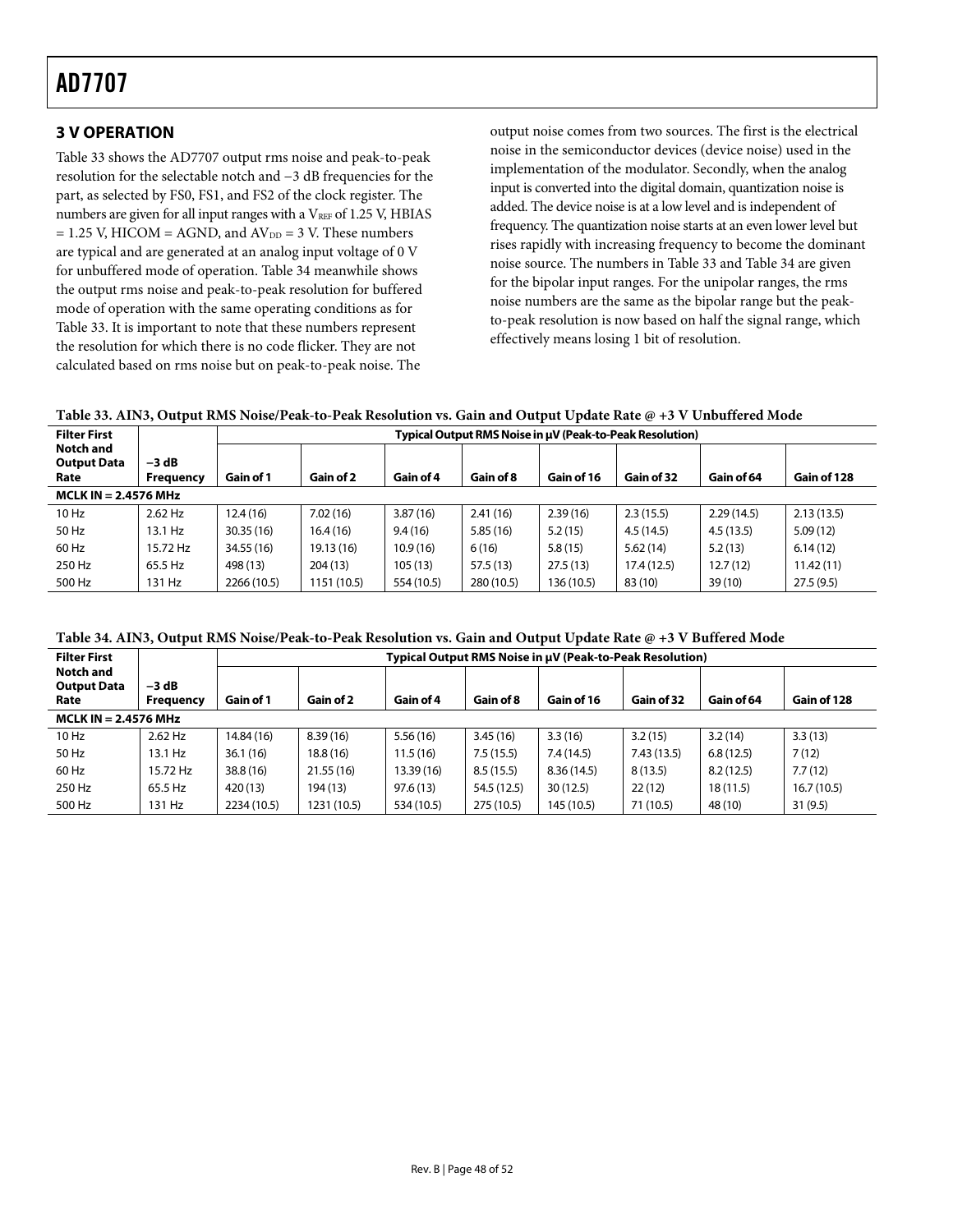## 3 V OPERATION

Table 33 shows the AD7707 output rms noise and peak-to-peak resolution for the selectable notch and −3 dB frequencies for the part, as selected by FS0, FS1, and FS2 of the clock register. The numbers are given for all input ranges with a $V_{REF}$ of 1.25 V, HBIAS = 1.25 V, HICOM = AGND, and $AV_{DD}$ = 3 V. These numbers are typical and are generated at an analog input voltage of 0 V for unbuffered mode of operation. Table 34 meanwhile shows the output rms noise and peak-to-peak resolution for buffered mode of operation with the same operating conditions as for Table 33. It is important to note that these numbers represent the resolution for which there is no code flicker. They are not calculated based on rms noise but on peak-to-peak noise. The output noise comes from two sources. The first is the electrical noise in the semiconductor devices (device noise) used in the implementation of the modulator. Secondly, when the analog input is converted into the digital domain, quantization noise is added. The device noise is at a low level and is independent of frequency. The quantization noise starts at an even lower level but rises rapidly with increasing frequency to become the dominant noise source. The numbers in Table 33 and Table 34 are given for the bipolar input ranges. For the unipolar ranges, the rms noise numbers are the same as the bipolar range but the peak-to-peak resolution is now based on half the signal range, which effectively means losing 1 bit of resolution.

**Table 33. AIN3, Output RMS Noise/Peak-to-Peak Resolution vs. Gain and Output Update Rate @ +3 V Unbuffered Mode**

| Filter First Notch and Output Data Rate | −3 dB Frequency | Typical Output RMS Noise in µV (Peak-to-Peak Resolution) | | | | | | | |
|---|---|---|---|---|---|---|---|---|---|
| | | Gain of 1 | Gain of 2 | Gain of 4 | Gain of 8 | Gain of 16 | Gain of 32 | Gain of 64 | Gain of 128 |
| **MCLK IN = 2.4576 MHz** | | | | | | | | | |
| 10 Hz | 2.62 Hz | 12.4 (16) | 7.02 (16) | 3.87 (16) | 2.41 (16) | 2.39 (16) | 2.3 (15.5) | 2.29 (14.5) | 2.13 (13.5) |
| 50 Hz | 13.1 Hz | 30.35 (16) | 16.4 (16) | 9.4 (16) | 5.85 (16) | 5.2 (15) | 4.5 (14.5) | 4.5 (13.5) | 5.09 (12) |
| 60 Hz | 15.72 Hz | 34.55 (16) | 19.13 (16) | 10.9 (16) | 6 (16) | 5.8 (15) | 5.62 (14) | 5.2 (13) | 6.14 (12) |
| 250 Hz | 65.5 Hz | 498 (13) | 204 (13) | 105 (13) | 57.5 (13) | 27.5 (13) | 17.4 (12.5) | 12.7 (12) | 11.42 (11) |
| 500 Hz | 131 Hz | 2266 (10.5) | 1151 (10.5) | 554 (10.5) | 280 (10.5) | 136 (10.5) | 83 (10) | 39 (10) | 27.5 (9.5) |

**Table 34. AIN3, Output RMS Noise/Peak-to-Peak Resolution vs. Gain and Output Update Rate @ +3 V Buffered Mode**

| Filter First Notch and Output Data Rate | −3 dB Frequency | Typical Output RMS Noise in µV (Peak-to-Peak Resolution) | | | | | | | |
|---|---|---|---|---|---|---|---|---|---|
| | | Gain of 1 | Gain of 2 | Gain of 4 | Gain of 8 | Gain of 16 | Gain of 32 | Gain of 64 | Gain of 128 |
| **MCLK IN = 2.4576 MHz** | | | | | | | | | |
| 10 Hz | 2.62 Hz | 14.84 (16) | 8.39 (16) | 5.56 (16) | 3.45 (16) | 3.3 (16) | 3.2 (15) | 3.2 (14) | 3.3 (13) |
| 50 Hz | 13.1 Hz | 36.1 (16) | 18.8 (16) | 11.5 (16) | 7.5 (15.5) | 7.4 (14.5) | 7.43 (13.5) | 6.8 (12.5) | 7 (12) |
| 60 Hz | 15.72 Hz | 38.8 (16) | 21.55 (16) | 13.39 (16) | 8.5 (15.5) | 8.36 (14.5) | 8 (13.5) | 8.2 (12.5) | 7.7 (12) |
| 250 Hz | 65.5 Hz | 420 (13) | 194 (13) | 97.6 (13) | 54.5 (12.5) | 30 (12.5) | 22 (12) | 18 (11.5) | 16.7 (10.5) |
| 500 Hz | 131 Hz | 2234 (10.5) | 1231 (10.5) | 534 (10.5) | 275 (10.5) | 145 (10.5) | 71 (10.5) | 48 (10) | 31 (9.5) |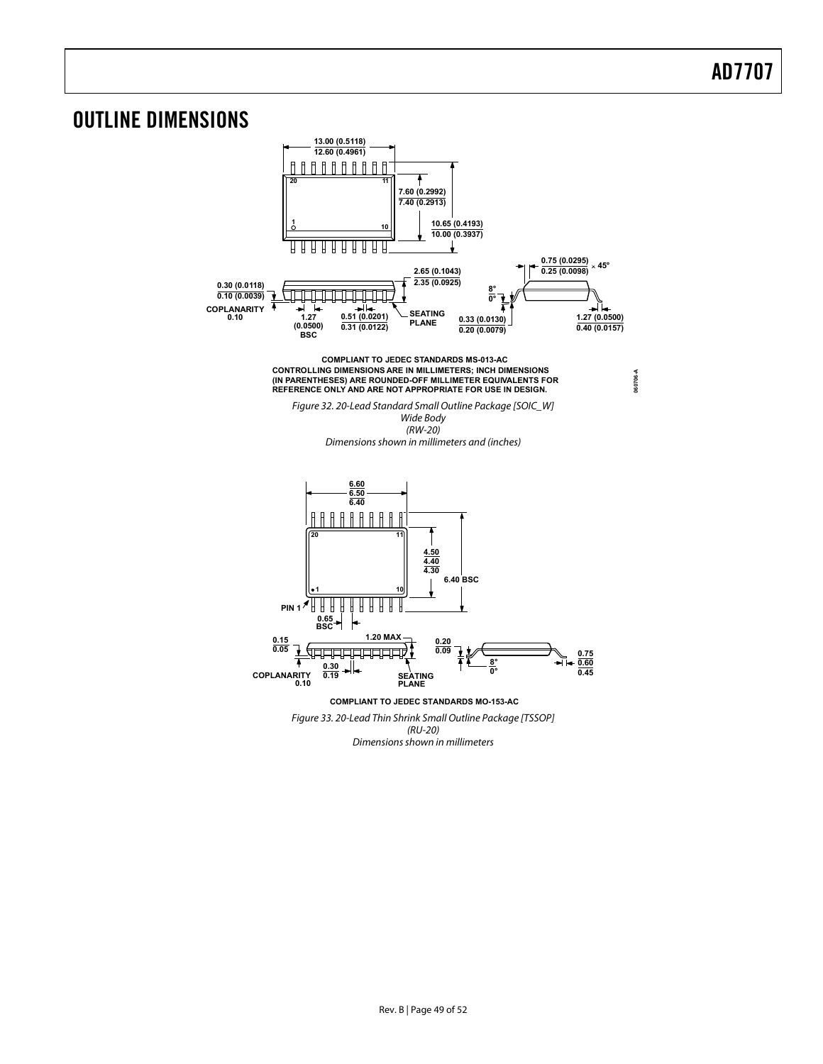# OUTLINE DIMENSIONS

COMPLIANT TO JEDEC STANDARDS MS-013-AC
CONTROLLING DIMENSIONS ARE IN MILLIMETERS; INCH DIMENSIONS (IN PARENTHESES) ARE ROUNDED-OFF MILLIMETER EQUIVALENTS FOR REFERENCE ONLY AND ARE NOT APPROPRIATE FOR USE IN DESIGN.

*Figure 32. 20-Lead Standard Small Outline Package [SOIC_W]*
*Wide Body*
*(RW-20)*
*Dimensions shown in millimeters and (inches)*

COMPLIANT TO JEDEC STANDARDS MO-153-AC

*Figure 33. 20-Lead Thin Shrink Small Outline Package [TSSOP]*
*(RU-20)*
*Dimensions shown in millimeters*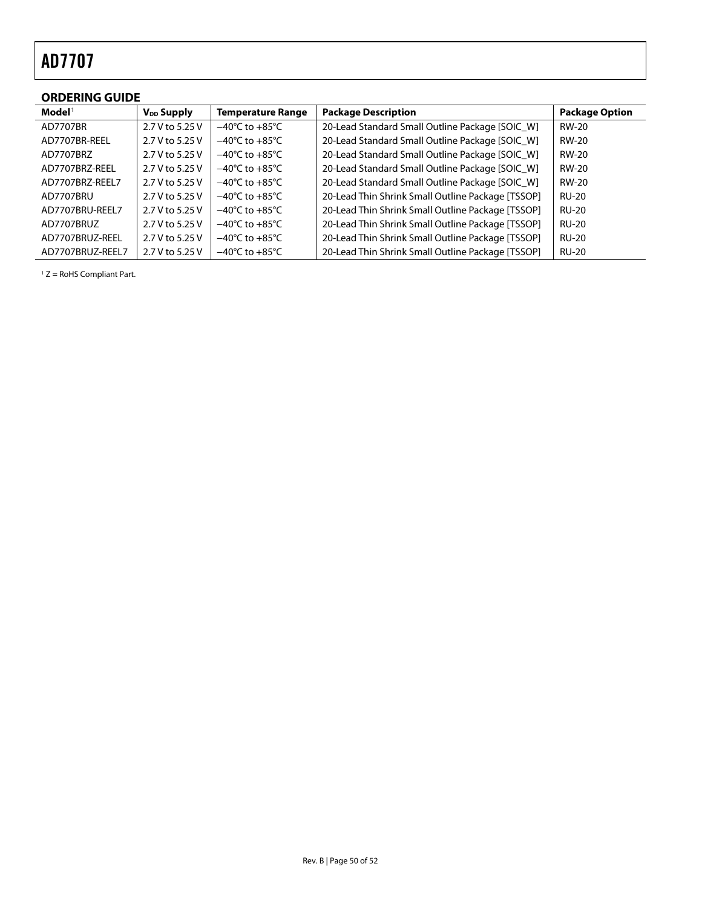## ORDERING GUIDE

| Model[1] | $V_{DD}$ Supply | Temperature Range | Package Description | Package Option |
|---|---|---|---|---|
| AD7707BR | 2.7 V to 5.25 V | −40°C to +85°C | 20-Lead Standard Small Outline Package [SOIC_W] | RW-20 |
| AD7707BR-REEL | 2.7 V to 5.25 V | −40°C to +85°C | 20-Lead Standard Small Outline Package [SOIC_W] | RW-20 |
| AD7707BRZ | 2.7 V to 5.25 V | −40°C to +85°C | 20-Lead Standard Small Outline Package [SOIC_W] | RW-20 |
| AD7707BRZ-REEL | 2.7 V to 5.25 V | −40°C to +85°C | 20-Lead Standard Small Outline Package [SOIC_W] | RW-20 |
| AD7707BRZ-REEL7 | 2.7 V to 5.25 V | −40°C to +85°C | 20-Lead Standard Small Outline Package [SOIC_W] | RW-20 |
| AD7707BRU | 2.7 V to 5.25 V | −40°C to +85°C | 20-Lead Thin Shrink Small Outline Package [TSSOP] | RU-20 |
| AD7707BRU-REEL7 | 2.7 V to 5.25 V | −40°C to +85°C | 20-Lead Thin Shrink Small Outline Package [TSSOP] | RU-20 |
| AD7707BRUZ | 2.7 V to 5.25 V | −40°C to +85°C | 20-Lead Thin Shrink Small Outline Package [TSSOP] | RU-20 |
| AD7707BRUZ-REEL | 2.7 V to 5.25 V | −40°C to +85°C | 20-Lead Thin Shrink Small Outline Package [TSSOP] | RU-20 |
| AD7707BRUZ-REEL7 | 2.7 V to 5.25 V | −40°C to +85°C | 20-Lead Thin Shrink Small Outline Package [TSSOP] | RU-20 |

[1] Z = RoHS Compliant Part.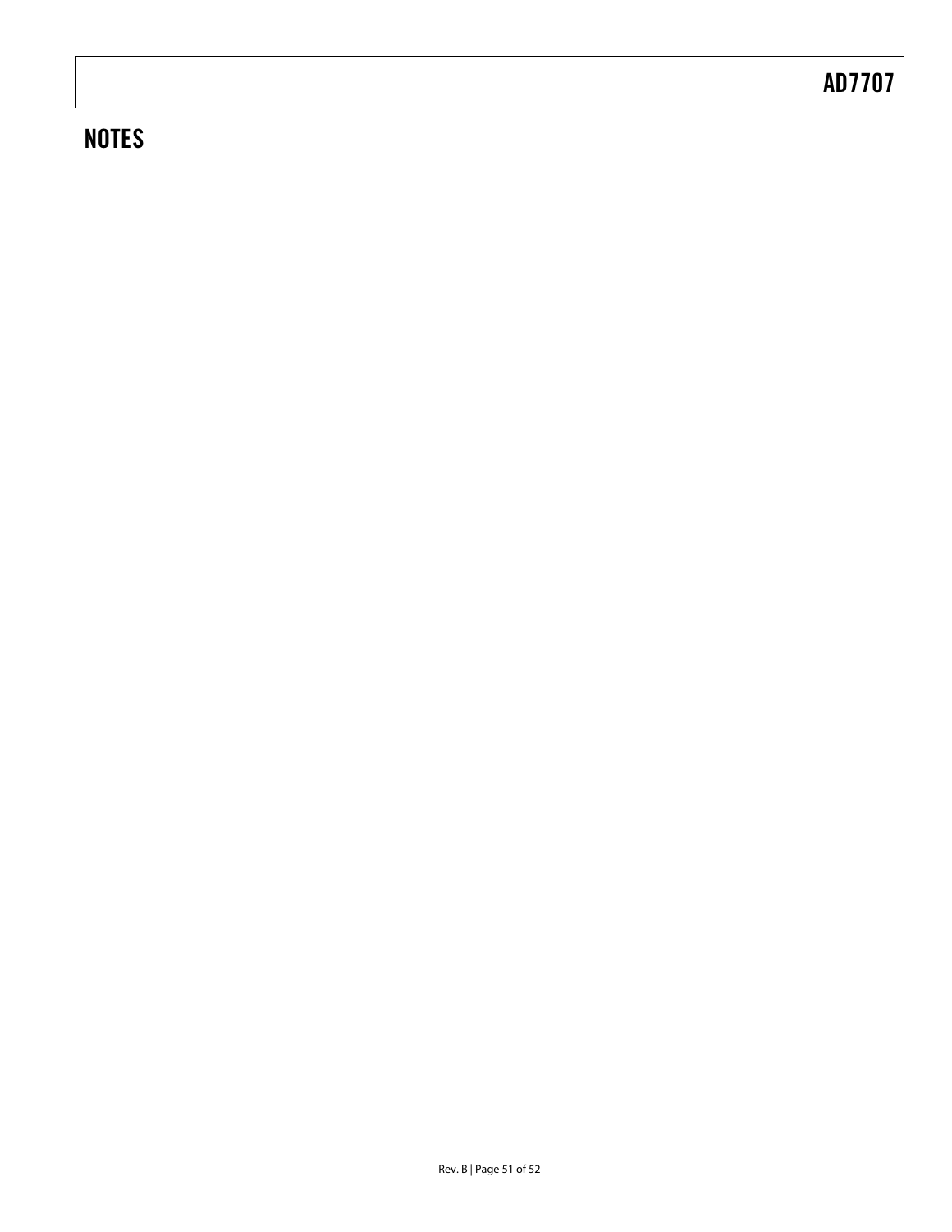## NOTES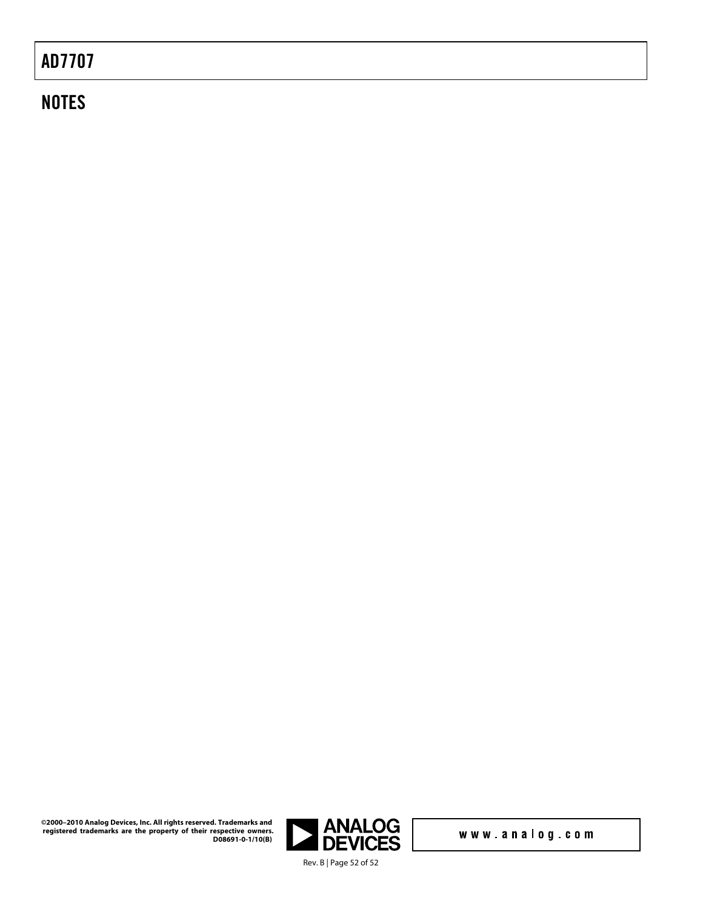## NOTES

©2000–2010 Analog Devices, Inc. All rights reserved. Trademarks and registered trademarks are the property of their respective owners.
D08691-0-1/10(B)

www.analog.com